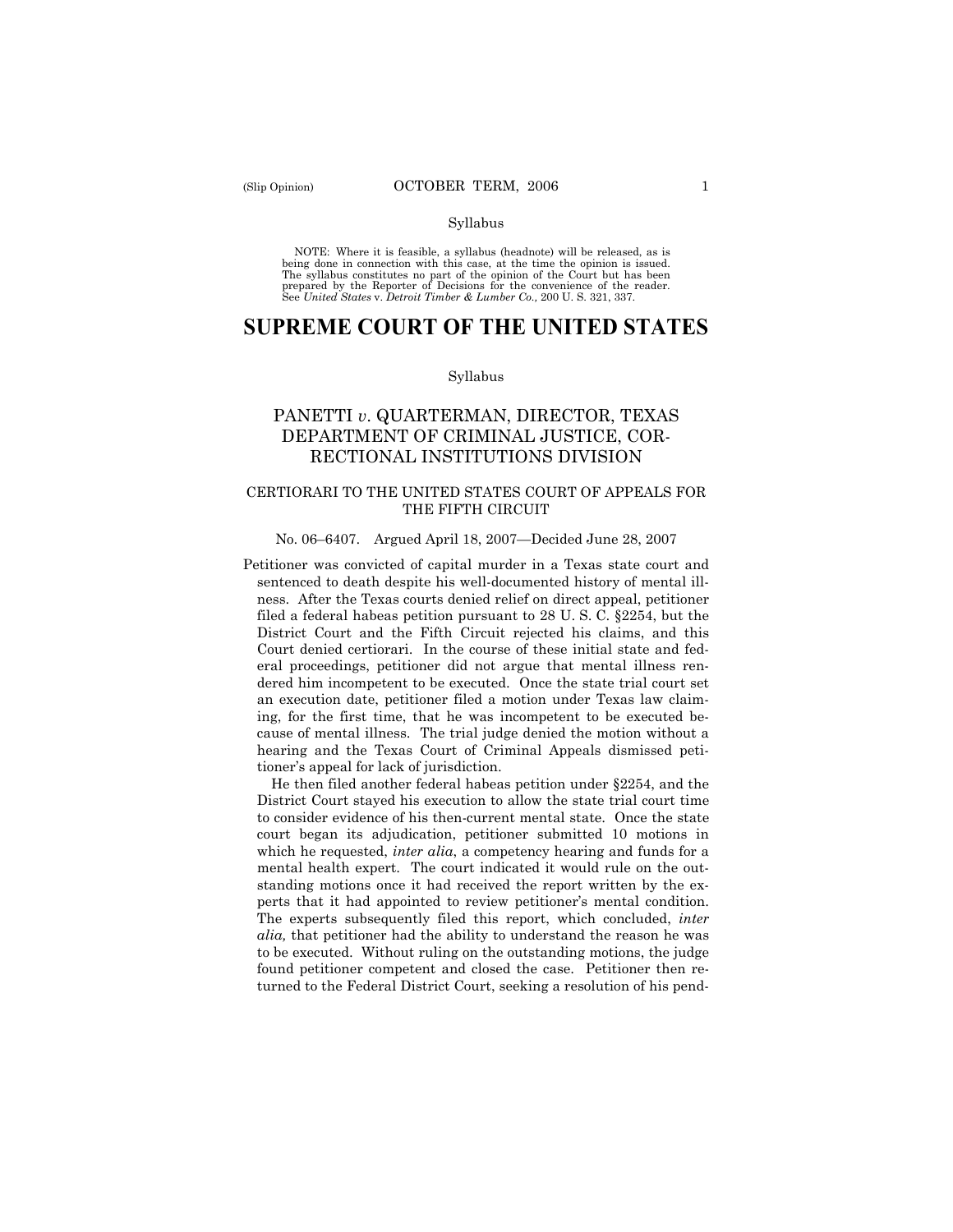Syllabus

NOTE: Where it is feasible, a syllabus (headnote) will be released, as is being done in connection with this case, at the time the opinion is issued. The syllabus constitutes no part of the opinion of the Court but has been prepared by the Reporter of Decisions for the convenience of the reader. See *United States* v. *Detroit Timber & Lumber Co.,* 200 U. S. 321, 337.

# SUPREME COURT OF THE UNITED STATES

Syllabus

## PANETTI *v*. QUARTERMAN, DIRECTOR, TEXAS DEPARTMENT OF CRIMINAL JUSTICE, CORRECTIONAL INSTITUTIONS DIVISION

### CERTIORARI TO THE UNITED STATES COURT OF APPEALS FOR THE FIFTH CIRCUIT

No. 06–6407. Argued April 18, 2007—Decided June 28, 2007

Petitioner was convicted of capital murder in a Texas state court and sentenced to death despite his well-documented history of mental illness. After the Texas courts denied relief on direct appeal, petitioner filed a federal habeas petition pursuant to 28 U. S. C. §2254, but the District Court and the Fifth Circuit rejected his claims, and this Court denied certiorari. In the course of these initial state and federal proceedings, petitioner did not argue that mental illness rendered him incompetent to be executed. Once the state trial court set an execution date, petitioner filed a motion under Texas law claiming, for the first time, that he was incompetent to be executed because of mental illness. The trial judge denied the motion without a hearing and the Texas Court of Criminal Appeals dismissed petitioner's appeal for lack of jurisdiction.

He then filed another federal habeas petition under §2254, and the District Court stayed his execution to allow the state trial court time to consider evidence of his then-current mental state. Once the state court began its adjudication, petitioner submitted 10 motions in which he requested, *inter alia*, a competency hearing and funds for a mental health expert. The court indicated it would rule on the outstanding motions once it had received the report written by the experts that it had appointed to review petitioner's mental condition. The experts subsequently filed this report, which concluded, *inter alia,* that petitioner had the ability to understand the reason he was to be executed. Without ruling on the outstanding motions, the judge found petitioner competent and closed the case. Petitioner then returned to the Federal District Court, seeking a resolution of his pend-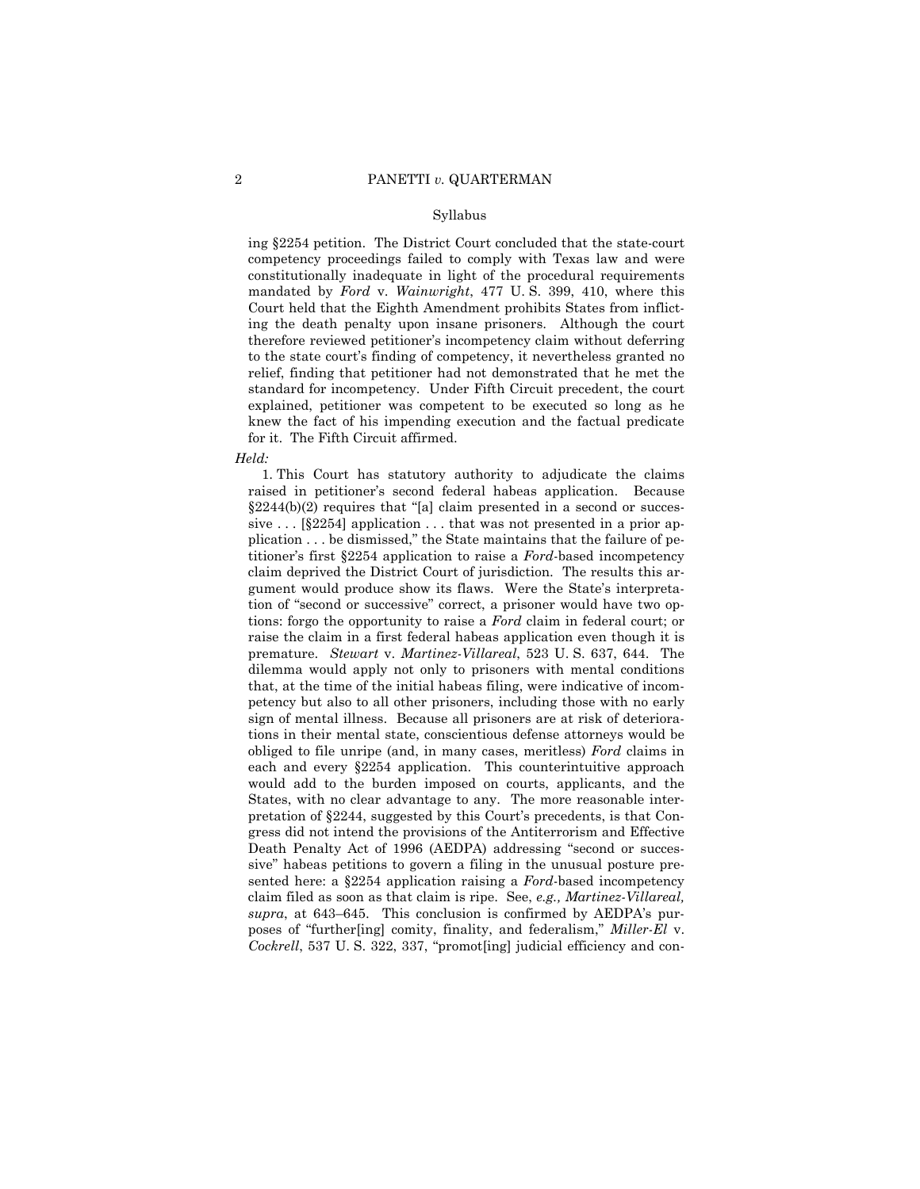ing §2254 petition. The District Court concluded that the state-court competency proceedings failed to comply with Texas law and were constitutionally inadequate in light of the procedural requirements mandated by *Ford* v. *Wainwright*, 477 U. S. 399, 410, where this Court held that the Eighth Amendment prohibits States from inflicting the death penalty upon insane prisoners. Although the court therefore reviewed petitioner's incompetency claim without deferring to the state court's finding of competency, it nevertheless granted no relief, finding that petitioner had not demonstrated that he met the standard for incompetency. Under Fifth Circuit precedent, the court explained, petitioner was competent to be executed so long as he knew the fact of his impending execution and the factual predicate for it. The Fifth Circuit affirmed.

*Held:*

1. This Court has statutory authority to adjudicate the claims raised in petitioner's second federal habeas application. Because §2244(b)(2) requires that "[a] claim presented in a second or successive . . . [§2254] application . . . that was not presented in a prior application . . . be dismissed," the State maintains that the failure of petitioner's first §2254 application to raise a *Ford*-based incompetency claim deprived the District Court of jurisdiction. The results this argument would produce show its flaws. Were the State's interpretation of "second or successive" correct, a prisoner would have two options: forgo the opportunity to raise a *Ford* claim in federal court; or raise the claim in a first federal habeas application even though it is premature. *Stewart* v. *Martinez-Villareal*, 523 U. S. 637, 644. The dilemma would apply not only to prisoners with mental conditions that, at the time of the initial habeas filing, were indicative of incompetency but also to all other prisoners, including those with no early sign of mental illness. Because all prisoners are at risk of deteriorations in their mental state, conscientious defense attorneys would be obliged to file unripe (and, in many cases, meritless) *Ford* claims in each and every §2254 application. This counterintuitive approach would add to the burden imposed on courts, applicants, and the States, with no clear advantage to any. The more reasonable interpretation of §2244, suggested by this Court's precedents, is that Congress did not intend the provisions of the Antiterrorism and Effective Death Penalty Act of 1996 (AEDPA) addressing "second or successive" habeas petitions to govern a filing in the unusual posture presented here: a §2254 application raising a *Ford*-based incompetency claim filed as soon as that claim is ripe. See, *e.g., Martinez-Villareal, supra*, at 643–645. This conclusion is confirmed by AEDPA's purposes of "further[ing] comity, finality, and federalism," *Miller-El* v. *Cockrell*, 537 U. S. 322, 337, "promot[ing] judicial efficiency and con-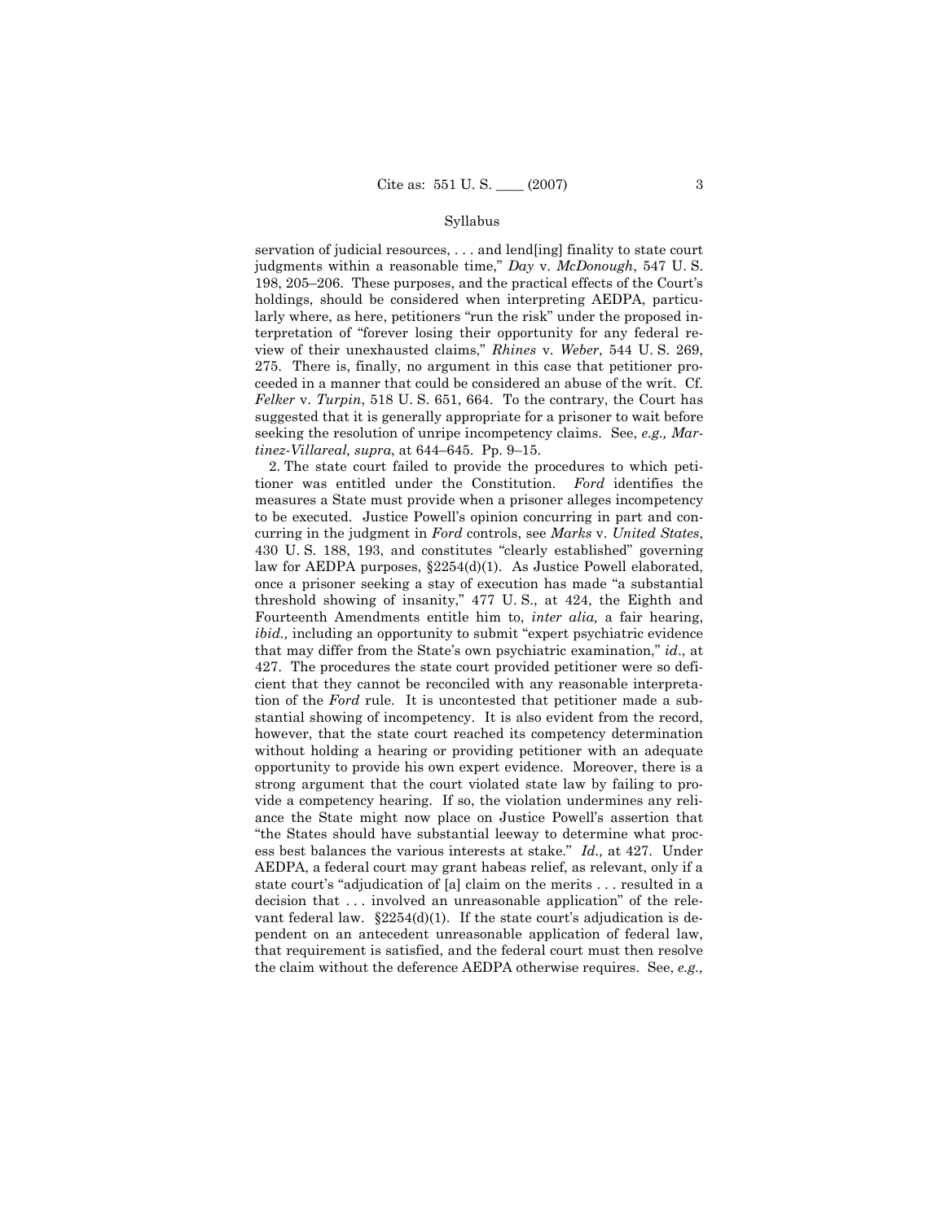servation of judicial resources, . . . and lend[ing] finality to state court judgments within a reasonable time," *Day* v. *McDonough*, 547 U. S. 198, 205–206. These purposes, and the practical effects of the Court's holdings, should be considered when interpreting AEDPA, particularly where, as here, petitioners "run the risk" under the proposed interpretation of "forever losing their opportunity for any federal review of their unexhausted claims," *Rhines* v. *Weber*, 544 U. S. 269, 275. There is, finally, no argument in this case that petitioner proceeded in a manner that could be considered an abuse of the writ. Cf. *Felker* v. *Turpin*, 518 U. S. 651, 664. To the contrary, the Court has suggested that it is generally appropriate for a prisoner to wait before seeking the resolution of unripe incompetency claims. See, *e.g., Martinez-Villareal, supra*, at 644–645. Pp. 9–15.

2. The state court failed to provide the procedures to which petitioner was entitled under the Constitution. *Ford* identifies the measures a State must provide when a prisoner alleges incompetency to be executed. Justice Powell's opinion concurring in part and concurring in the judgment in *Ford* controls, see *Marks* v. *United States*, 430 U. S. 188, 193, and constitutes "clearly established" governing law for AEDPA purposes, §2254(d)(1). As Justice Powell elaborated, once a prisoner seeking a stay of execution has made "a substantial threshold showing of insanity," 477 U. S., at 424, the Eighth and Fourteenth Amendments entitle him to, *inter alia,* a fair hearing, *ibid.,* including an opportunity to submit "expert psychiatric evidence that may differ from the State's own psychiatric examination," *id*., at 427. The procedures the state court provided petitioner were so deficient that they cannot be reconciled with any reasonable interpretation of the *Ford* rule. It is uncontested that petitioner made a substantial showing of incompetency. It is also evident from the record, however, that the state court reached its competency determination without holding a hearing or providing petitioner with an adequate opportunity to provide his own expert evidence. Moreover, there is a strong argument that the court violated state law by failing to provide a competency hearing. If so, the violation undermines any reliance the State might now place on Justice Powell's assertion that "the States should have substantial leeway to determine what process best balances the various interests at stake." *Id.,* at 427. Under AEDPA, a federal court may grant habeas relief, as relevant, only if a state court's "adjudication of [a] claim on the merits . . . resulted in a decision that . . . involved an unreasonable application" of the relevant federal law. §2254(d)(1). If the state court's adjudication is dependent on an antecedent unreasonable application of federal law, that requirement is satisfied, and the federal court must then resolve the claim without the deference AEDPA otherwise requires. See, *e.g.,*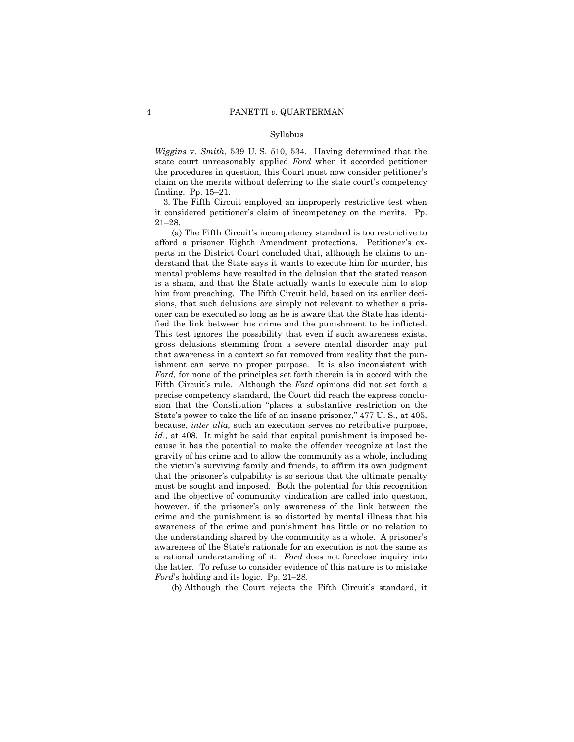*Wiggins* v. *Smith*, 539 U. S. 510, 534. Having determined that the state court unreasonably applied *Ford* when it accorded petitioner the procedures in question, this Court must now consider petitioner's claim on the merits without deferring to the state court's competency finding. Pp. 15–21.

3. The Fifth Circuit employed an improperly restrictive test when it considered petitioner's claim of incompetency on the merits. Pp. 21–28.

(a) The Fifth Circuit's incompetency standard is too restrictive to afford a prisoner Eighth Amendment protections. Petitioner's experts in the District Court concluded that, although he claims to understand that the State says it wants to execute him for murder, his mental problems have resulted in the delusion that the stated reason is a sham, and that the State actually wants to execute him to stop him from preaching. The Fifth Circuit held, based on its earlier decisions, that such delusions are simply not relevant to whether a prisoner can be executed so long as he is aware that the State has identified the link between his crime and the punishment to be inflicted. This test ignores the possibility that even if such awareness exists, gross delusions stemming from a severe mental disorder may put that awareness in a context so far removed from reality that the punishment can serve no proper purpose. It is also inconsistent with *Ford,* for none of the principles set forth therein is in accord with the Fifth Circuit's rule. Although the *Ford* opinions did not set forth a precise competency standard, the Court did reach the express conclusion that the Constitution "places a substantive restriction on the State's power to take the life of an insane prisoner," 477 U. S., at 405, because, *inter alia,* such an execution serves no retributive purpose, *id*., at 408. It might be said that capital punishment is imposed because it has the potential to make the offender recognize at last the gravity of his crime and to allow the community as a whole, including the victim's surviving family and friends, to affirm its own judgment that the prisoner's culpability is so serious that the ultimate penalty must be sought and imposed. Both the potential for this recognition and the objective of community vindication are called into question, however, if the prisoner's only awareness of the link between the crime and the punishment is so distorted by mental illness that his awareness of the crime and punishment has little or no relation to the understanding shared by the community as a whole. A prisoner's awareness of the State's rationale for an execution is not the same as a rational understanding of it. *Ford* does not foreclose inquiry into the latter. To refuse to consider evidence of this nature is to mistake *Ford*'s holding and its logic. Pp. 21–28.

(b) Although the Court rejects the Fifth Circuit's standard, it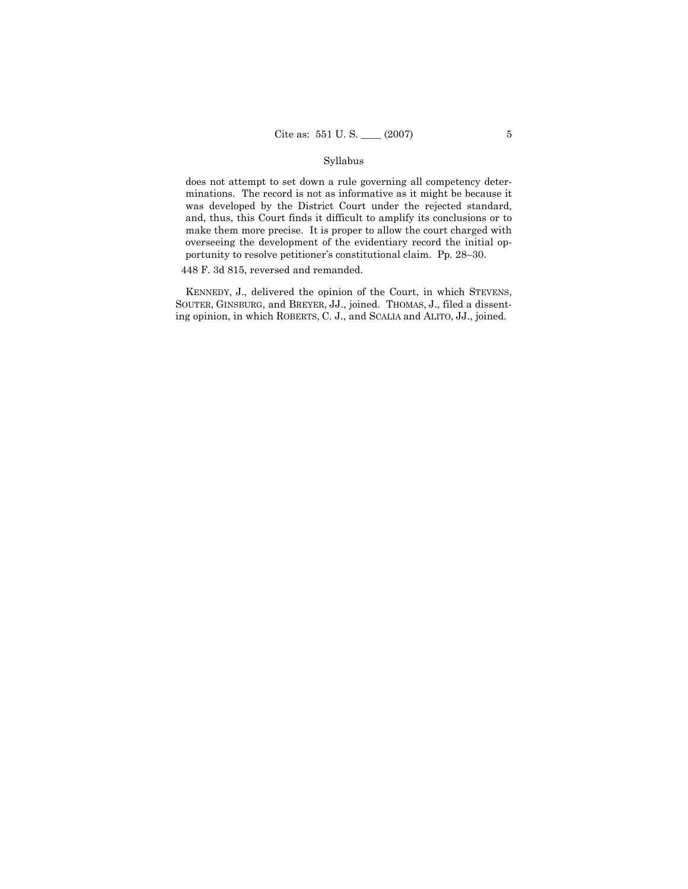does not attempt to set down a rule governing all competency determinations. The record is not as informative as it might be because it was developed by the District Court under the rejected standard, and, thus, this Court finds it difficult to amplify its conclusions or to make them more precise. It is proper to allow the court charged with overseeing the development of the evidentiary record the initial opportunity to resolve petitioner's constitutional claim. Pp. 28–30.

448 F. 3d 815, reversed and remanded.

KENNEDY, J., delivered the opinion of the Court, in which STEVENS, SOUTER, GINSBURG, and BREYER, JJ., joined. THOMAS, J., filed a dissenting opinion, in which ROBERTS, C. J., and SCALIA and ALITO, JJ., joined.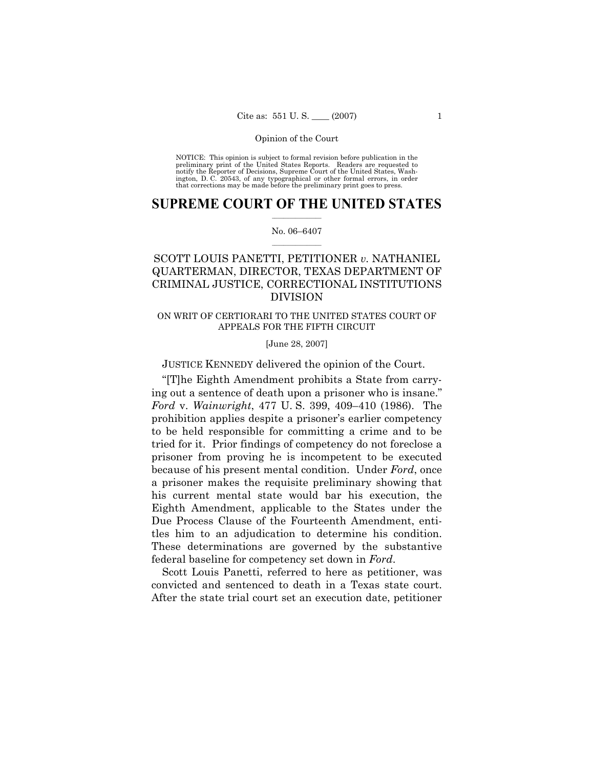Opinion of the Court

NOTICE: This opinion is subject to formal revision before publication in the preliminary print of the United States Reports. Readers are requested to notify the Reporter of Decisions, Supreme Court of the United States, Washington, D. C. 20543, of any typographical or other formal errors, in order that corrections may be made before the preliminary print goes to press.

# SUPREME COURT OF THE UNITED STATES

No. 06–6407

## SCOTT LOUIS PANETTI, PETITIONER *v.* NATHANIEL QUARTERMAN, DIRECTOR, TEXAS DEPARTMENT OF CRIMINAL JUSTICE, CORRECTIONAL INSTITUTIONS DIVISION

ON WRIT OF CERTIORARI TO THE UNITED STATES COURT OF APPEALS FOR THE FIFTH CIRCUIT

[June 28, 2007]

JUSTICE KENNEDY delivered the opinion of the Court.

"[T]he Eighth Amendment prohibits a State from carrying out a sentence of death upon a prisoner who is insane." *Ford* v. *Wainwright*, 477 U. S. 399, 409–410 (1986). The prohibition applies despite a prisoner's earlier competency to be held responsible for committing a crime and to be tried for it. Prior findings of competency do not foreclose a prisoner from proving he is incompetent to be executed because of his present mental condition. Under *Ford*, once a prisoner makes the requisite preliminary showing that his current mental state would bar his execution, the Eighth Amendment, applicable to the States under the Due Process Clause of the Fourteenth Amendment, entitles him to an adjudication to determine his condition. These determinations are governed by the substantive federal baseline for competency set down in *Ford*.

Scott Louis Panetti, referred to here as petitioner, was convicted and sentenced to death in a Texas state court. After the state trial court set an execution date, petitioner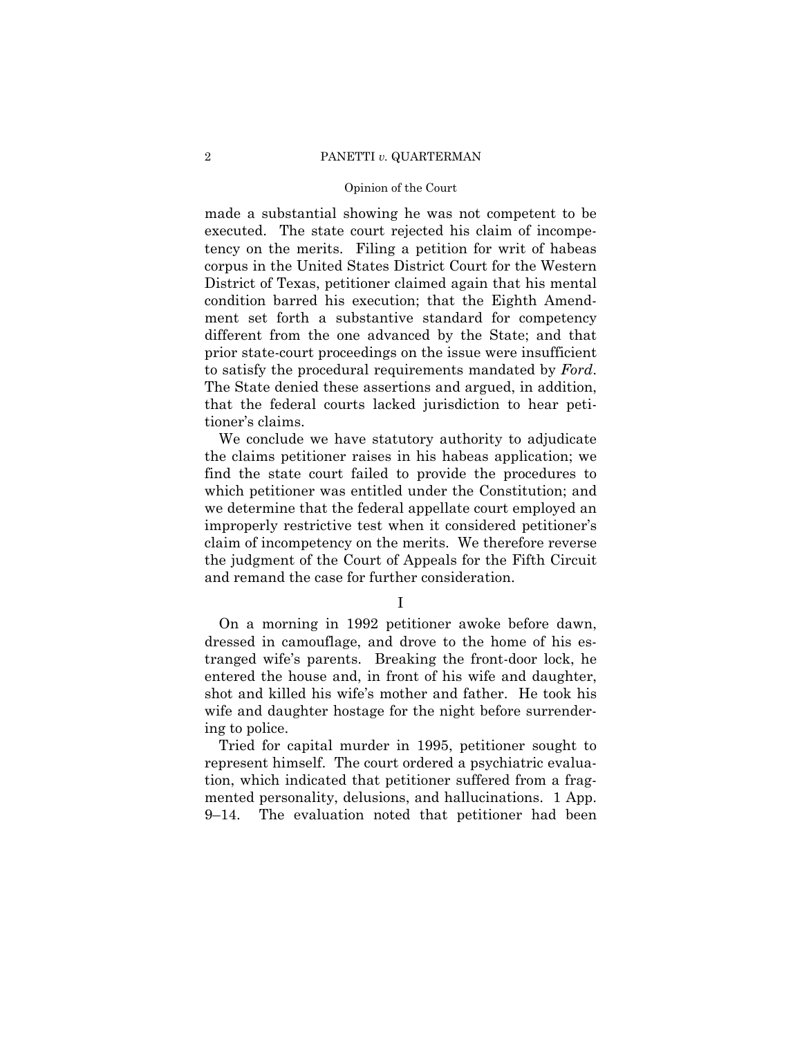made a substantial showing he was not competent to be executed. The state court rejected his claim of incompetency on the merits. Filing a petition for writ of habeas corpus in the United States District Court for the Western District of Texas, petitioner claimed again that his mental condition barred his execution; that the Eighth Amendment set forth a substantive standard for competency different from the one advanced by the State; and that prior state-court proceedings on the issue were insufficient to satisfy the procedural requirements mandated by *Ford*. The State denied these assertions and argued, in addition, that the federal courts lacked jurisdiction to hear petitioner's claims.

We conclude we have statutory authority to adjudicate the claims petitioner raises in his habeas application; we find the state court failed to provide the procedures to which petitioner was entitled under the Constitution; and we determine that the federal appellate court employed an improperly restrictive test when it considered petitioner's claim of incompetency on the merits. We therefore reverse the judgment of the Court of Appeals for the Fifth Circuit and remand the case for further consideration.

## I

On a morning in 1992 petitioner awoke before dawn, dressed in camouflage, and drove to the home of his estranged wife's parents. Breaking the front-door lock, he entered the house and, in front of his wife and daughter, shot and killed his wife's mother and father. He took his wife and daughter hostage for the night before surrendering to police.

Tried for capital murder in 1995, petitioner sought to represent himself. The court ordered a psychiatric evaluation, which indicated that petitioner suffered from a fragmented personality, delusions, and hallucinations. 1 App. 9–14. The evaluation noted that petitioner had been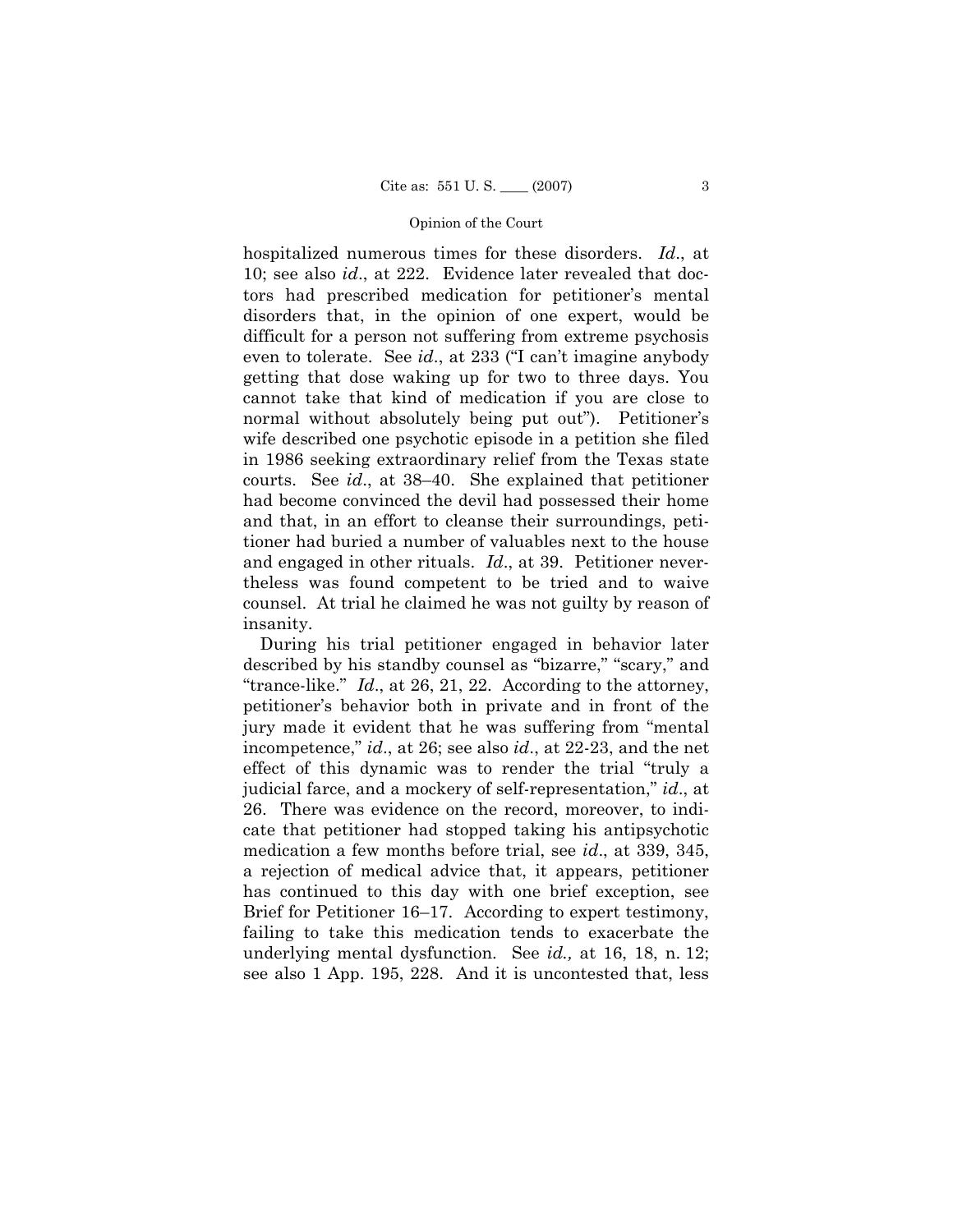hospitalized numerous times for these disorders. *Id*., at 10; see also *id*., at 222. Evidence later revealed that doctors had prescribed medication for petitioner's mental disorders that, in the opinion of one expert, would be difficult for a person not suffering from extreme psychosis even to tolerate. See *id*., at 233 ("I can't imagine anybody getting that dose waking up for two to three days. You cannot take that kind of medication if you are close to normal without absolutely being put out"). Petitioner's wife described one psychotic episode in a petition she filed in 1986 seeking extraordinary relief from the Texas state courts. See *id*., at 38–40. She explained that petitioner had become convinced the devil had possessed their home and that, in an effort to cleanse their surroundings, petitioner had buried a number of valuables next to the house and engaged in other rituals. *Id*., at 39. Petitioner nevertheless was found competent to be tried and to waive counsel. At trial he claimed he was not guilty by reason of insanity.

During his trial petitioner engaged in behavior later described by his standby counsel as "bizarre," "scary," and "trance-like." *Id*., at 26, 21, 22. According to the attorney, petitioner's behavior both in private and in front of the jury made it evident that he was suffering from "mental incompetence," *id*., at 26; see also *id*., at 22-23, and the net effect of this dynamic was to render the trial "truly a judicial farce, and a mockery of self-representation," *id*., at 26. There was evidence on the record, moreover, to indicate that petitioner had stopped taking his antipsychotic medication a few months before trial, see *id*., at 339, 345, a rejection of medical advice that, it appears, petitioner has continued to this day with one brief exception, see Brief for Petitioner 16–17. According to expert testimony, failing to take this medication tends to exacerbate the underlying mental dysfunction. See *id.,* at 16, 18, n. 12; see also 1 App. 195, 228. And it is uncontested that, less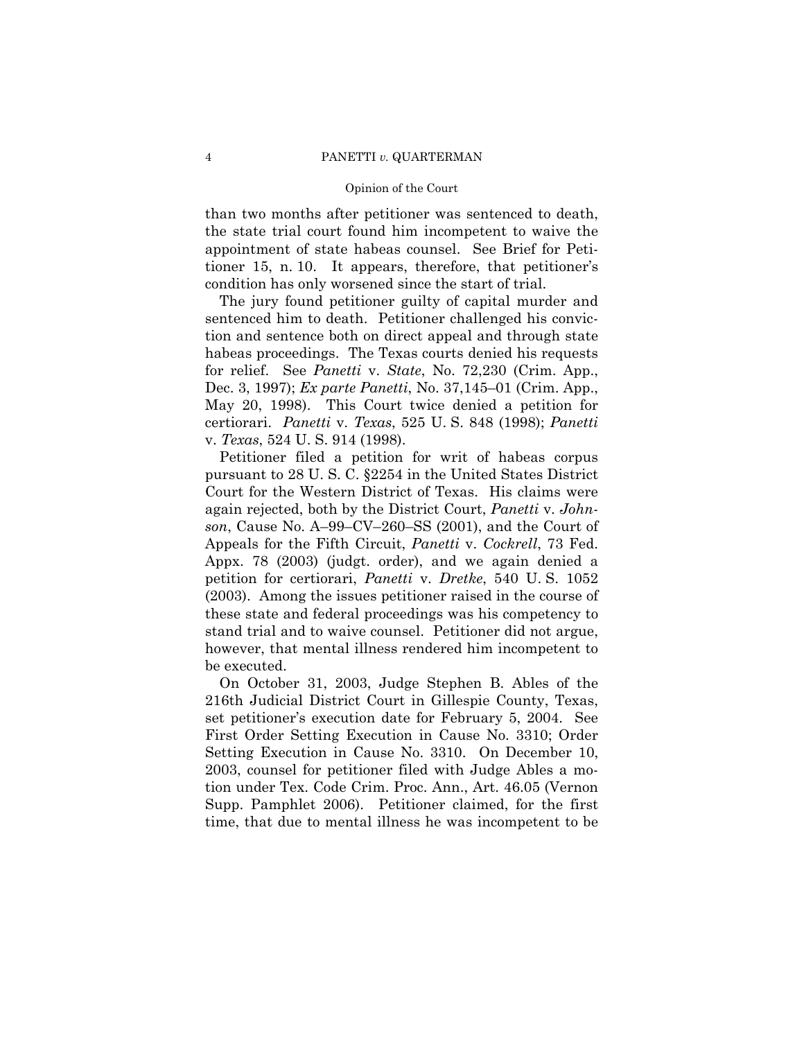than two months after petitioner was sentenced to death, the state trial court found him incompetent to waive the appointment of state habeas counsel. See Brief for Petitioner 15, n. 10. It appears, therefore, that petitioner's condition has only worsened since the start of trial.

The jury found petitioner guilty of capital murder and sentenced him to death. Petitioner challenged his conviction and sentence both on direct appeal and through state habeas proceedings. The Texas courts denied his requests for relief. See *Panetti* v. *State*, No. 72,230 (Crim. App., Dec. 3, 1997); *Ex parte Panetti*, No. 37,145–01 (Crim. App., May 20, 1998). This Court twice denied a petition for certiorari. *Panetti* v. *Texas*, 525 U. S. 848 (1998); *Panetti* v. *Texas*, 524 U. S. 914 (1998).

Petitioner filed a petition for writ of habeas corpus pursuant to 28 U. S. C. §2254 in the United States District Court for the Western District of Texas. His claims were again rejected, both by the District Court, *Panetti* v. *Johnson*, Cause No. A–99–CV–260–SS (2001), and the Court of Appeals for the Fifth Circuit, *Panetti* v. *Cockrell*, 73 Fed. Appx. 78 (2003) (judgt. order), and we again denied a petition for certiorari, *Panetti* v. *Dretke*, 540 U. S. 1052 (2003). Among the issues petitioner raised in the course of these state and federal proceedings was his competency to stand trial and to waive counsel. Petitioner did not argue, however, that mental illness rendered him incompetent to be executed.

On October 31, 2003, Judge Stephen B. Ables of the 216th Judicial District Court in Gillespie County, Texas, set petitioner's execution date for February 5, 2004. See First Order Setting Execution in Cause No. 3310; Order Setting Execution in Cause No. 3310. On December 10, 2003, counsel for petitioner filed with Judge Ables a motion under Tex. Code Crim. Proc. Ann., Art. 46.05 (Vernon Supp. Pamphlet 2006). Petitioner claimed, for the first time, that due to mental illness he was incompetent to be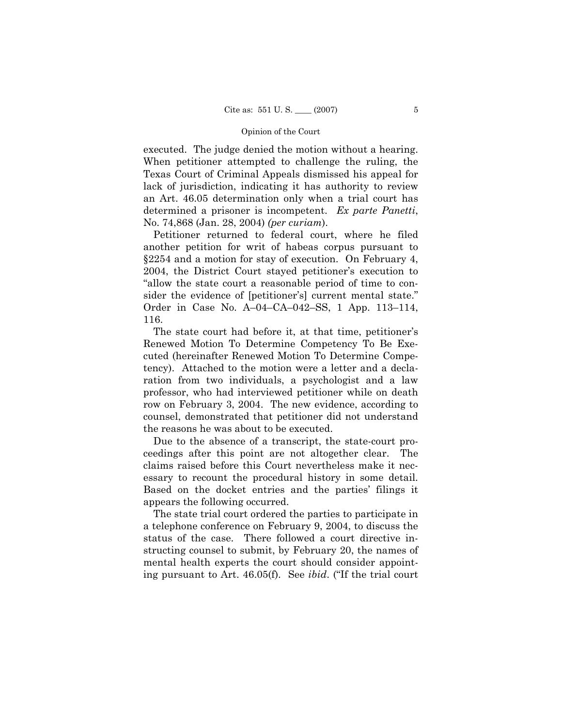executed. The judge denied the motion without a hearing. When petitioner attempted to challenge the ruling, the Texas Court of Criminal Appeals dismissed his appeal for lack of jurisdiction, indicating it has authority to review an Art. 46.05 determination only when a trial court has determined a prisoner is incompetent. *Ex parte Panetti*, No. 74,868 (Jan. 28, 2004) *(per curiam)*.

Petitioner returned to federal court, where he filed another petition for writ of habeas corpus pursuant to §2254 and a motion for stay of execution. On February 4, 2004, the District Court stayed petitioner's execution to "allow the state court a reasonable period of time to consider the evidence of [petitioner's] current mental state." Order in Case No. A–04–CA–042–SS, 1 App. 113–114, 116.

The state court had before it, at that time, petitioner's Renewed Motion To Determine Competency To Be Executed (hereinafter Renewed Motion To Determine Competency). Attached to the motion were a letter and a declaration from two individuals, a psychologist and a law professor, who had interviewed petitioner while on death row on February 3, 2004. The new evidence, according to counsel, demonstrated that petitioner did not understand the reasons he was about to be executed.

Due to the absence of a transcript, the state-court proceedings after this point are not altogether clear. The claims raised before this Court nevertheless make it necessary to recount the procedural history in some detail. Based on the docket entries and the parties' filings it appears the following occurred.

The state trial court ordered the parties to participate in a telephone conference on February 9, 2004, to discuss the status of the case. There followed a court directive instructing counsel to submit, by February 20, the names of mental health experts the court should consider appointing pursuant to Art. 46.05(f). See *ibid*. ("If the trial court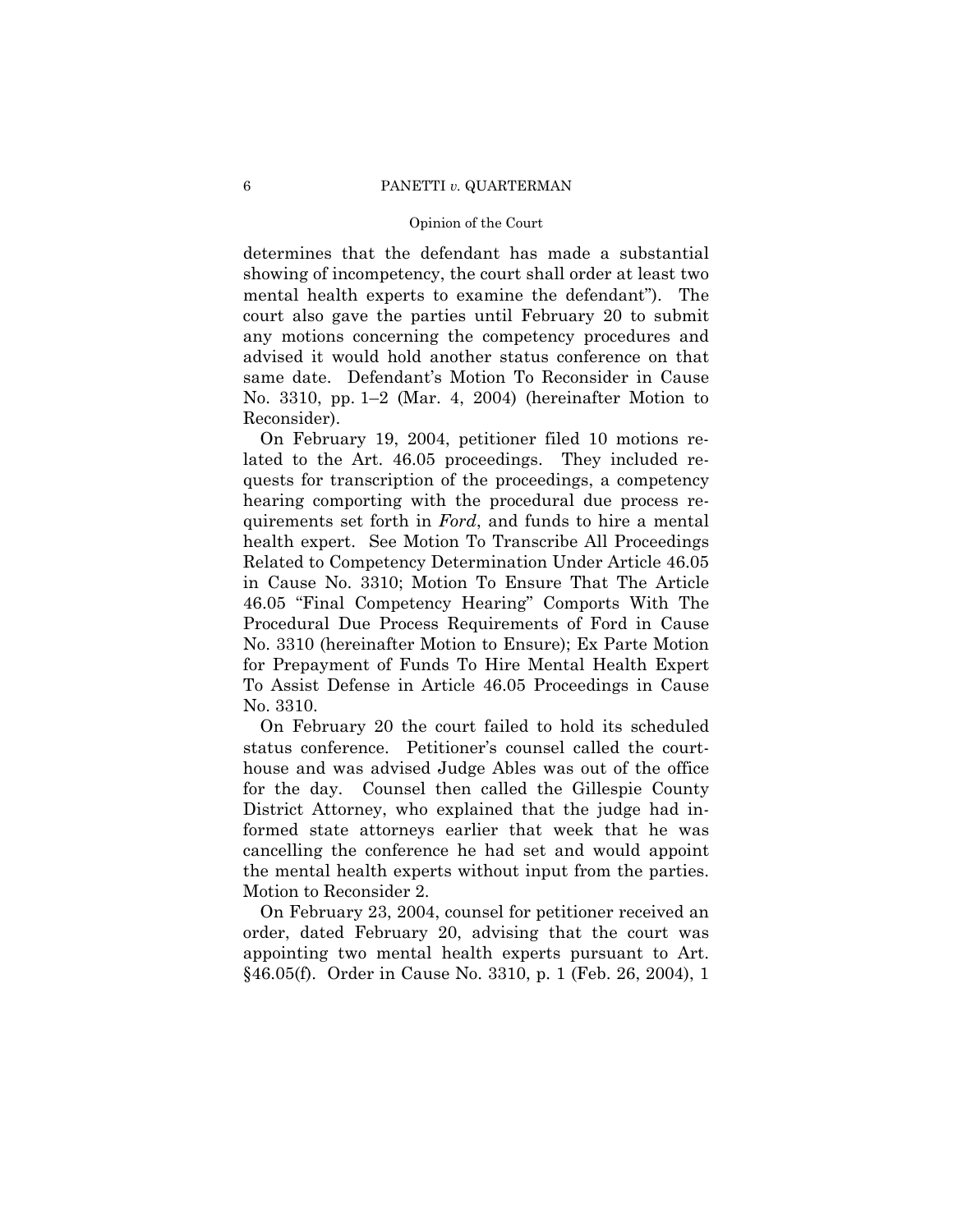determines that the defendant has made a substantial showing of incompetency, the court shall order at least two mental health experts to examine the defendant"). The court also gave the parties until February 20 to submit any motions concerning the competency procedures and advised it would hold another status conference on that same date. Defendant's Motion To Reconsider in Cause No. 3310, pp. 1–2 (Mar. 4, 2004) (hereinafter Motion to Reconsider).

On February 19, 2004, petitioner filed 10 motions related to the Art. 46.05 proceedings. They included requests for transcription of the proceedings, a competency hearing comporting with the procedural due process requirements set forth in *Ford*, and funds to hire a mental health expert. See Motion To Transcribe All Proceedings Related to Competency Determination Under Article 46.05 in Cause No. 3310; Motion To Ensure That The Article 46.05 "Final Competency Hearing" Comports With The Procedural Due Process Requirements of Ford in Cause No. 3310 (hereinafter Motion to Ensure); Ex Parte Motion for Prepayment of Funds To Hire Mental Health Expert To Assist Defense in Article 46.05 Proceedings in Cause No. 3310.

On February 20 the court failed to hold its scheduled status conference. Petitioner's counsel called the courthouse and was advised Judge Ables was out of the office for the day. Counsel then called the Gillespie County District Attorney, who explained that the judge had informed state attorneys earlier that week that he was cancelling the conference he had set and would appoint the mental health experts without input from the parties. Motion to Reconsider 2.

On February 23, 2004, counsel for petitioner received an order, dated February 20, advising that the court was appointing two mental health experts pursuant to Art. §46.05(f). Order in Cause No. 3310, p. 1 (Feb. 26, 2004), 1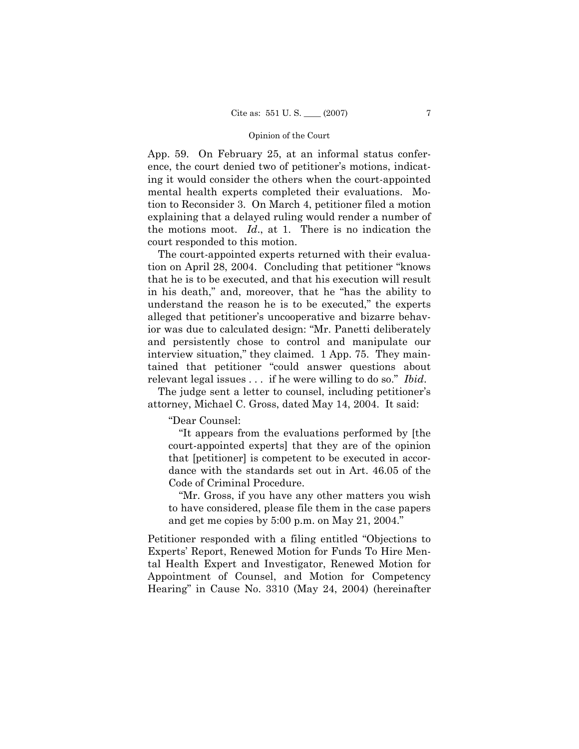App. 59. On February 25, at an informal status conference, the court denied two of petitioner's motions, indicating it would consider the others when the court-appointed mental health experts completed their evaluations. Motion to Reconsider 3. On March 4, petitioner filed a motion explaining that a delayed ruling would render a number of the motions moot. *Id.*, at 1. There is no indication the court responded to this motion.

The court-appointed experts returned with their evaluation on April 28, 2004. Concluding that petitioner "knows that he is to be executed, and that his execution will result in his death," and, moreover, that he "has the ability to understand the reason he is to be executed," the experts alleged that petitioner's uncooperative and bizarre behavior was due to calculated design: "Mr. Panetti deliberately and persistently chose to control and manipulate our interview situation," they claimed. 1 App. 75. They maintained that petitioner "could answer questions about relevant legal issues . . . if he were willing to do so." *Ibid.*

The judge sent a letter to counsel, including petitioner's attorney, Michael C. Gross, dated May 14, 2004. It said:

> "Dear Counsel:
>
> "It appears from the evaluations performed by [the court-appointed experts] that they are of the opinion that [petitioner] is competent to be executed in accordance with the standards set out in Art. 46.05 of the Code of Criminal Procedure.
>
> "Mr. Gross, if you have any other matters you wish to have considered, please file them in the case papers and get me copies by 5:00 p.m. on May 21, 2004."

Petitioner responded with a filing entitled "Objections to Experts' Report, Renewed Motion for Funds To Hire Mental Health Expert and Investigator, Renewed Motion for Appointment of Counsel, and Motion for Competency Hearing" in Cause No. 3310 (May 24, 2004) (hereinafter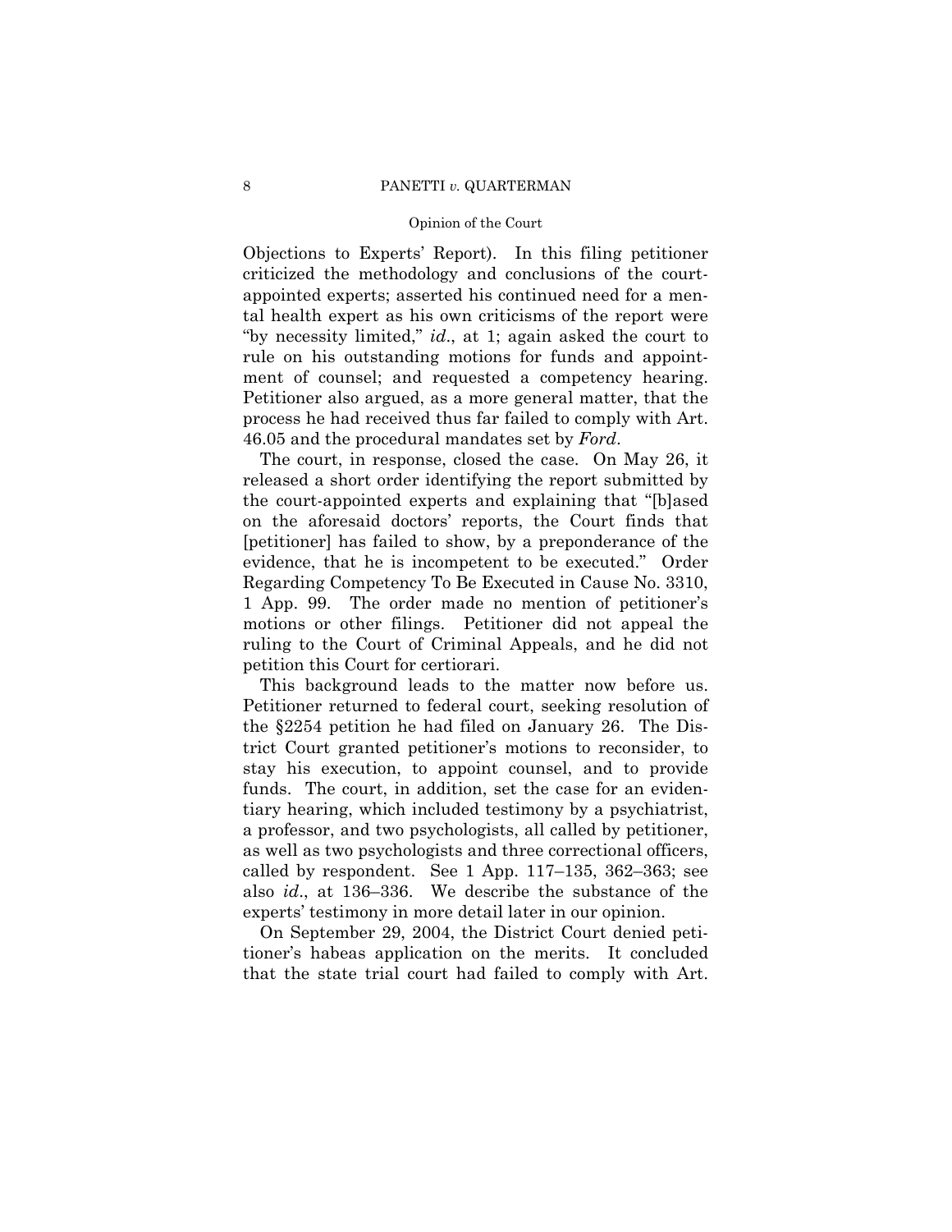Objections to Experts' Report). In this filing petitioner criticized the methodology and conclusions of the court-appointed experts; asserted his continued need for a mental health expert as his own criticisms of the report were "by necessity limited," *id*., at 1; again asked the court to rule on his outstanding motions for funds and appointment of counsel; and requested a competency hearing. Petitioner also argued, as a more general matter, that the process he had received thus far failed to comply with Art. 46.05 and the procedural mandates set by *Ford*.

The court, in response, closed the case. On May 26, it released a short order identifying the report submitted by the court-appointed experts and explaining that "[b]ased on the aforesaid doctors' reports, the Court finds that [petitioner] has failed to show, by a preponderance of the evidence, that he is incompetent to be executed." Order Regarding Competency To Be Executed in Cause No. 3310, 1 App. 99. The order made no mention of petitioner's motions or other filings. Petitioner did not appeal the ruling to the Court of Criminal Appeals, and he did not petition this Court for certiorari.

This background leads to the matter now before us. Petitioner returned to federal court, seeking resolution of the §2254 petition he had filed on January 26. The District Court granted petitioner's motions to reconsider, to stay his execution, to appoint counsel, and to provide funds. The court, in addition, set the case for an evidentiary hearing, which included testimony by a psychiatrist, a professor, and two psychologists, all called by petitioner, as well as two psychologists and three correctional officers, called by respondent. See 1 App. 117–135, 362–363; see also *id*., at 136–336. We describe the substance of the experts' testimony in more detail later in our opinion.

On September 29, 2004, the District Court denied petitioner's habeas application on the merits. It concluded that the state trial court had failed to comply with Art.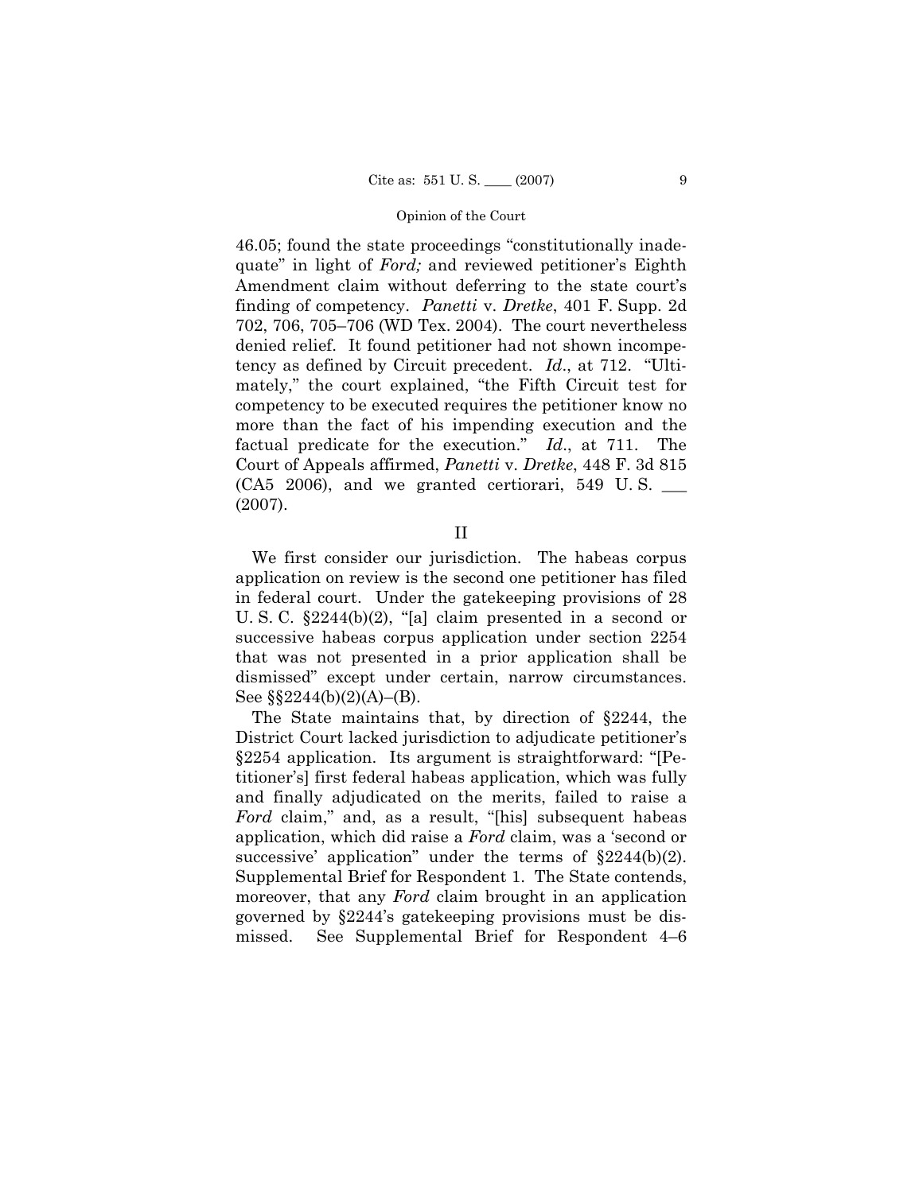46.05; found the state proceedings "constitutionally inadequate" in light of *Ford;* and reviewed petitioner's Eighth Amendment claim without deferring to the state court's finding of competency. *Panetti* v. *Dretke*, 401 F. Supp. 2d 702, 706, 705–706 (WD Tex. 2004). The court nevertheless denied relief. It found petitioner had not shown incompetency as defined by Circuit precedent. *Id*., at 712. "Ultimately," the court explained, "the Fifth Circuit test for competency to be executed requires the petitioner know no more than the fact of his impending execution and the factual predicate for the execution." *Id*., at 711. The Court of Appeals affirmed, *Panetti* v. *Dretke*, 448 F. 3d 815 (CA5 2006), and we granted certiorari, 549 U. S. \_\_\_ (2007).

## II

We first consider our jurisdiction. The habeas corpus application on review is the second one petitioner has filed in federal court. Under the gatekeeping provisions of 28 U. S. C. §2244(b)(2), "[a] claim presented in a second or successive habeas corpus application under section 2254 that was not presented in a prior application shall be dismissed" except under certain, narrow circumstances. See §§2244(b)(2)(A)–(B).

The State maintains that, by direction of §2244, the District Court lacked jurisdiction to adjudicate petitioner's §2254 application. Its argument is straightforward: "[Petitioner's] first federal habeas application, which was fully and finally adjudicated on the merits, failed to raise a *Ford* claim," and, as a result, "[his] subsequent habeas application, which did raise a *Ford* claim, was a 'second or successive' application" under the terms of §2244(b)(2). Supplemental Brief for Respondent 1. The State contends, moreover, that any *Ford* claim brought in an application governed by §2244's gatekeeping provisions must be dismissed. See Supplemental Brief for Respondent 4–6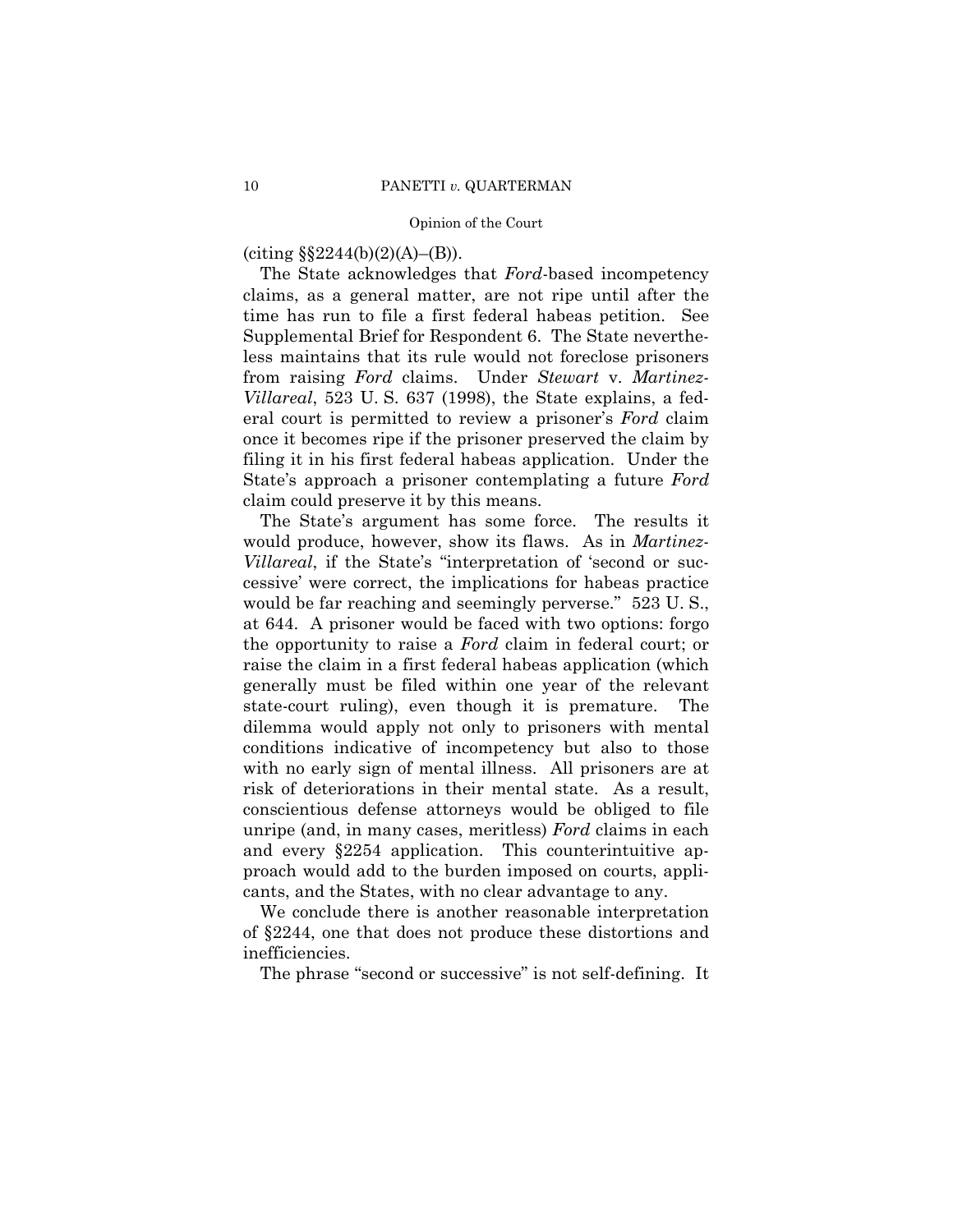(citing §§2244(b)(2)(A)–(B)).

The State acknowledges that *Ford*-based incompetency claims, as a general matter, are not ripe until after the time has run to file a first federal habeas petition. See Supplemental Brief for Respondent 6. The State nevertheless maintains that its rule would not foreclose prisoners from raising *Ford* claims. Under *Stewart* v. *Martinez-Villareal*, 523 U. S. 637 (1998), the State explains, a federal court is permitted to review a prisoner's *Ford* claim once it becomes ripe if the prisoner preserved the claim by filing it in his first federal habeas application. Under the State's approach a prisoner contemplating a future *Ford* claim could preserve it by this means.

The State's argument has some force. The results it would produce, however, show its flaws. As in *Martinez-Villareal*, if the State's "interpretation of 'second or successive' were correct, the implications for habeas practice would be far reaching and seemingly perverse." 523 U. S., at 644. A prisoner would be faced with two options: forgo the opportunity to raise a *Ford* claim in federal court; or raise the claim in a first federal habeas application (which generally must be filed within one year of the relevant state-court ruling), even though it is premature. The dilemma would apply not only to prisoners with mental conditions indicative of incompetency but also to those with no early sign of mental illness. All prisoners are at risk of deteriorations in their mental state. As a result, conscientious defense attorneys would be obliged to file unripe (and, in many cases, meritless) *Ford* claims in each and every §2254 application. This counterintuitive approach would add to the burden imposed on courts, applicants, and the States, with no clear advantage to any.

We conclude there is another reasonable interpretation of §2244, one that does not produce these distortions and inefficiencies.

The phrase "second or successive" is not self-defining. It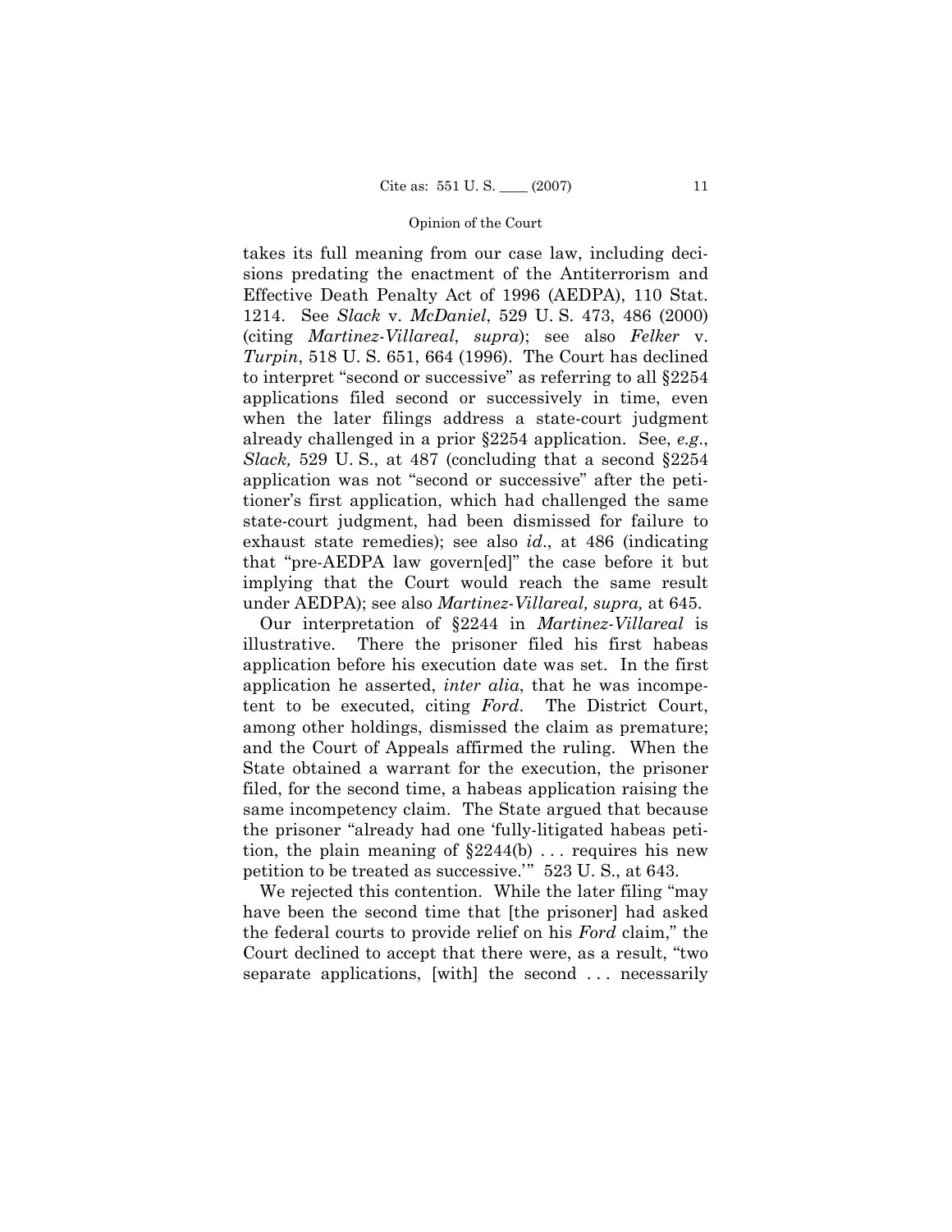takes its full meaning from our case law, including decisions predating the enactment of the Antiterrorism and Effective Death Penalty Act of 1996 (AEDPA), 110 Stat. 1214. See *Slack* v. *McDaniel*, 529 U. S. 473, 486 (2000) (citing *Martinez-Villareal*, *supra*); see also *Felker* v. *Turpin*, 518 U. S. 651, 664 (1996). The Court has declined to interpret "second or successive" as referring to all §2254 applications filed second or successively in time, even when the later filings address a state-court judgment already challenged in a prior §2254 application. See, *e.g.*, *Slack,* 529 U. S., at 487 (concluding that a second §2254 application was not "second or successive" after the petitioner's first application, which had challenged the same state-court judgment, had been dismissed for failure to exhaust state remedies); see also *id*., at 486 (indicating that "pre-AEDPA law govern[ed]" the case before it but implying that the Court would reach the same result under AEDPA); see also *Martinez-Villareal, supra,* at 645.

Our interpretation of §2244 in *Martinez-Villareal* is illustrative. There the prisoner filed his first habeas application before his execution date was set. In the first application he asserted, *inter alia*, that he was incompetent to be executed, citing *Ford*. The District Court, among other holdings, dismissed the claim as premature; and the Court of Appeals affirmed the ruling. When the State obtained a warrant for the execution, the prisoner filed, for the second time, a habeas application raising the same incompetency claim. The State argued that because the prisoner "already had one 'fully-litigated habeas petition, the plain meaning of §2244(b) . . . requires his new petition to be treated as successive.'" 523 U. S., at 643.

We rejected this contention. While the later filing "may have been the second time that [the prisoner] had asked the federal courts to provide relief on his *Ford* claim," the Court declined to accept that there were, as a result, "two separate applications, [with] the second . . . necessarily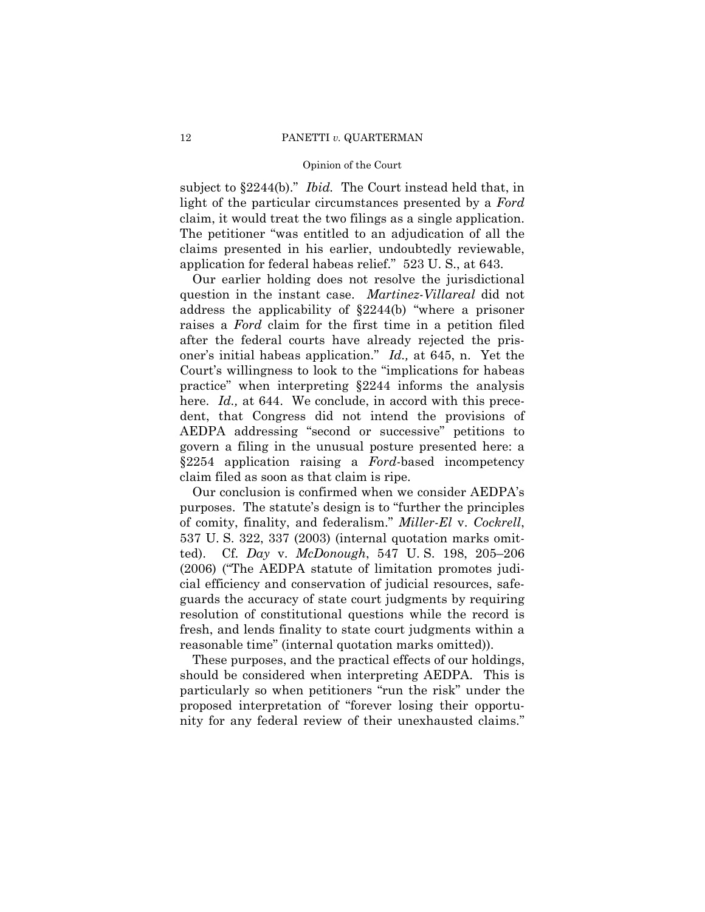subject to §2244(b)." *Ibid.* The Court instead held that, in light of the particular circumstances presented by a *Ford* claim, it would treat the two filings as a single application. The petitioner "was entitled to an adjudication of all the claims presented in his earlier, undoubtedly reviewable, application for federal habeas relief." 523 U. S., at 643.

Our earlier holding does not resolve the jurisdictional question in the instant case. *Martinez-Villareal* did not address the applicability of §2244(b) "where a prisoner raises a *Ford* claim for the first time in a petition filed after the federal courts have already rejected the prisoner's initial habeas application." *Id.,* at 645, n. Yet the Court's willingness to look to the "implications for habeas practice" when interpreting §2244 informs the analysis here. *Id.,* at 644. We conclude, in accord with this precedent, that Congress did not intend the provisions of AEDPA addressing "second or successive" petitions to govern a filing in the unusual posture presented here: a §2254 application raising a *Ford*-based incompetency claim filed as soon as that claim is ripe.

Our conclusion is confirmed when we consider AEDPA's purposes. The statute's design is to "further the principles of comity, finality, and federalism." *Miller-El* v. *Cockrell*, 537 U. S. 322, 337 (2003) (internal quotation marks omitted). Cf. *Day* v. *McDonough*, 547 U. S. 198, 205–206 (2006) ("The AEDPA statute of limitation promotes judicial efficiency and conservation of judicial resources, safeguards the accuracy of state court judgments by requiring resolution of constitutional questions while the record is fresh, and lends finality to state court judgments within a reasonable time" (internal quotation marks omitted)).

These purposes, and the practical effects of our holdings, should be considered when interpreting AEDPA. This is particularly so when petitioners "run the risk" under the proposed interpretation of "forever losing their opportunity for any federal review of their unexhausted claims."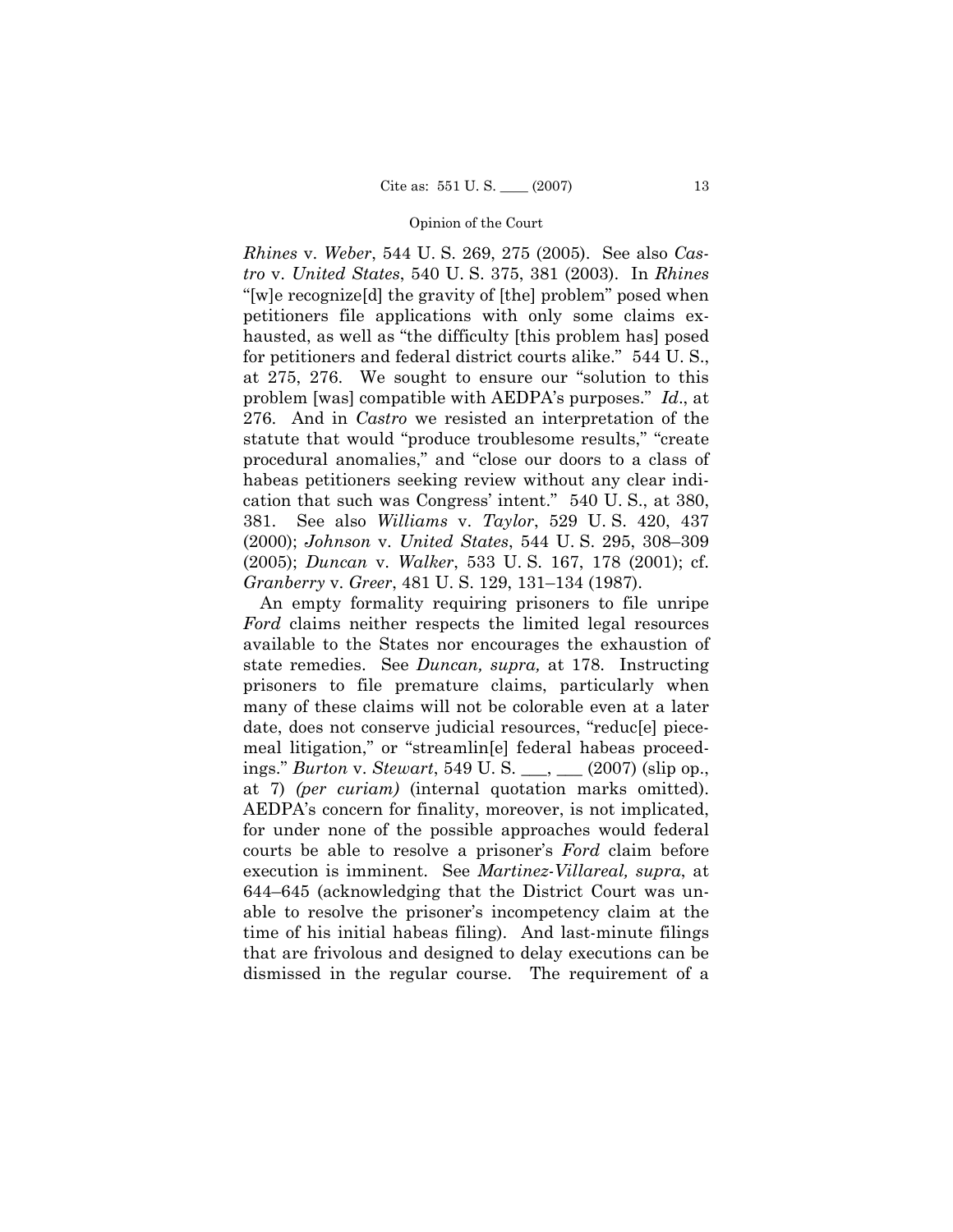*Rhines* v. *Weber*, 544 U. S. 269, 275 (2005). See also *Castro* v. *United States*, 540 U. S. 375, 381 (2003). In *Rhines* "[w]e recognize[d] the gravity of [the] problem" posed when petitioners file applications with only some claims exhausted, as well as "the difficulty [this problem has] posed for petitioners and federal district courts alike." 544 U. S., at 275, 276. We sought to ensure our "solution to this problem [was] compatible with AEDPA's purposes." *Id*., at 276. And in *Castro* we resisted an interpretation of the statute that would "produce troublesome results," "create procedural anomalies," and "close our doors to a class of habeas petitioners seeking review without any clear indication that such was Congress' intent." 540 U. S., at 380, 381. See also *Williams* v. *Taylor*, 529 U. S. 420, 437 (2000); *Johnson* v. *United States*, 544 U. S. 295, 308–309 (2005); *Duncan* v. *Walker*, 533 U. S. 167, 178 (2001); cf. *Granberry* v. *Greer*, 481 U. S. 129, 131–134 (1987).

An empty formality requiring prisoners to file unripe *Ford* claims neither respects the limited legal resources available to the States nor encourages the exhaustion of state remedies. See *Duncan, supra,* at 178. Instructing prisoners to file premature claims, particularly when many of these claims will not be colorable even at a later date, does not conserve judicial resources, "reduc[e] piecemeal litigation," or "streamlin[e] federal habeas proceedings." *Burton* v. *Stewart*, 549 U. S. ___, ___ (2007) (slip op., at 7) *(per curiam)* (internal quotation marks omitted). AEDPA's concern for finality, moreover, is not implicated, for under none of the possible approaches would federal courts be able to resolve a prisoner's *Ford* claim before execution is imminent. See *Martinez-Villareal, supra*, at 644–645 (acknowledging that the District Court was unable to resolve the prisoner's incompetency claim at the time of his initial habeas filing). And last-minute filings that are frivolous and designed to delay executions can be dismissed in the regular course. The requirement of a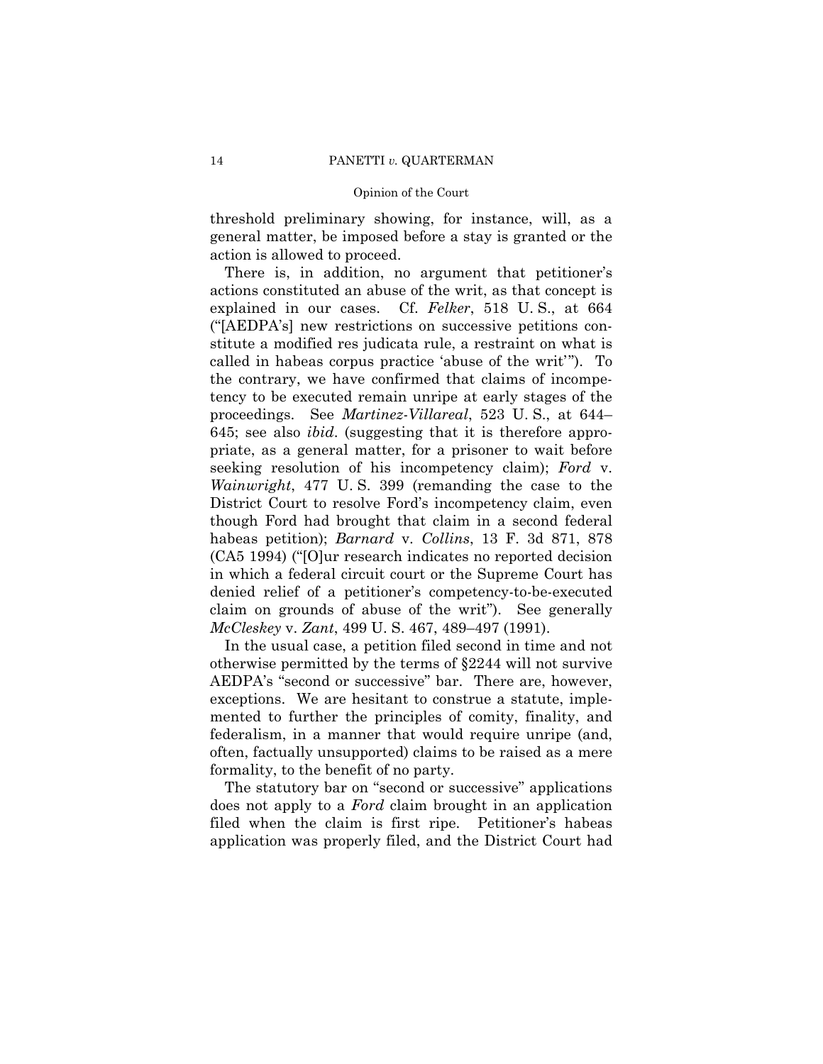threshold preliminary showing, for instance, will, as a general matter, be imposed before a stay is granted or the action is allowed to proceed.

There is, in addition, no argument that petitioner's actions constituted an abuse of the writ, as that concept is explained in our cases. Cf. *Felker*, 518 U. S., at 664 ("[AEDPA's] new restrictions on successive petitions constitute a modified res judicata rule, a restraint on what is called in habeas corpus practice 'abuse of the writ'"). To the contrary, we have confirmed that claims of incompetency to be executed remain unripe at early stages of the proceedings. See *Martinez-Villareal*, 523 U. S., at 644–645; see also *ibid*. (suggesting that it is therefore appropriate, as a general matter, for a prisoner to wait before seeking resolution of his incompetency claim); *Ford* v. *Wainwright*, 477 U. S. 399 (remanding the case to the District Court to resolve Ford's incompetency claim, even though Ford had brought that claim in a second federal habeas petition); *Barnard* v. *Collins*, 13 F. 3d 871, 878 (CA5 1994) ("[O]ur research indicates no reported decision in which a federal circuit court or the Supreme Court has denied relief of a petitioner's competency-to-be-executed claim on grounds of abuse of the writ"). See generally *McCleskey* v. *Zant*, 499 U. S. 467, 489–497 (1991).

In the usual case, a petition filed second in time and not otherwise permitted by the terms of §2244 will not survive AEDPA's "second or successive" bar. There are, however, exceptions. We are hesitant to construe a statute, implemented to further the principles of comity, finality, and federalism, in a manner that would require unripe (and, often, factually unsupported) claims to be raised as a mere formality, to the benefit of no party.

The statutory bar on "second or successive" applications does not apply to a *Ford* claim brought in an application filed when the claim is first ripe. Petitioner's habeas application was properly filed, and the District Court had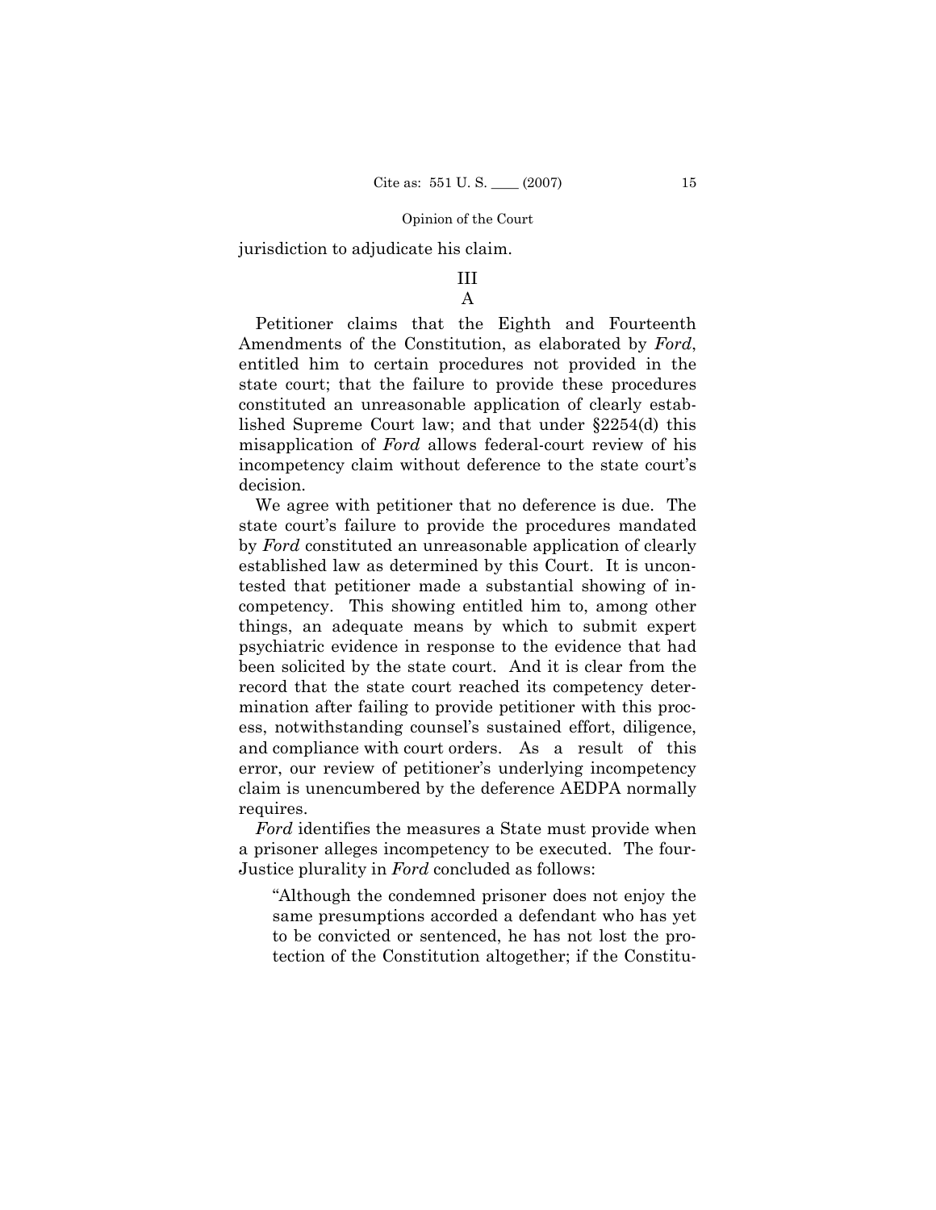jurisdiction to adjudicate his claim.

# III

## A

Petitioner claims that the Eighth and Fourteenth Amendments of the Constitution, as elaborated by *Ford*, entitled him to certain procedures not provided in the state court; that the failure to provide these procedures constituted an unreasonable application of clearly established Supreme Court law; and that under §2254(d) this misapplication of *Ford* allows federal-court review of his incompetency claim without deference to the state court's decision.

We agree with petitioner that no deference is due. The state court's failure to provide the procedures mandated by *Ford* constituted an unreasonable application of clearly established law as determined by this Court. It is uncontested that petitioner made a substantial showing of incompetency. This showing entitled him to, among other things, an adequate means by which to submit expert psychiatric evidence in response to the evidence that had been solicited by the state court. And it is clear from the record that the state court reached its competency determination after failing to provide petitioner with this process, notwithstanding counsel's sustained effort, diligence, and compliance with court orders. As a result of this error, our review of petitioner's underlying incompetency claim is unencumbered by the deference AEDPA normally requires.

*Ford* identifies the measures a State must provide when a prisoner alleges incompetency to be executed. The four-Justice plurality in *Ford* concluded as follows:

> "Although the condemned prisoner does not enjoy the same presumptions accorded a defendant who has yet to be convicted or sentenced, he has not lost the protection of the Constitution altogether; if the Constitu-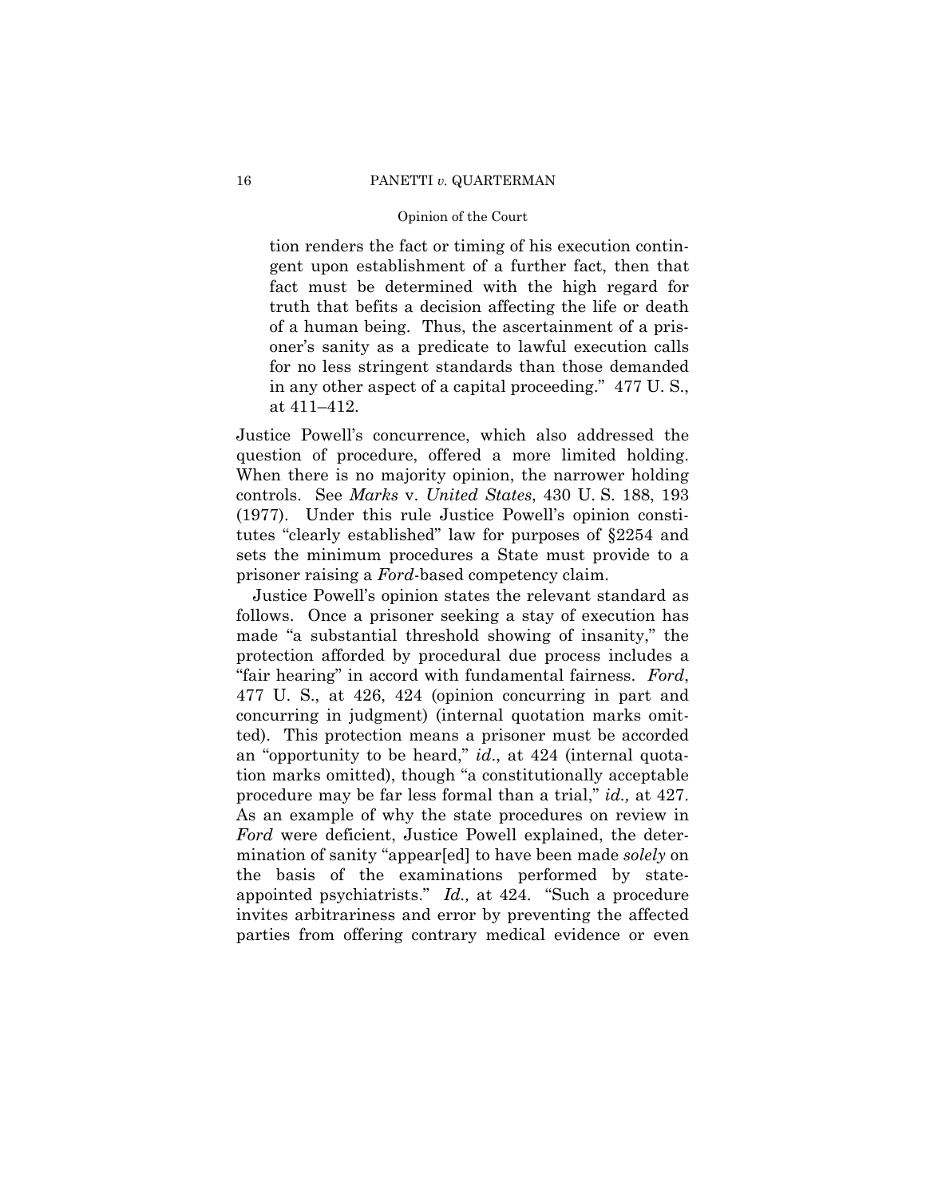> tion renders the fact or timing of his execution contingent upon establishment of a further fact, then that fact must be determined with the high regard for truth that befits a decision affecting the life or death of a human being. Thus, the ascertainment of a prisoner's sanity as a predicate to lawful execution calls for no less stringent standards than those demanded in any other aspect of a capital proceeding." 477 U. S., at 411–412.

Justice Powell's concurrence, which also addressed the question of procedure, offered a more limited holding. When there is no majority opinion, the narrower holding controls. See *Marks* v. *United States*, 430 U. S. 188, 193 (1977). Under this rule Justice Powell's opinion constitutes "clearly established" law for purposes of §2254 and sets the minimum procedures a State must provide to a prisoner raising a *Ford*-based competency claim.

Justice Powell's opinion states the relevant standard as follows. Once a prisoner seeking a stay of execution has made "a substantial threshold showing of insanity," the protection afforded by procedural due process includes a "fair hearing" in accord with fundamental fairness. *Ford*, 477 U. S., at 426, 424 (opinion concurring in part and concurring in judgment) (internal quotation marks omitted). This protection means a prisoner must be accorded an "opportunity to be heard," *id*., at 424 (internal quotation marks omitted), though "a constitutionally acceptable procedure may be far less formal than a trial," *id.,* at 427. As an example of why the state procedures on review in *Ford* were deficient, Justice Powell explained, the determination of sanity "appear[ed] to have been made *solely* on the basis of the examinations performed by state-appointed psychiatrists." *Id.,* at 424. "Such a procedure invites arbitrariness and error by preventing the affected parties from offering contrary medical evidence or even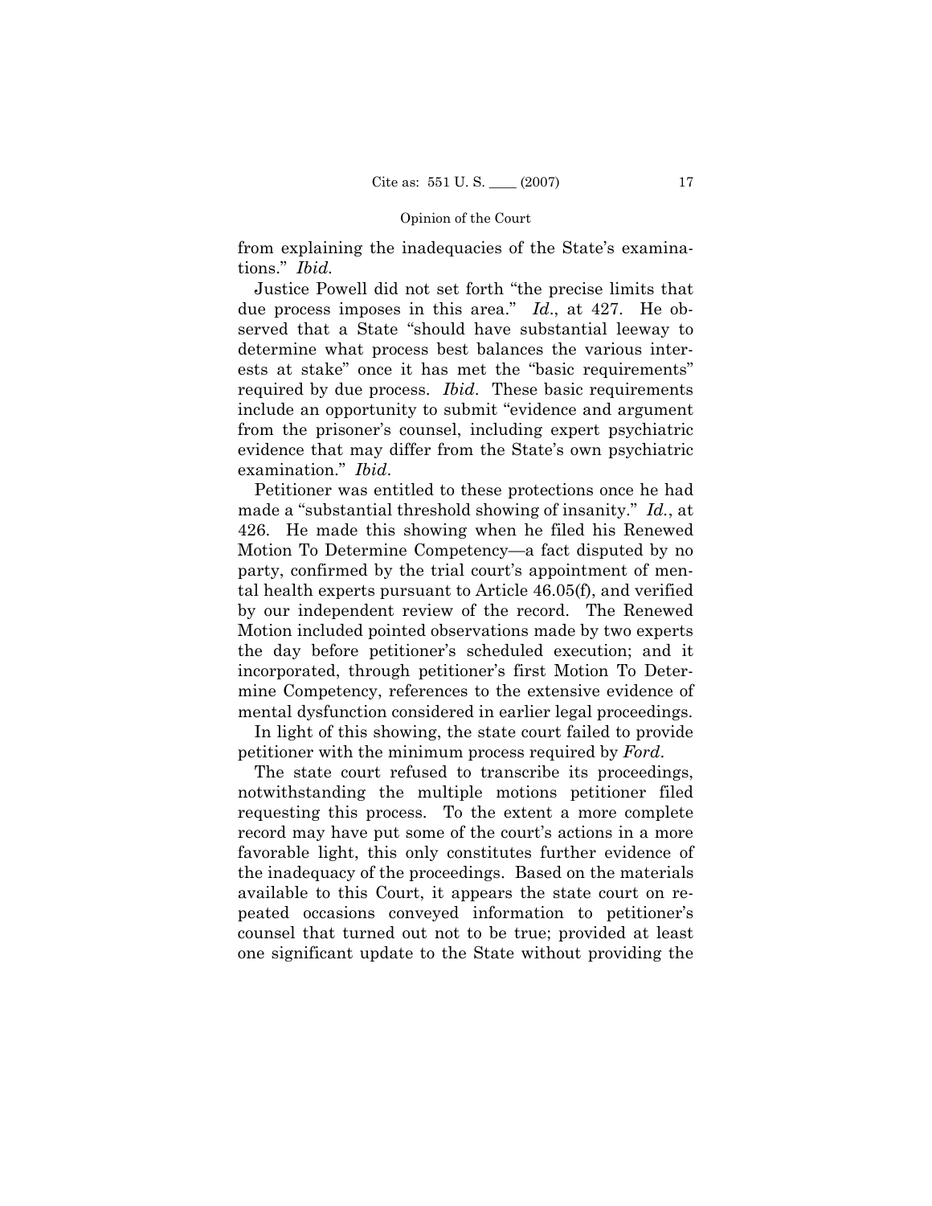from explaining the inadequacies of the State's examinations." *Ibid.*

Justice Powell did not set forth "the precise limits that due process imposes in this area." *Id*., at 427. He observed that a State "should have substantial leeway to determine what process best balances the various interests at stake" once it has met the "basic requirements" required by due process. *Ibid*. These basic requirements include an opportunity to submit "evidence and argument from the prisoner's counsel, including expert psychiatric evidence that may differ from the State's own psychiatric examination." *Ibid*.

Petitioner was entitled to these protections once he had made a "substantial threshold showing of insanity." *Id.*, at 426. He made this showing when he filed his Renewed Motion To Determine Competency—a fact disputed by no party, confirmed by the trial court's appointment of mental health experts pursuant to Article 46.05(f), and verified by our independent review of the record. The Renewed Motion included pointed observations made by two experts the day before petitioner's scheduled execution; and it incorporated, through petitioner's first Motion To Determine Competency, references to the extensive evidence of mental dysfunction considered in earlier legal proceedings.

In light of this showing, the state court failed to provide petitioner with the minimum process required by *Ford*.

The state court refused to transcribe its proceedings, notwithstanding the multiple motions petitioner filed requesting this process. To the extent a more complete record may have put some of the court's actions in a more favorable light, this only constitutes further evidence of the inadequacy of the proceedings. Based on the materials available to this Court, it appears the state court on repeated occasions conveyed information to petitioner's counsel that turned out not to be true; provided at least one significant update to the State without providing the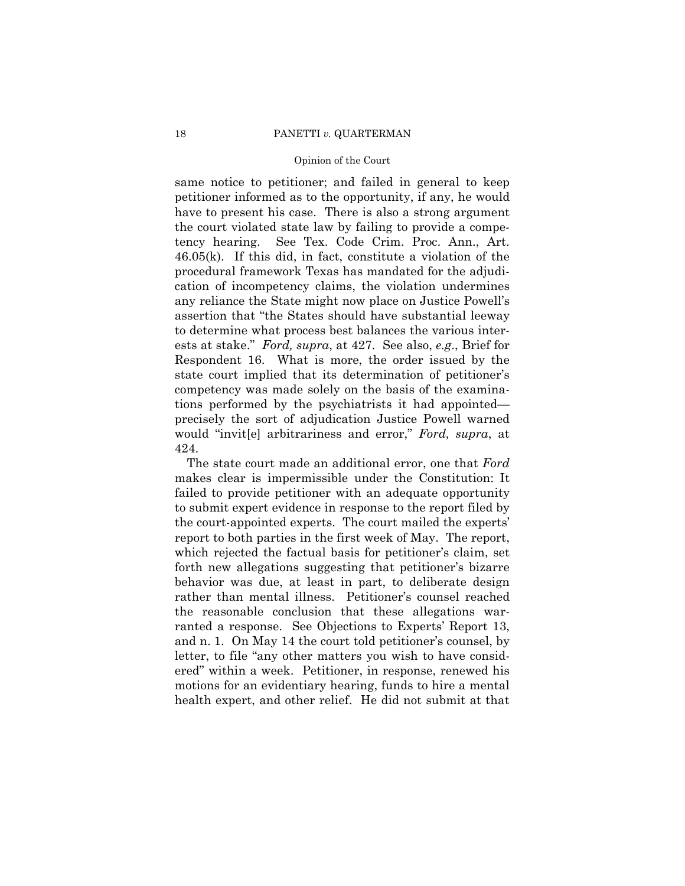same notice to petitioner; and failed in general to keep petitioner informed as to the opportunity, if any, he would have to present his case. There is also a strong argument the court violated state law by failing to provide a competency hearing. See Tex. Code Crim. Proc. Ann., Art. 46.05(k). If this did, in fact, constitute a violation of the procedural framework Texas has mandated for the adjudication of incompetency claims, the violation undermines any reliance the State might now place on Justice Powell's assertion that "the States should have substantial leeway to determine what process best balances the various interests at stake." *Ford, supra*, at 427. See also, *e.g.*, Brief for Respondent 16. What is more, the order issued by the state court implied that its determination of petitioner's competency was made solely on the basis of the examinations performed by the psychiatrists it had appointed—precisely the sort of adjudication Justice Powell warned would "invit[e] arbitrariness and error," *Ford, supra*, at 424.

The state court made an additional error, one that *Ford* makes clear is impermissible under the Constitution: It failed to provide petitioner with an adequate opportunity to submit expert evidence in response to the report filed by the court-appointed experts. The court mailed the experts' report to both parties in the first week of May. The report, which rejected the factual basis for petitioner's claim, set forth new allegations suggesting that petitioner's bizarre behavior was due, at least in part, to deliberate design rather than mental illness. Petitioner's counsel reached the reasonable conclusion that these allegations warranted a response. See Objections to Experts' Report 13, and n. 1. On May 14 the court told petitioner's counsel, by letter, to file "any other matters you wish to have considered" within a week. Petitioner, in response, renewed his motions for an evidentiary hearing, funds to hire a mental health expert, and other relief. He did not submit at that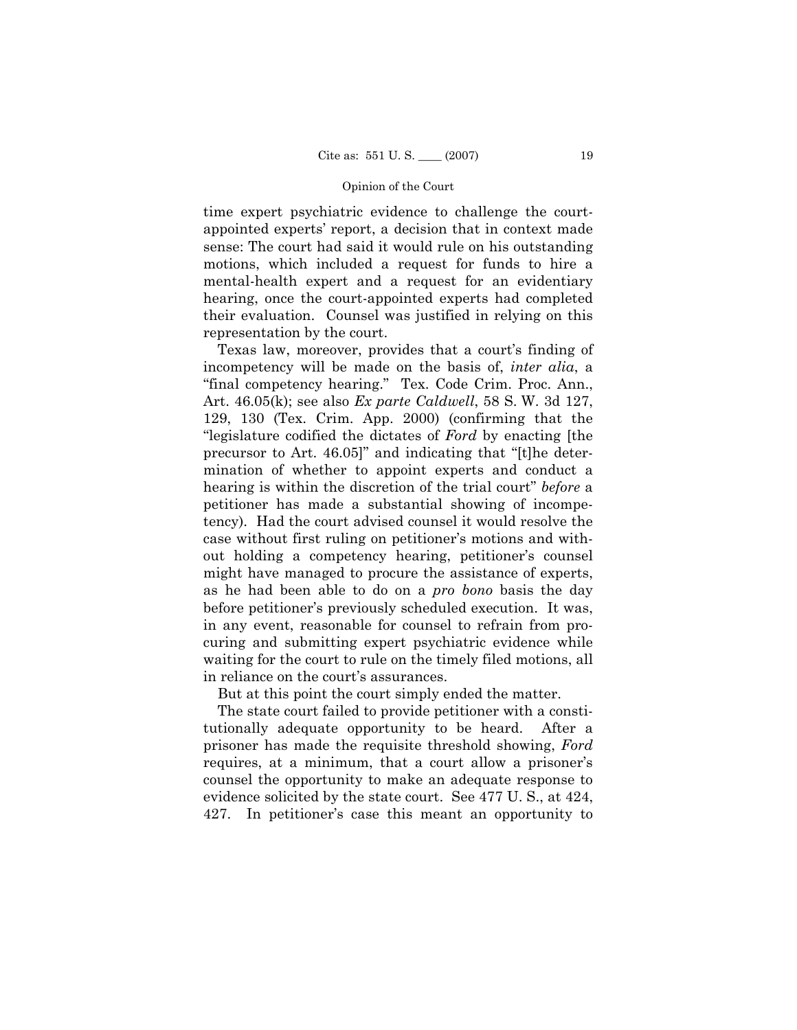time expert psychiatric evidence to challenge the court-appointed experts' report, a decision that in context made sense: The court had said it would rule on his outstanding motions, which included a request for funds to hire a mental-health expert and a request for an evidentiary hearing, once the court-appointed experts had completed their evaluation. Counsel was justified in relying on this representation by the court.

Texas law, moreover, provides that a court's finding of incompetency will be made on the basis of, *inter alia*, a "final competency hearing." Tex. Code Crim. Proc. Ann., Art. 46.05(k); see also *Ex parte Caldwell*, 58 S. W. 3d 127, 129, 130 (Tex. Crim. App. 2000) (confirming that the "legislature codified the dictates of *Ford* by enacting [the precursor to Art. 46.05]" and indicating that "[t]he determination of whether to appoint experts and conduct a hearing is within the discretion of the trial court" *before* a petitioner has made a substantial showing of incompetency). Had the court advised counsel it would resolve the case without first ruling on petitioner's motions and without holding a competency hearing, petitioner's counsel might have managed to procure the assistance of experts, as he had been able to do on a *pro bono* basis the day before petitioner's previously scheduled execution. It was, in any event, reasonable for counsel to refrain from procuring and submitting expert psychiatric evidence while waiting for the court to rule on the timely filed motions, all in reliance on the court's assurances.

But at this point the court simply ended the matter.

The state court failed to provide petitioner with a constitutionally adequate opportunity to be heard. After a prisoner has made the requisite threshold showing, *Ford* requires, at a minimum, that a court allow a prisoner's counsel the opportunity to make an adequate response to evidence solicited by the state court. See 477 U. S., at 424, 427. In petitioner's case this meant an opportunity to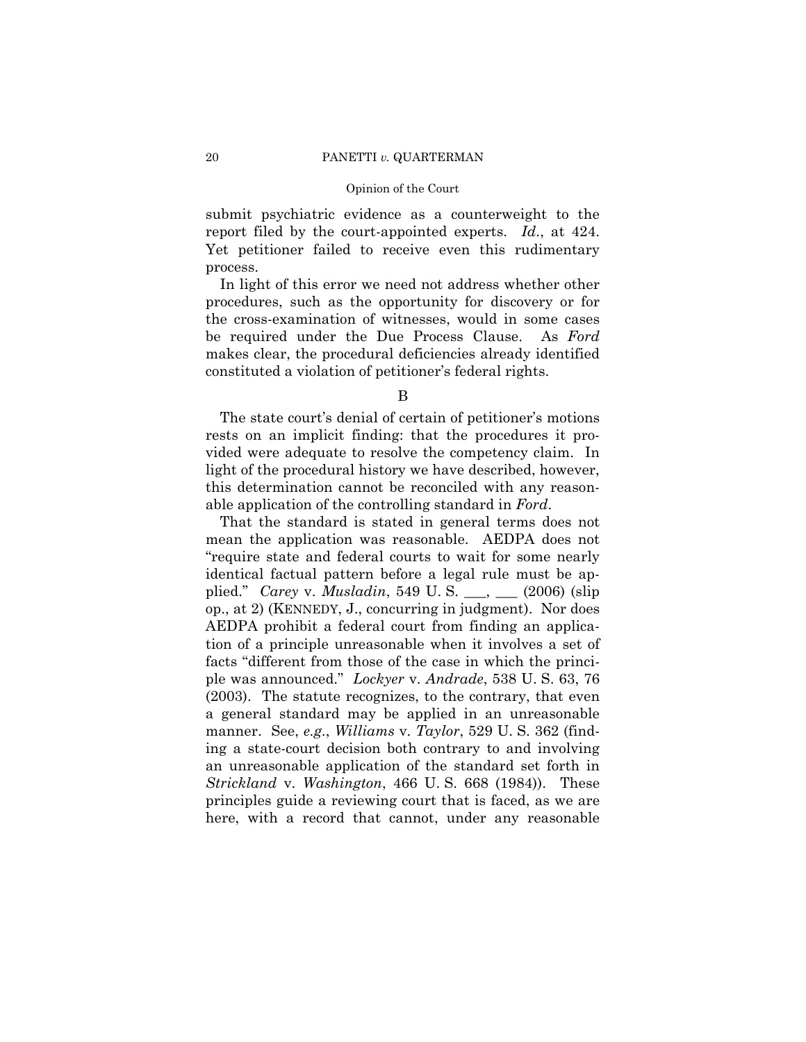submit psychiatric evidence as a counterweight to the report filed by the court-appointed experts. *Id*., at 424. Yet petitioner failed to receive even this rudimentary process.

In light of this error we need not address whether other procedures, such as the opportunity for discovery or for the cross-examination of witnesses, would in some cases be required under the Due Process Clause. As *Ford* makes clear, the procedural deficiencies already identified constituted a violation of petitioner's federal rights.

B

The state court's denial of certain of petitioner's motions rests on an implicit finding: that the procedures it provided were adequate to resolve the competency claim. In light of the procedural history we have described, however, this determination cannot be reconciled with any reasonable application of the controlling standard in *Ford*.

That the standard is stated in general terms does not mean the application was reasonable. AEDPA does not "require state and federal courts to wait for some nearly identical factual pattern before a legal rule must be applied." *Carey* v. *Musladin*, 549 U. S. ___, ___ (2006) (slip op., at 2) (KENNEDY, J., concurring in judgment). Nor does AEDPA prohibit a federal court from finding an application of a principle unreasonable when it involves a set of facts "different from those of the case in which the principle was announced." *Lockyer* v. *Andrade*, 538 U. S. 63, 76 (2003). The statute recognizes, to the contrary, that even a general standard may be applied in an unreasonable manner. See, *e.g.*, *Williams* v. *Taylor*, 529 U. S. 362 (finding a state-court decision both contrary to and involving an unreasonable application of the standard set forth in *Strickland* v. *Washington*, 466 U. S. 668 (1984)). These principles guide a reviewing court that is faced, as we are here, with a record that cannot, under any reasonable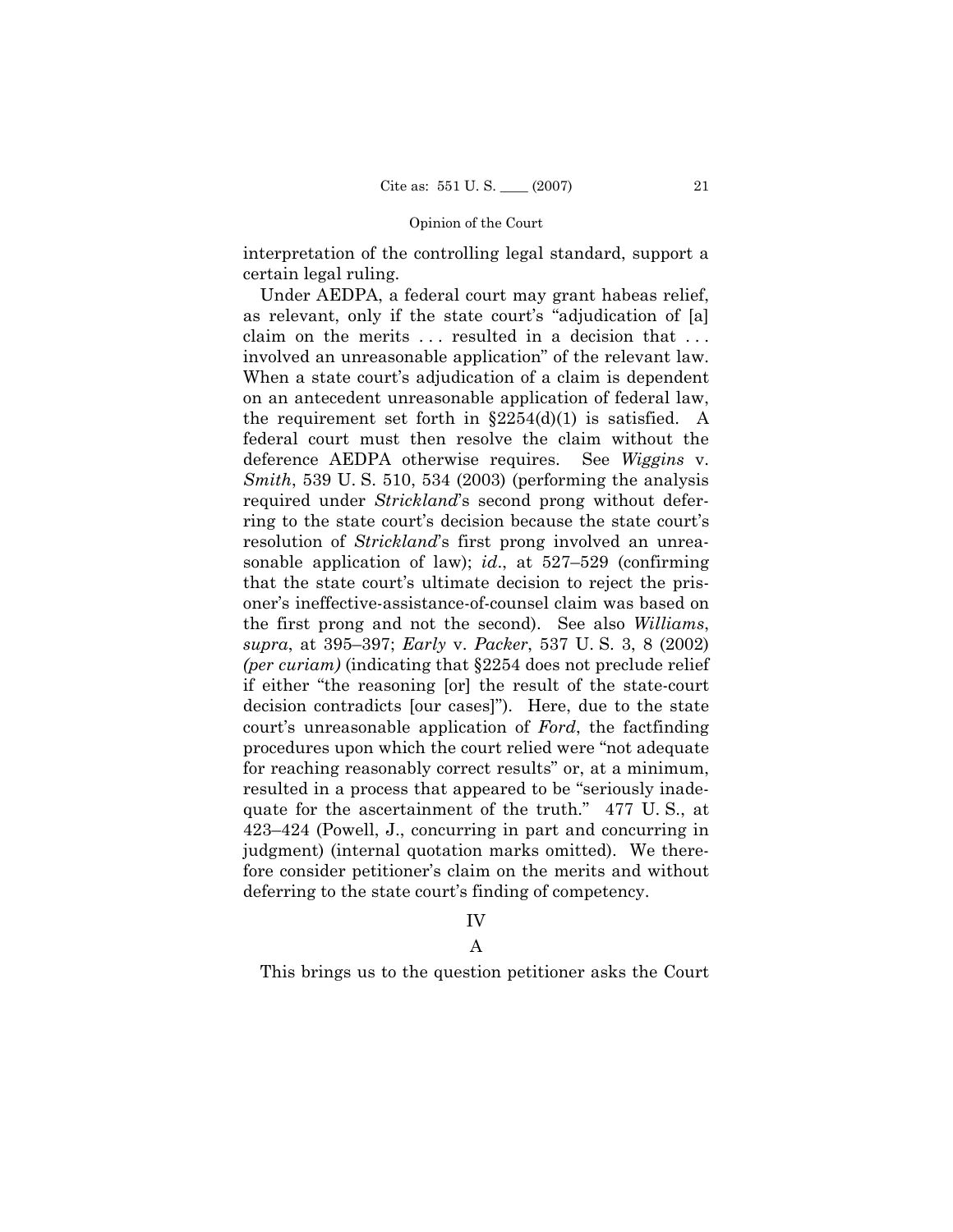interpretation of the controlling legal standard, support a certain legal ruling.

Under AEDPA, a federal court may grant habeas relief, as relevant, only if the state court's "adjudication of [a] claim on the merits . . . resulted in a decision that . . . involved an unreasonable application" of the relevant law. When a state court's adjudication of a claim is dependent on an antecedent unreasonable application of federal law, the requirement set forth in §2254(d)(1) is satisfied. A federal court must then resolve the claim without the deference AEDPA otherwise requires. See *Wiggins* v. *Smith*, 539 U. S. 510, 534 (2003) (performing the analysis required under *Strickland*'s second prong without deferring to the state court's decision because the state court's resolution of *Strickland*'s first prong involved an unreasonable application of law); *id.*, at 527–529 (confirming that the state court's ultimate decision to reject the prisoner's ineffective-assistance-of-counsel claim was based on the first prong and not the second). See also *Williams*, *supra*, at 395–397; *Early* v. *Packer*, 537 U. S. 3, 8 (2002) *(per curiam)* (indicating that §2254 does not preclude relief if either "the reasoning [or] the result of the state-court decision contradicts [our cases]"). Here, due to the state court's unreasonable application of *Ford*, the factfinding procedures upon which the court relied were "not adequate for reaching reasonably correct results" or, at a minimum, resulted in a process that appeared to be "seriously inadequate for the ascertainment of the truth." 477 U. S., at 423–424 (Powell, J., concurring in part and concurring in judgment) (internal quotation marks omitted). We therefore consider petitioner's claim on the merits and without deferring to the state court's finding of competency.

## IV

### A

This brings us to the question petitioner asks the Court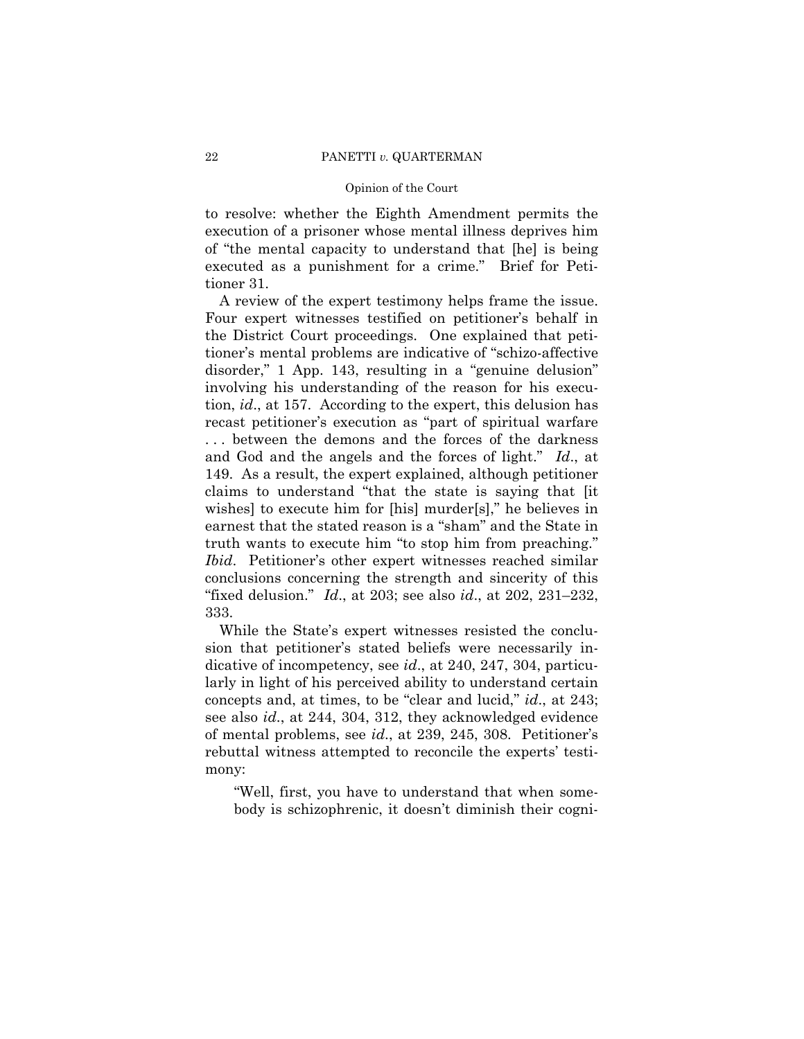to resolve: whether the Eighth Amendment permits the execution of a prisoner whose mental illness deprives him of "the mental capacity to understand that [he] is being executed as a punishment for a crime." Brief for Petitioner 31.

A review of the expert testimony helps frame the issue. Four expert witnesses testified on petitioner's behalf in the District Court proceedings. One explained that petitioner's mental problems are indicative of "schizo-affective disorder," 1 App. 143, resulting in a "genuine delusion" involving his understanding of the reason for his execution, *id*., at 157. According to the expert, this delusion has recast petitioner's execution as "part of spiritual warfare . . . between the demons and the forces of the darkness and God and the angels and the forces of light." *Id*., at 149. As a result, the expert explained, although petitioner claims to understand "that the state is saying that [it wishes] to execute him for [his] murder[s]," he believes in earnest that the stated reason is a "sham" and the State in truth wants to execute him "to stop him from preaching." *Ibid*. Petitioner's other expert witnesses reached similar conclusions concerning the strength and sincerity of this "fixed delusion." *Id*., at 203; see also *id*., at 202, 231–232, 333.

While the State's expert witnesses resisted the conclusion that petitioner's stated beliefs were necessarily indicative of incompetency, see *id*., at 240, 247, 304, particularly in light of his perceived ability to understand certain concepts and, at times, to be "clear and lucid," *id*., at 243; see also *id*., at 244, 304, 312, they acknowledged evidence of mental problems, see *id*., at 239, 245, 308. Petitioner's rebuttal witness attempted to reconcile the experts' testimony:

> "Well, first, you have to understand that when somebody is schizophrenic, it doesn't diminish their cogni-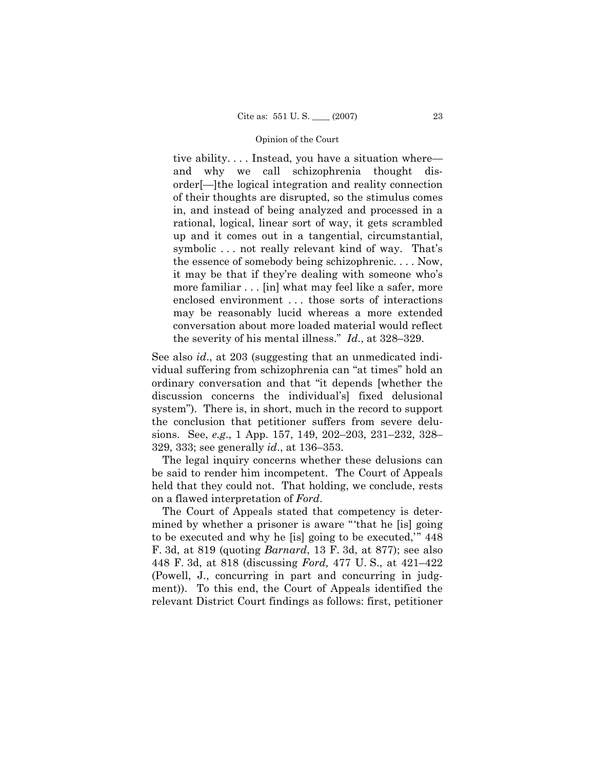> tive ability. . . . Instead, you have a situation where—and why we call schizophrenia thought disorder[—]the logical integration and reality connection of their thoughts are disrupted, so the stimulus comes in, and instead of being analyzed and processed in a rational, logical, linear sort of way, it gets scrambled up and it comes out in a tangential, circumstantial, symbolic . . . not really relevant kind of way. That's the essence of somebody being schizophrenic. . . . Now, it may be that if they're dealing with someone who's more familiar . . . [in] what may feel like a safer, more enclosed environment . . . those sorts of interactions may be reasonably lucid whereas a more extended conversation about more loaded material would reflect the severity of his mental illness." *Id*., at 328–329.

See also *id*., at 203 (suggesting that an unmedicated individual suffering from schizophrenia can "at times" hold an ordinary conversation and that "it depends [whether the discussion concerns the individual's] fixed delusional system"). There is, in short, much in the record to support the conclusion that petitioner suffers from severe delusions. See, *e.g*., 1 App. 157, 149, 202–203, 231–232, 328–329, 333; see generally *id*., at 136–353.

The legal inquiry concerns whether these delusions can be said to render him incompetent. The Court of Appeals held that they could not. That holding, we conclude, rests on a flawed interpretation of *Ford*.

The Court of Appeals stated that competency is determined by whether a prisoner is aware "'that he [is] going to be executed and why he [is] going to be executed,'" 448 F. 3d, at 819 (quoting *Barnard*, 13 F. 3d, at 877); see also 448 F. 3d, at 818 (discussing *Ford,* 477 U. S., at 421–422 (Powell, J., concurring in part and concurring in judgment)). To this end, the Court of Appeals identified the relevant District Court findings as follows: first, petitioner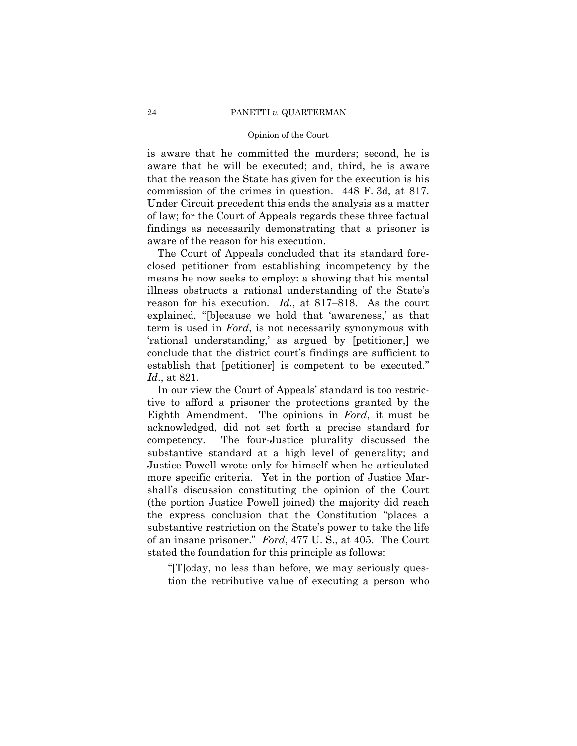is aware that he committed the murders; second, he is aware that he will be executed; and, third, he is aware that the reason the State has given for the execution is his commission of the crimes in question. 448 F. 3d, at 817. Under Circuit precedent this ends the analysis as a matter of law; for the Court of Appeals regards these three factual findings as necessarily demonstrating that a prisoner is aware of the reason for his execution.

The Court of Appeals concluded that its standard foreclosed petitioner from establishing incompetency by the means he now seeks to employ: a showing that his mental illness obstructs a rational understanding of the State's reason for his execution. *Id*., at 817–818. As the court explained, "[b]ecause we hold that 'awareness,' as that term is used in *Ford*, is not necessarily synonymous with 'rational understanding,' as argued by [petitioner,] we conclude that the district court's findings are sufficient to establish that [petitioner] is competent to be executed." *Id*., at 821.

In our view the Court of Appeals' standard is too restrictive to afford a prisoner the protections granted by the Eighth Amendment. The opinions in *Ford*, it must be acknowledged, did not set forth a precise standard for competency. The four-Justice plurality discussed the substantive standard at a high level of generality; and Justice Powell wrote only for himself when he articulated more specific criteria. Yet in the portion of Justice Marshall's discussion constituting the opinion of the Court (the portion Justice Powell joined) the majority did reach the express conclusion that the Constitution "places a substantive restriction on the State's power to take the life of an insane prisoner." *Ford*, 477 U. S., at 405. The Court stated the foundation for this principle as follows:

> "[T]oday, no less than before, we may seriously question the retributive value of executing a person who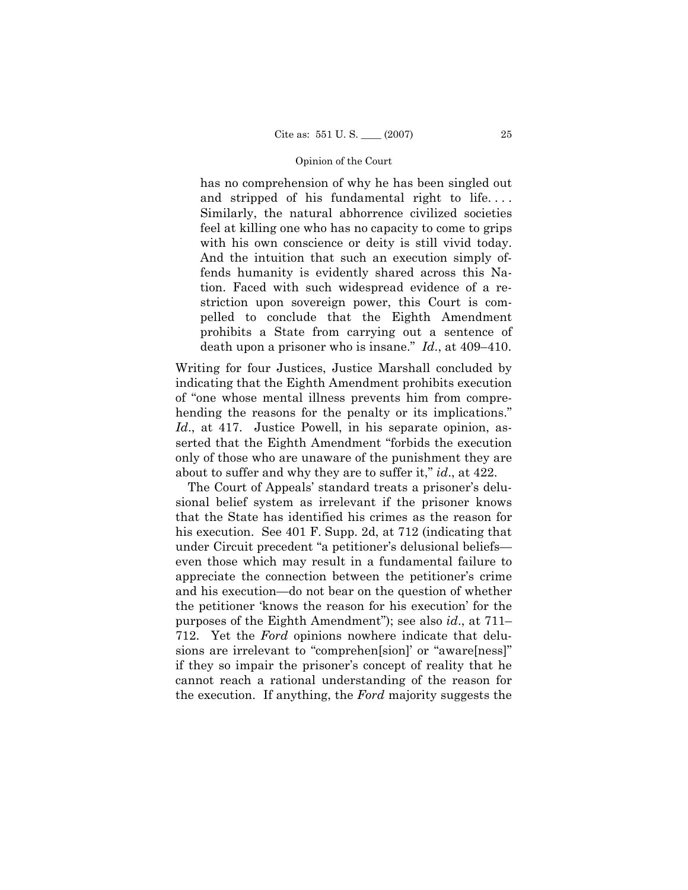> has no comprehension of why he has been singled out and stripped of his fundamental right to life. . . . Similarly, the natural abhorrence civilized societies feel at killing one who has no capacity to come to grips with his own conscience or deity is still vivid today. And the intuition that such an execution simply offends humanity is evidently shared across this Nation. Faced with such widespread evidence of a restriction upon sovereign power, this Court is compelled to conclude that the Eighth Amendment prohibits a State from carrying out a sentence of death upon a prisoner who is insane." *Id*., at 409–410.

Writing for four Justices, Justice Marshall concluded by indicating that the Eighth Amendment prohibits execution of "one whose mental illness prevents him from comprehending the reasons for the penalty or its implications." *Id*., at 417. Justice Powell, in his separate opinion, asserted that the Eighth Amendment "forbids the execution only of those who are unaware of the punishment they are about to suffer and why they are to suffer it," *id*., at 422.

The Court of Appeals' standard treats a prisoner's delusional belief system as irrelevant if the prisoner knows that the State has identified his crimes as the reason for his execution. See 401 F. Supp. 2d, at 712 (indicating that under Circuit precedent "a petitioner's delusional beliefs—even those which may result in a fundamental failure to appreciate the connection between the petitioner's crime and his execution—do not bear on the question of whether the petitioner 'knows the reason for his execution' for the purposes of the Eighth Amendment"); see also *id*., at 711–712. Yet the *Ford* opinions nowhere indicate that delusions are irrelevant to "comprehen[sion]' or "aware[ness]" if they so impair the prisoner's concept of reality that he cannot reach a rational understanding of the reason for the execution. If anything, the *Ford* majority suggests the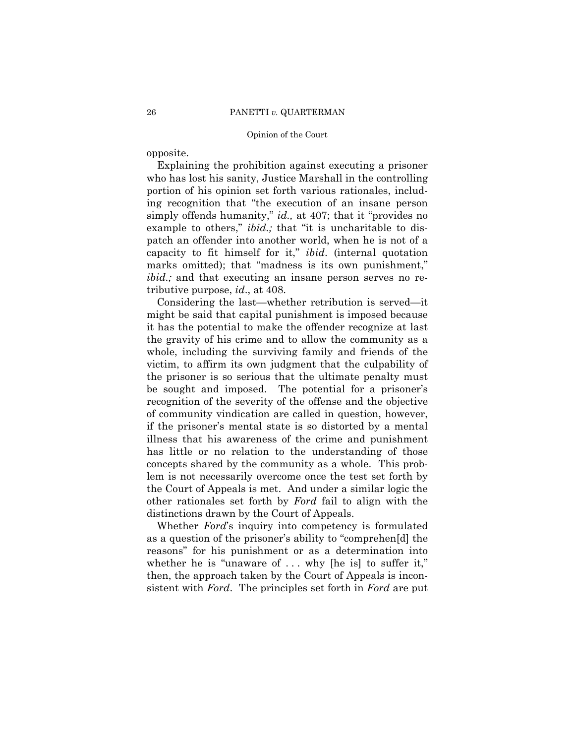opposite.

Explaining the prohibition against executing a prisoner who has lost his sanity, Justice Marshall in the controlling portion of his opinion set forth various rationales, including recognition that "the execution of an insane person simply offends humanity," *id.,* at 407; that it "provides no example to others," *ibid.;* that "it is uncharitable to dispatch an offender into another world, when he is not of a capacity to fit himself for it," *ibid*. (internal quotation marks omitted); that "madness is its own punishment," *ibid.;* and that executing an insane person serves no retributive purpose, *id*., at 408.

Considering the last—whether retribution is served—it might be said that capital punishment is imposed because it has the potential to make the offender recognize at last the gravity of his crime and to allow the community as a whole, including the surviving family and friends of the victim, to affirm its own judgment that the culpability of the prisoner is so serious that the ultimate penalty must be sought and imposed. The potential for a prisoner's recognition of the severity of the offense and the objective of community vindication are called in question, however, if the prisoner's mental state is so distorted by a mental illness that his awareness of the crime and punishment has little or no relation to the understanding of those concepts shared by the community as a whole. This problem is not necessarily overcome once the test set forth by the Court of Appeals is met. And under a similar logic the other rationales set forth by *Ford* fail to align with the distinctions drawn by the Court of Appeals.

Whether *Ford*'s inquiry into competency is formulated as a question of the prisoner's ability to "comprehen[d] the reasons" for his punishment or as a determination into whether he is "unaware of . . . why [he is] to suffer it," then, the approach taken by the Court of Appeals is inconsistent with *Ford*. The principles set forth in *Ford* are put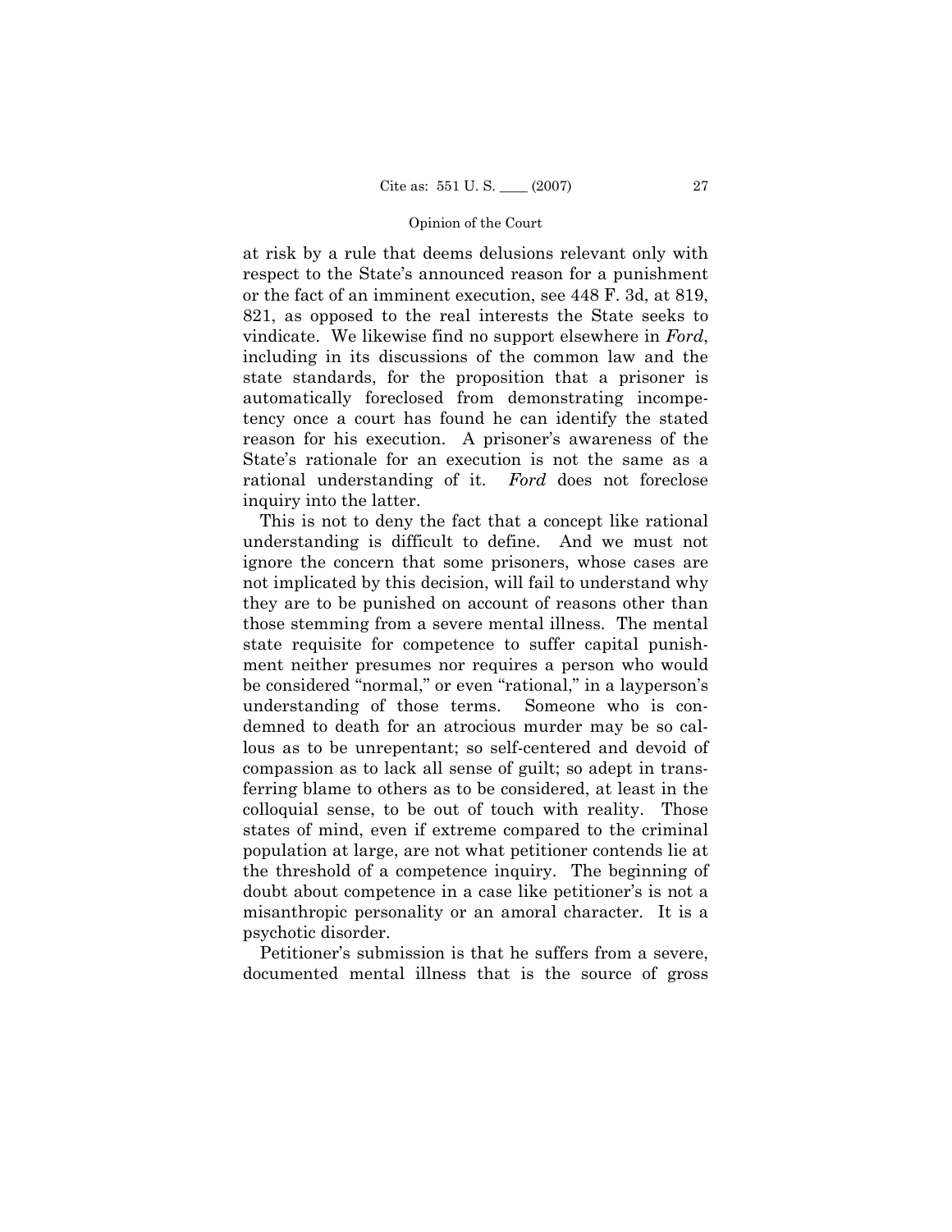at risk by a rule that deems delusions relevant only with respect to the State's announced reason for a punishment or the fact of an imminent execution, see 448 F. 3d, at 819, 821, as opposed to the real interests the State seeks to vindicate. We likewise find no support elsewhere in *Ford*, including in its discussions of the common law and the state standards, for the proposition that a prisoner is automatically foreclosed from demonstrating incompetency once a court has found he can identify the stated reason for his execution. A prisoner's awareness of the State's rationale for an execution is not the same as a rational understanding of it. *Ford* does not foreclose inquiry into the latter.

This is not to deny the fact that a concept like rational understanding is difficult to define. And we must not ignore the concern that some prisoners, whose cases are not implicated by this decision, will fail to understand why they are to be punished on account of reasons other than those stemming from a severe mental illness. The mental state requisite for competence to suffer capital punishment neither presumes nor requires a person who would be considered "normal," or even "rational," in a layperson's understanding of those terms. Someone who is condemned to death for an atrocious murder may be so callous as to be unrepentant; so self-centered and devoid of compassion as to lack all sense of guilt; so adept in transferring blame to others as to be considered, at least in the colloquial sense, to be out of touch with reality. Those states of mind, even if extreme compared to the criminal population at large, are not what petitioner contends lie at the threshold of a competence inquiry. The beginning of doubt about competence in a case like petitioner's is not a misanthropic personality or an amoral character. It is a psychotic disorder.

Petitioner's submission is that he suffers from a severe, documented mental illness that is the source of gross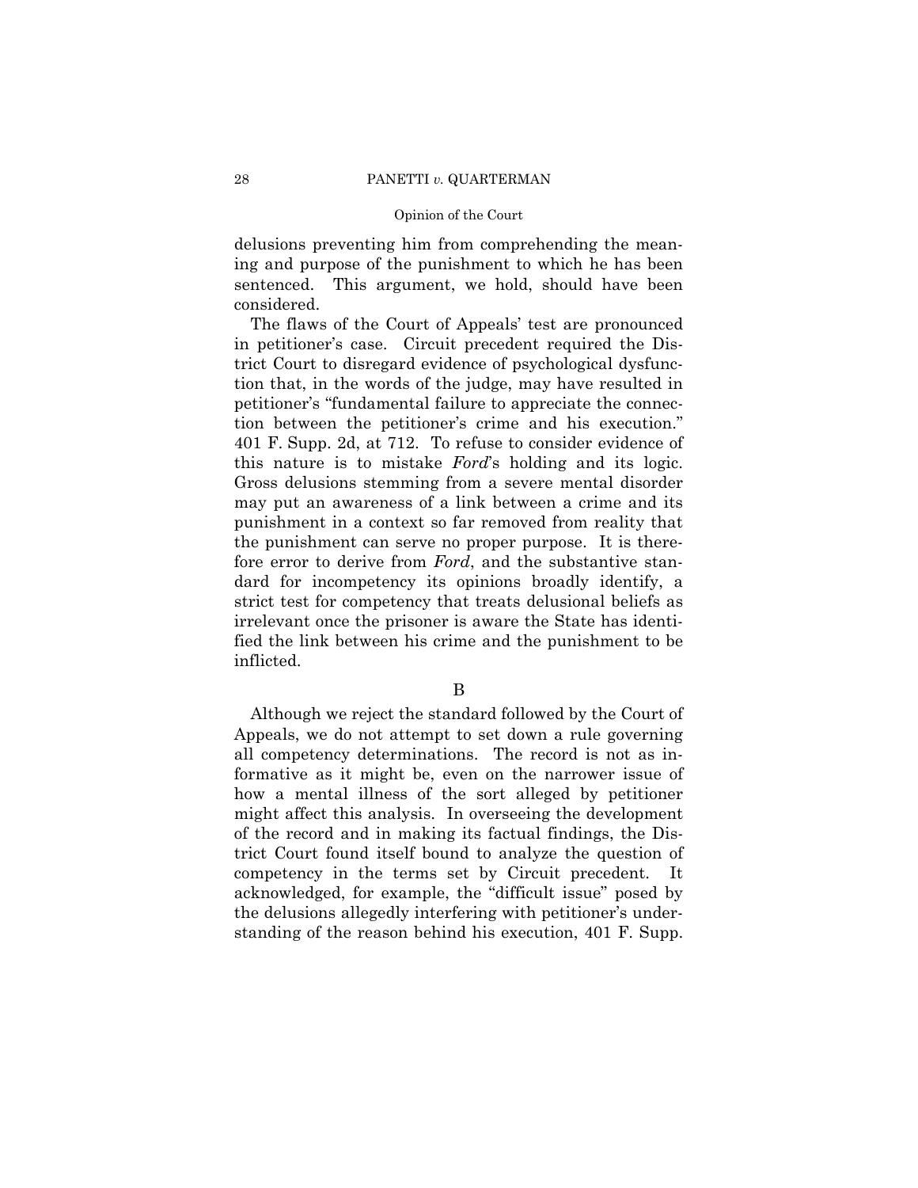delusions preventing him from comprehending the meaning and purpose of the punishment to which he has been sentenced. This argument, we hold, should have been considered.

The flaws of the Court of Appeals' test are pronounced in petitioner's case. Circuit precedent required the District Court to disregard evidence of psychological dysfunction that, in the words of the judge, may have resulted in petitioner's "fundamental failure to appreciate the connection between the petitioner's crime and his execution." 401 F. Supp. 2d, at 712. To refuse to consider evidence of this nature is to mistake *Ford*'s holding and its logic. Gross delusions stemming from a severe mental disorder may put an awareness of a link between a crime and its punishment in a context so far removed from reality that the punishment can serve no proper purpose. It is therefore error to derive from *Ford*, and the substantive standard for incompetency its opinions broadly identify, a strict test for competency that treats delusional beliefs as irrelevant once the prisoner is aware the State has identified the link between his crime and the punishment to be inflicted.

B

Although we reject the standard followed by the Court of Appeals, we do not attempt to set down a rule governing all competency determinations. The record is not as informative as it might be, even on the narrower issue of how a mental illness of the sort alleged by petitioner might affect this analysis. In overseeing the development of the record and in making its factual findings, the District Court found itself bound to analyze the question of competency in the terms set by Circuit precedent. It acknowledged, for example, the "difficult issue" posed by the delusions allegedly interfering with petitioner's understanding of the reason behind his execution, 401 F. Supp.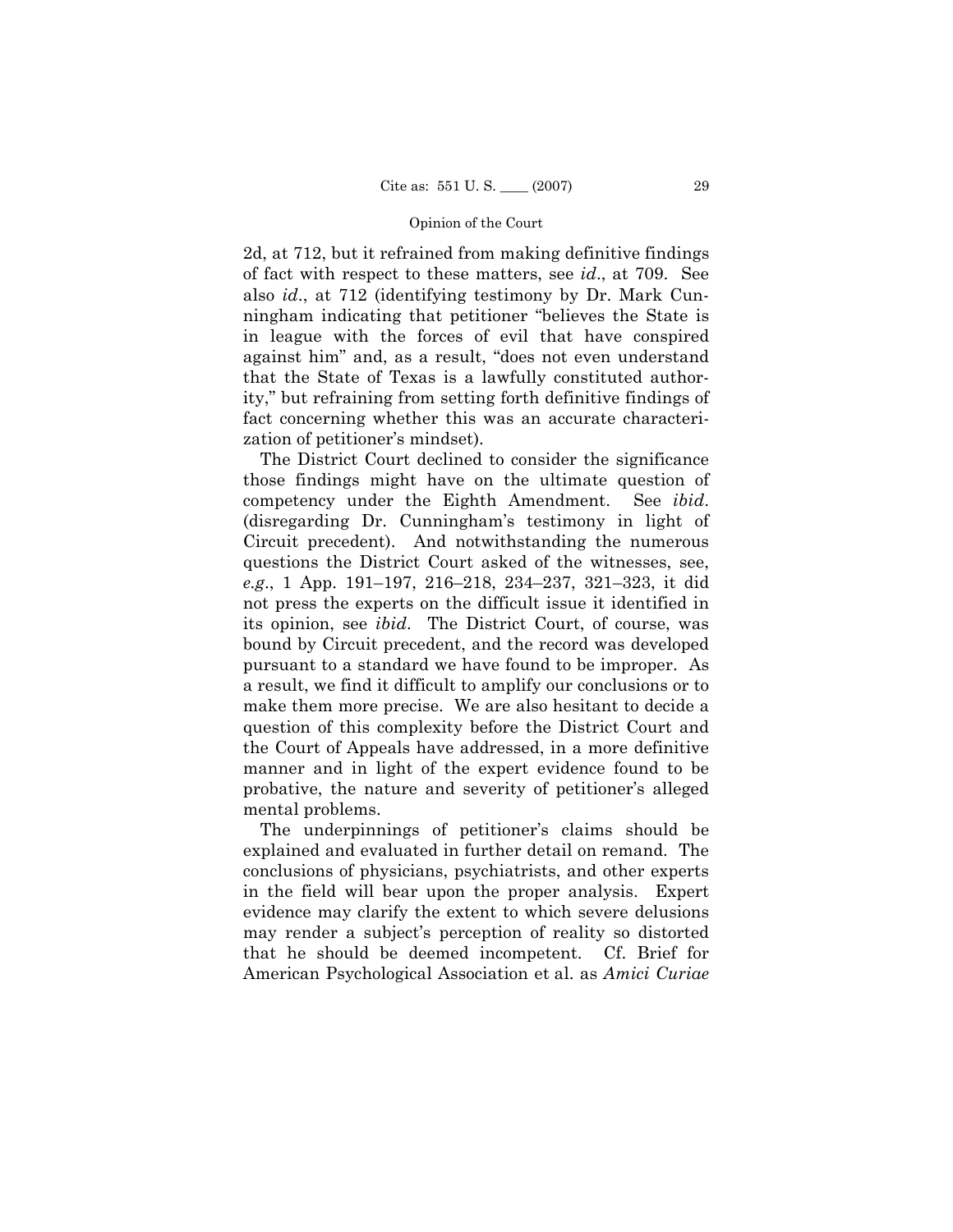2d, at 712, but it refrained from making definitive findings of fact with respect to these matters, see *id*., at 709. See also *id*., at 712 (identifying testimony by Dr. Mark Cunningham indicating that petitioner "believes the State is in league with the forces of evil that have conspired against him" and, as a result, "does not even understand that the State of Texas is a lawfully constituted authority," but refraining from setting forth definitive findings of fact concerning whether this was an accurate characterization of petitioner's mindset).

The District Court declined to consider the significance those findings might have on the ultimate question of competency under the Eighth Amendment. See *ibid*. (disregarding Dr. Cunningham's testimony in light of Circuit precedent). And notwithstanding the numerous questions the District Court asked of the witnesses, see, *e.g*., 1 App. 191–197, 216–218, 234–237, 321–323, it did not press the experts on the difficult issue it identified in its opinion, see *ibid*. The District Court, of course, was bound by Circuit precedent, and the record was developed pursuant to a standard we have found to be improper. As a result, we find it difficult to amplify our conclusions or to make them more precise. We are also hesitant to decide a question of this complexity before the District Court and the Court of Appeals have addressed, in a more definitive manner and in light of the expert evidence found to be probative, the nature and severity of petitioner's alleged mental problems.

The underpinnings of petitioner's claims should be explained and evaluated in further detail on remand. The conclusions of physicians, psychiatrists, and other experts in the field will bear upon the proper analysis. Expert evidence may clarify the extent to which severe delusions may render a subject's perception of reality so distorted that he should be deemed incompetent. Cf. Brief for American Psychological Association et al. as *Amici Curiae*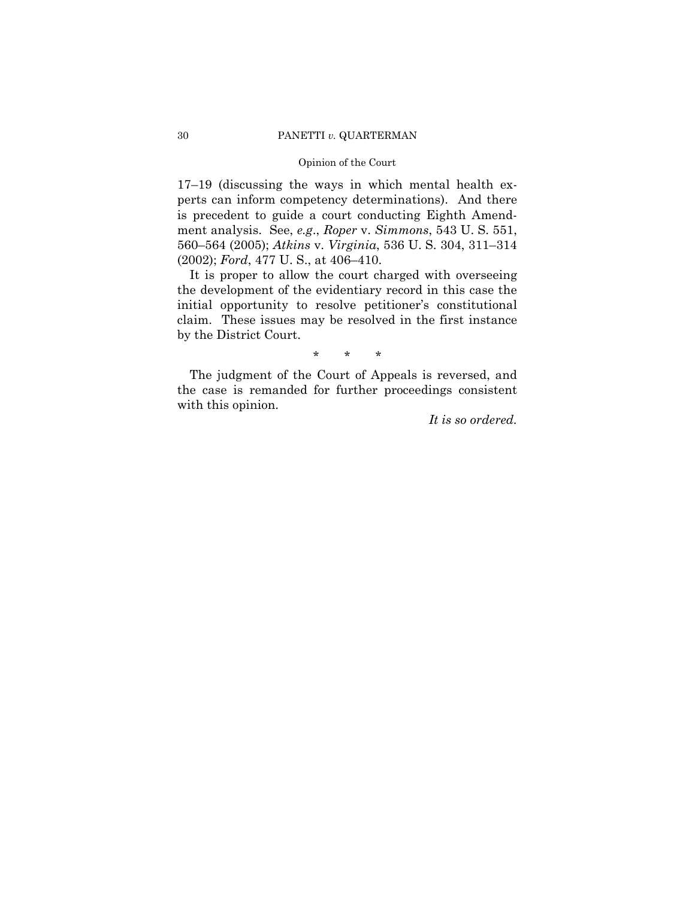17–19 (discussing the ways in which mental health experts can inform competency determinations). And there is precedent to guide a court conducting Eighth Amendment analysis. See, *e.g.*, *Roper* v. *Simmons*, 543 U. S. 551, 560–564 (2005); *Atkins* v. *Virginia*, 536 U. S. 304, 311–314 (2002); *Ford*, 477 U. S., at 406–410.

It is proper to allow the court charged with overseeing the development of the evidentiary record in this case the initial opportunity to resolve petitioner's constitutional claim. These issues may be resolved in the first instance by the District Court.

\* \* \*

The judgment of the Court of Appeals is reversed, and the case is remanded for further proceedings consistent with this opinion.

*It is so ordered.*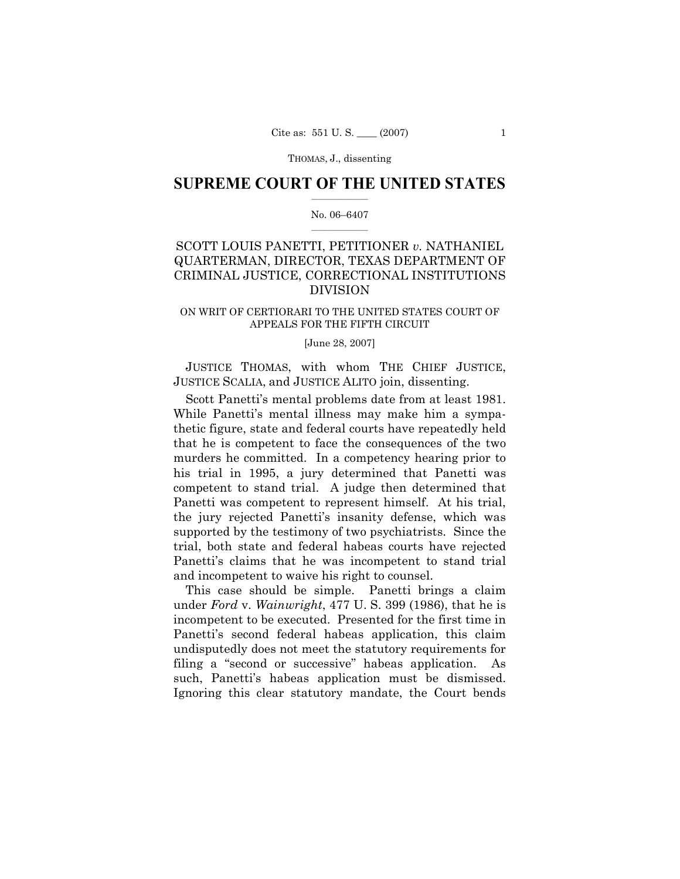SUPREME COURT OF THE UNITED STATES

No. 06–6407

SCOTT LOUIS PANETTI, PETITIONER *v.* NATHANIEL QUARTERMAN, DIRECTOR, TEXAS DEPARTMENT OF CRIMINAL JUSTICE, CORRECTIONAL INSTITUTIONS DIVISION

ON WRIT OF CERTIORARI TO THE UNITED STATES COURT OF APPEALS FOR THE FIFTH CIRCUIT

[June 28, 2007]

JUSTICE THOMAS, with whom THE CHIEF JUSTICE, JUSTICE SCALIA, and JUSTICE ALITO join, dissenting.

Scott Panetti's mental problems date from at least 1981. While Panetti's mental illness may make him a sympathetic figure, state and federal courts have repeatedly held that he is competent to face the consequences of the two murders he committed. In a competency hearing prior to his trial in 1995, a jury determined that Panetti was competent to stand trial. A judge then determined that Panetti was competent to represent himself. At his trial, the jury rejected Panetti's insanity defense, which was supported by the testimony of two psychiatrists. Since the trial, both state and federal habeas courts have rejected Panetti's claims that he was incompetent to stand trial and incompetent to waive his right to counsel.

This case should be simple. Panetti brings a claim under *Ford* v. *Wainwright*, 477 U. S. 399 (1986), that he is incompetent to be executed. Presented for the first time in Panetti's second federal habeas application, this claim undisputedly does not meet the statutory requirements for filing a "second or successive" habeas application. As such, Panetti's habeas application must be dismissed. Ignoring this clear statutory mandate, the Court bends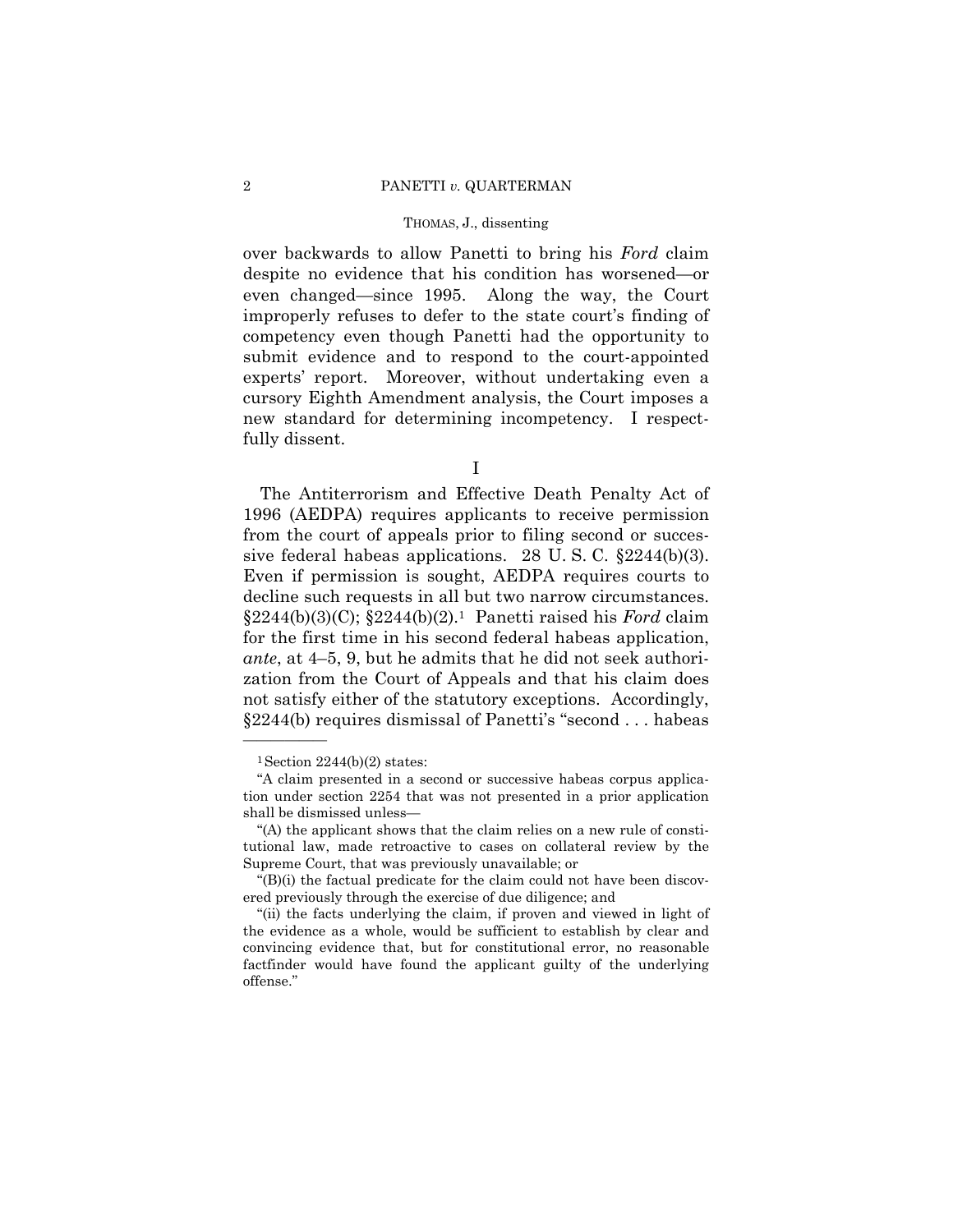over backwards to allow Panetti to bring his *Ford* claim despite no evidence that his condition has worsened—or even changed—since 1995. Along the way, the Court improperly refuses to defer to the state court's finding of competency even though Panetti had the opportunity to submit evidence and to respond to the court-appointed experts' report. Moreover, without undertaking even a cursory Eighth Amendment analysis, the Court imposes a new standard for determining incompetency. I respectfully dissent.

## I

The Antiterrorism and Effective Death Penalty Act of 1996 (AEDPA) requires applicants to receive permission from the court of appeals prior to filing second or successive federal habeas applications. 28 U. S. C. §2244(b)(3). Even if permission is sought, AEDPA requires courts to decline such requests in all but two narrow circumstances. §2244(b)(3)(C); §2244(b)(2).[1] Panetti raised his *Ford* claim for the first time in his second federal habeas application, *ante*, at 4–5, 9, but he admits that he did not seek authorization from the Court of Appeals and that his claim does not satisfy either of the statutory exceptions. Accordingly, §2244(b) requires dismissal of Panetti's "second . . . habeas

---

[1] Section 2244(b)(2) states:

"A claim presented in a second or successive habeas corpus application under section 2254 that was not presented in a prior application shall be dismissed unless—

"(A) the applicant shows that the claim relies on a new rule of constitutional law, made retroactive to cases on collateral review by the Supreme Court, that was previously unavailable; or

"(B)(i) the factual predicate for the claim could not have been discovered previously through the exercise of due diligence; and

"(ii) the facts underlying the claim, if proven and viewed in light of the evidence as a whole, would be sufficient to establish by clear and convincing evidence that, but for constitutional error, no reasonable factfinder would have found the applicant guilty of the underlying offense."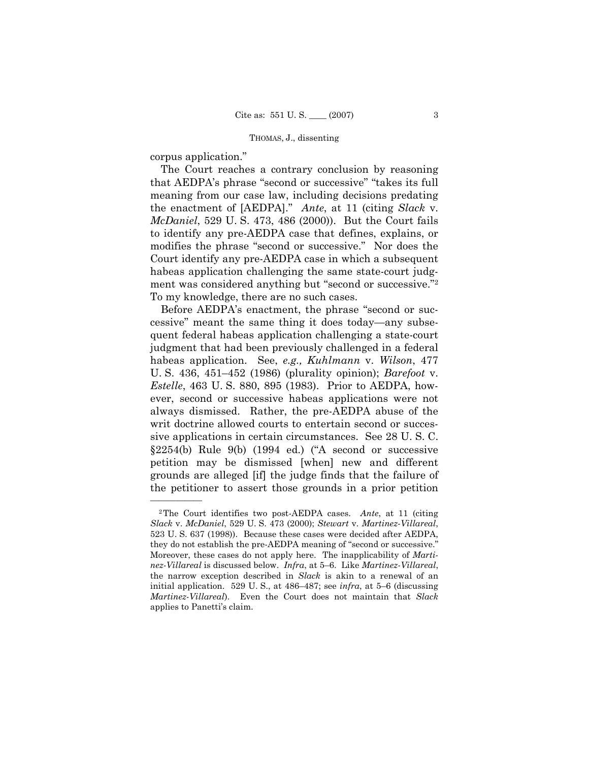corpus application."

The Court reaches a contrary conclusion by reasoning that AEDPA's phrase "second or successive" "takes its full meaning from our case law, including decisions predating the enactment of [AEDPA]." *Ante*, at 11 (citing *Slack* v. *McDaniel*, 529 U. S. 473, 486 (2000)). But the Court fails to identify any pre-AEDPA case that defines, explains, or modifies the phrase "second or successive." Nor does the Court identify any pre-AEDPA case in which a subsequent habeas application challenging the same state-court judgment was considered anything but "second or successive."[2] To my knowledge, there are no such cases.

Before AEDPA's enactment, the phrase "second or successive" meant the same thing it does today—any subsequent federal habeas application challenging a state-court judgment that had been previously challenged in a federal habeas application. See, *e.g., Kuhlmann* v. *Wilson*, 477 U. S. 436, 451–452 (1986) (plurality opinion); *Barefoot* v. *Estelle*, 463 U. S. 880, 895 (1983). Prior to AEDPA, however, second or successive habeas applications were not always dismissed. Rather, the pre-AEDPA abuse of the writ doctrine allowed courts to entertain second or successive applications in certain circumstances. See 28 U. S. C. §2254(b) Rule 9(b) (1994 ed.) ("A second or successive petition may be dismissed [when] new and different grounds are alleged [if] the judge finds that the failure of the petitioner to assert those grounds in a prior petition

---

[2] The Court identifies two post-AEDPA cases. *Ante*, at 11 (citing *Slack* v. *McDaniel*, 529 U. S. 473 (2000); *Stewart* v. *Martinez-Villareal*, 523 U. S. 637 (1998)). Because these cases were decided after AEDPA, they do not establish the pre-AEDPA meaning of "second or successive." Moreover, these cases do not apply here. The inapplicability of *Martinez-Villareal* is discussed below. *Infra*, at 5–6. Like *Martinez-Villareal*, the narrow exception described in *Slack* is akin to a renewal of an initial application. 529 U. S., at 486–487; see *infra*, at 5–6 (discussing *Martinez-Villareal*). Even the Court does not maintain that *Slack* applies to Panetti's claim.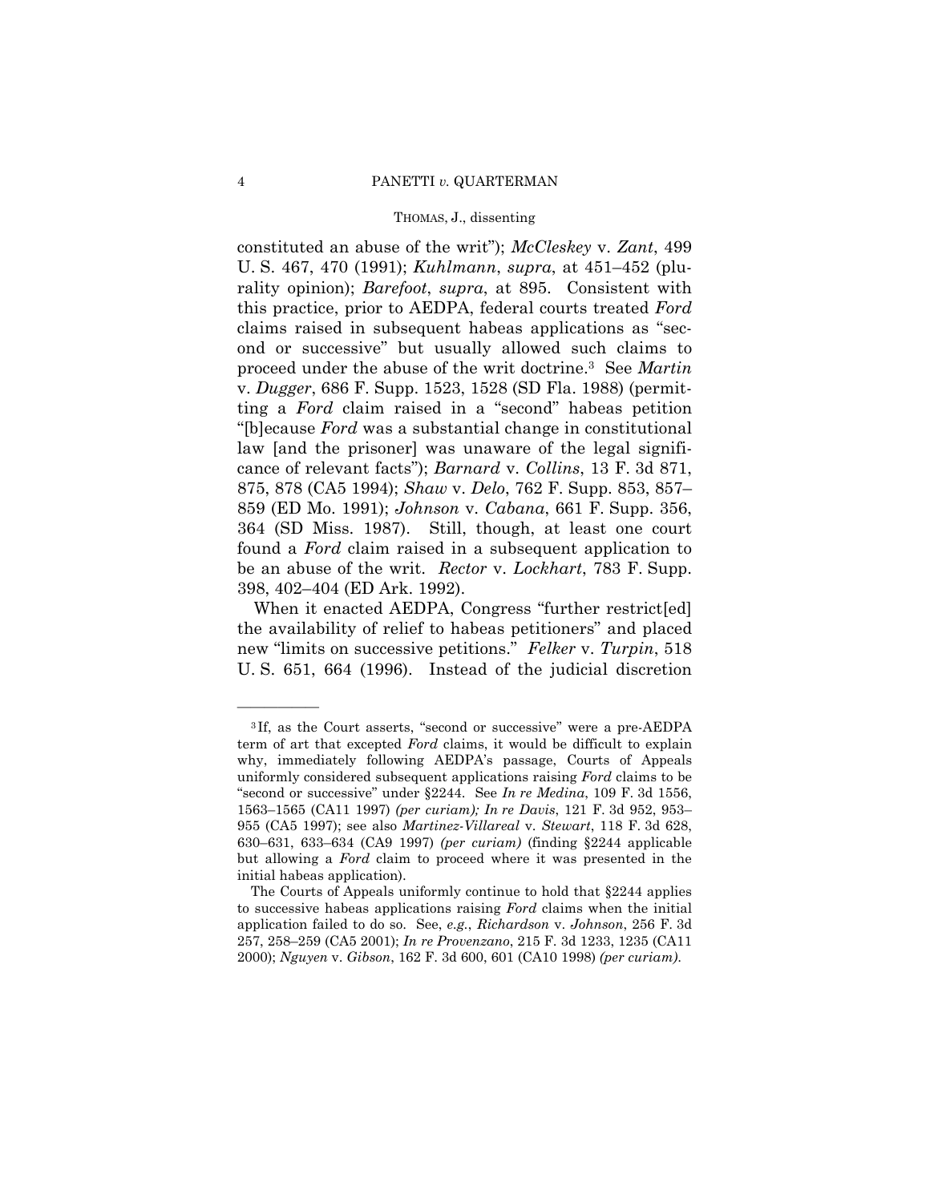constituted an abuse of the writ"); *McCleskey* v. *Zant*, 499 U. S. 467, 470 (1991); *Kuhlmann*, *supra*, at 451–452 (plurality opinion); *Barefoot*, *supra*, at 895. Consistent with this practice, prior to AEDPA, federal courts treated *Ford* claims raised in subsequent habeas applications as "second or successive" but usually allowed such claims to proceed under the abuse of the writ doctrine.[3] See *Martin* v. *Dugger*, 686 F. Supp. 1523, 1528 (SD Fla. 1988) (permitting a *Ford* claim raised in a "second" habeas petition "[b]ecause *Ford* was a substantial change in constitutional law [and the prisoner] was unaware of the legal significance of relevant facts"); *Barnard* v. *Collins*, 13 F. 3d 871, 875, 878 (CA5 1994); *Shaw* v. *Delo*, 762 F. Supp. 853, 857–859 (ED Mo. 1991); *Johnson* v. *Cabana*, 661 F. Supp. 356, 364 (SD Miss. 1987). Still, though, at least one court found a *Ford* claim raised in a subsequent application to be an abuse of the writ. *Rector* v. *Lockhart*, 783 F. Supp. 398, 402–404 (ED Ark. 1992).

When it enacted AEDPA, Congress "further restrict[ed] the availability of relief to habeas petitioners" and placed new "limits on successive petitions." *Felker* v. *Turpin*, 518 U. S. 651, 664 (1996). Instead of the judicial discretion

---

[3] If, as the Court asserts, "second or successive" were a pre-AEDPA term of art that excepted *Ford* claims, it would be difficult to explain why, immediately following AEDPA's passage, Courts of Appeals uniformly considered subsequent applications raising *Ford* claims to be "second or successive" under §2244. See *In re Medina*, 109 F. 3d 1556, 1563–1565 (CA11 1997) *(per curiam); In re Davis*, 121 F. 3d 952, 953–955 (CA5 1997); see also *Martinez-Villareal* v. *Stewart*, 118 F. 3d 628, 630–631, 633–634 (CA9 1997) *(per curiam)* (finding §2244 applicable but allowing a *Ford* claim to proceed where it was presented in the initial habeas application).

The Courts of Appeals uniformly continue to hold that §2244 applies to successive habeas applications raising *Ford* claims when the initial application failed to do so. See, *e.g.*, *Richardson* v. *Johnson*, 256 F. 3d 257, 258–259 (CA5 2001); *In re Provenzano*, 215 F. 3d 1233, 1235 (CA11 2000); *Nguyen* v. *Gibson*, 162 F. 3d 600, 601 (CA10 1998) *(per curiam)*.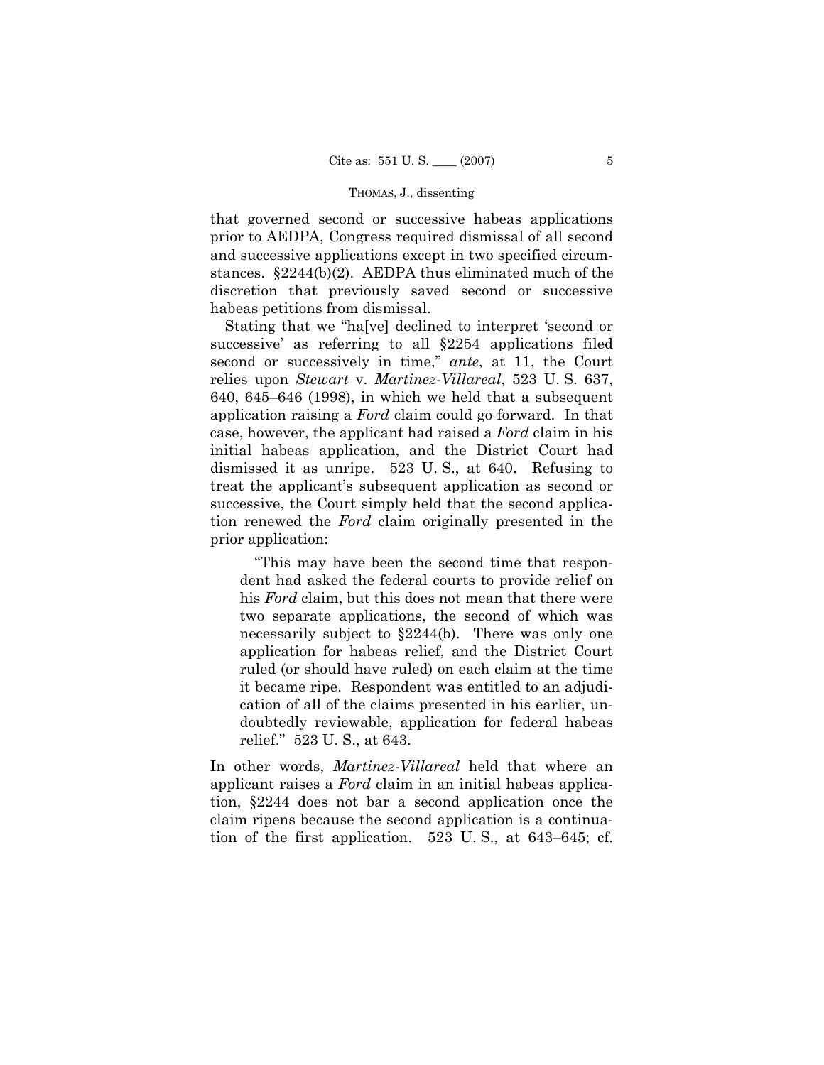that governed second or successive habeas applications prior to AEDPA, Congress required dismissal of all second and successive applications except in two specified circumstances. §2244(b)(2). AEDPA thus eliminated much of the discretion that previously saved second or successive habeas petitions from dismissal.

Stating that we "ha[ve] declined to interpret 'second or successive' as referring to all §2254 applications filed second or successively in time," *ante*, at 11, the Court relies upon *Stewart* v. *Martinez-Villareal*, 523 U. S. 637, 640, 645–646 (1998), in which we held that a subsequent application raising a *Ford* claim could go forward. In that case, however, the applicant had raised a *Ford* claim in his initial habeas application, and the District Court had dismissed it as unripe. 523 U. S., at 640. Refusing to treat the applicant's subsequent application as second or successive, the Court simply held that the second application renewed the *Ford* claim originally presented in the prior application:

> "This may have been the second time that respondent had asked the federal courts to provide relief on his *Ford* claim, but this does not mean that there were two separate applications, the second of which was necessarily subject to §2244(b). There was only one application for habeas relief, and the District Court ruled (or should have ruled) on each claim at the time it became ripe. Respondent was entitled to an adjudication of all of the claims presented in his earlier, undoubtedly reviewable, application for federal habeas relief." 523 U. S., at 643.

In other words, *Martinez-Villareal* held that where an applicant raises a *Ford* claim in an initial habeas application, §2244 does not bar a second application once the claim ripens because the second application is a continuation of the first application. 523 U. S., at 643–645; cf.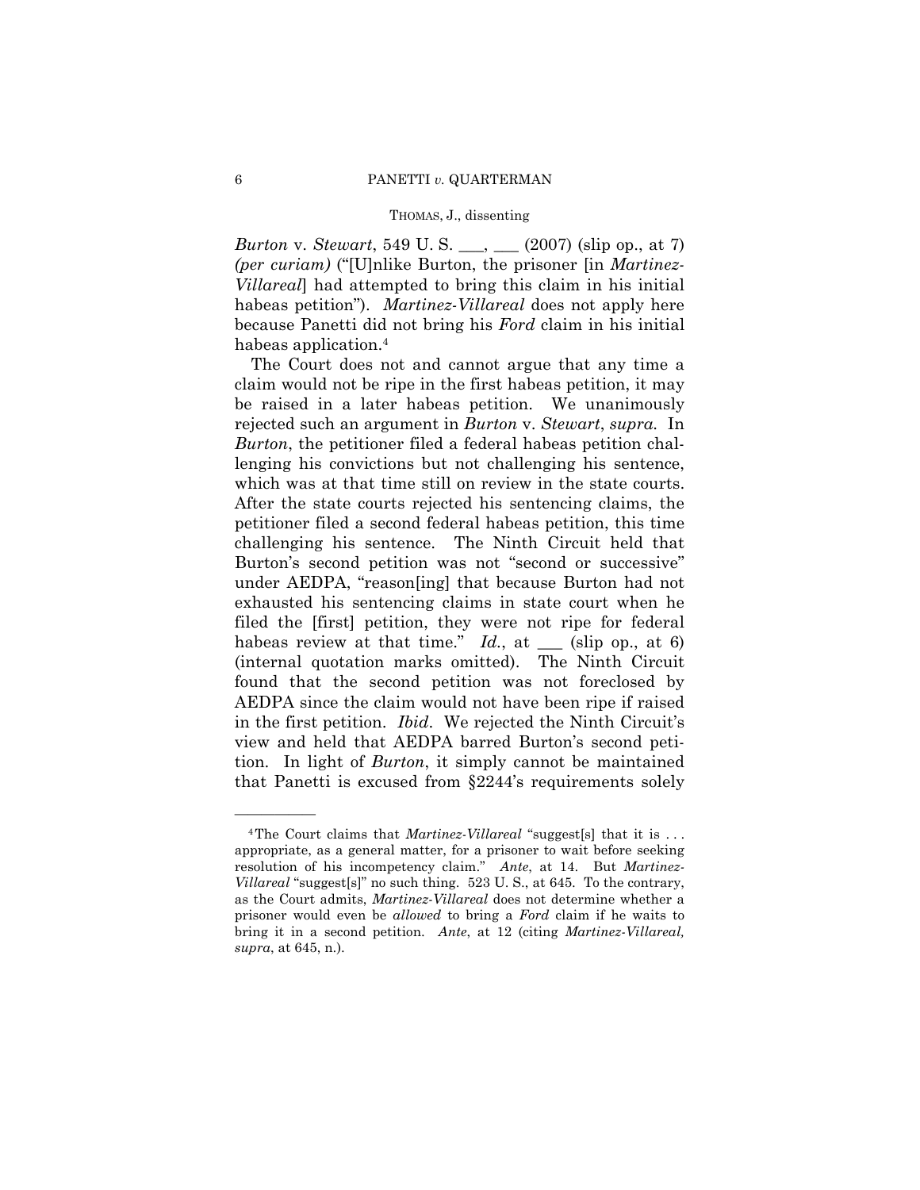*Burton* v. *Stewart*, 549 U. S. ___, ___ (2007) (slip op., at 7) *(per curiam)* ("[U]nlike Burton, the prisoner [in *Martinez-Villareal*] had attempted to bring this claim in his initial habeas petition"). *Martinez-Villareal* does not apply here because Panetti did not bring his *Ford* claim in his initial habeas application.[4]

The Court does not and cannot argue that any time a claim would not be ripe in the first habeas petition, it may be raised in a later habeas petition. We unanimously rejected such an argument in *Burton* v. *Stewart*, *supra.* In *Burton*, the petitioner filed a federal habeas petition challenging his convictions but not challenging his sentence, which was at that time still on review in the state courts. After the state courts rejected his sentencing claims, the petitioner filed a second federal habeas petition, this time challenging his sentence. The Ninth Circuit held that Burton's second petition was not "second or successive" under AEDPA, "reason[ing] that because Burton had not exhausted his sentencing claims in state court when he filed the [first] petition, they were not ripe for federal habeas review at that time." *Id.*, at ___ (slip op., at 6) (internal quotation marks omitted). The Ninth Circuit found that the second petition was not foreclosed by AEDPA since the claim would not have been ripe if raised in the first petition. *Ibid*. We rejected the Ninth Circuit's view and held that AEDPA barred Burton's second petition. In light of *Burton*, it simply cannot be maintained that Panetti is excused from §2244's requirements solely

---

[4] The Court claims that *Martinez-Villareal* "suggest[s] that it is . . . appropriate, as a general matter, for a prisoner to wait before seeking resolution of his incompetency claim." *Ante*, at 14. But *Martinez-Villareal* "suggest[s]" no such thing. 523 U. S., at 645. To the contrary, as the Court admits, *Martinez-Villareal* does not determine whether a prisoner would even be *allowed* to bring a *Ford* claim if he waits to bring it in a second petition. *Ante*, at 12 (citing *Martinez-Villareal, supra*, at 645, n.).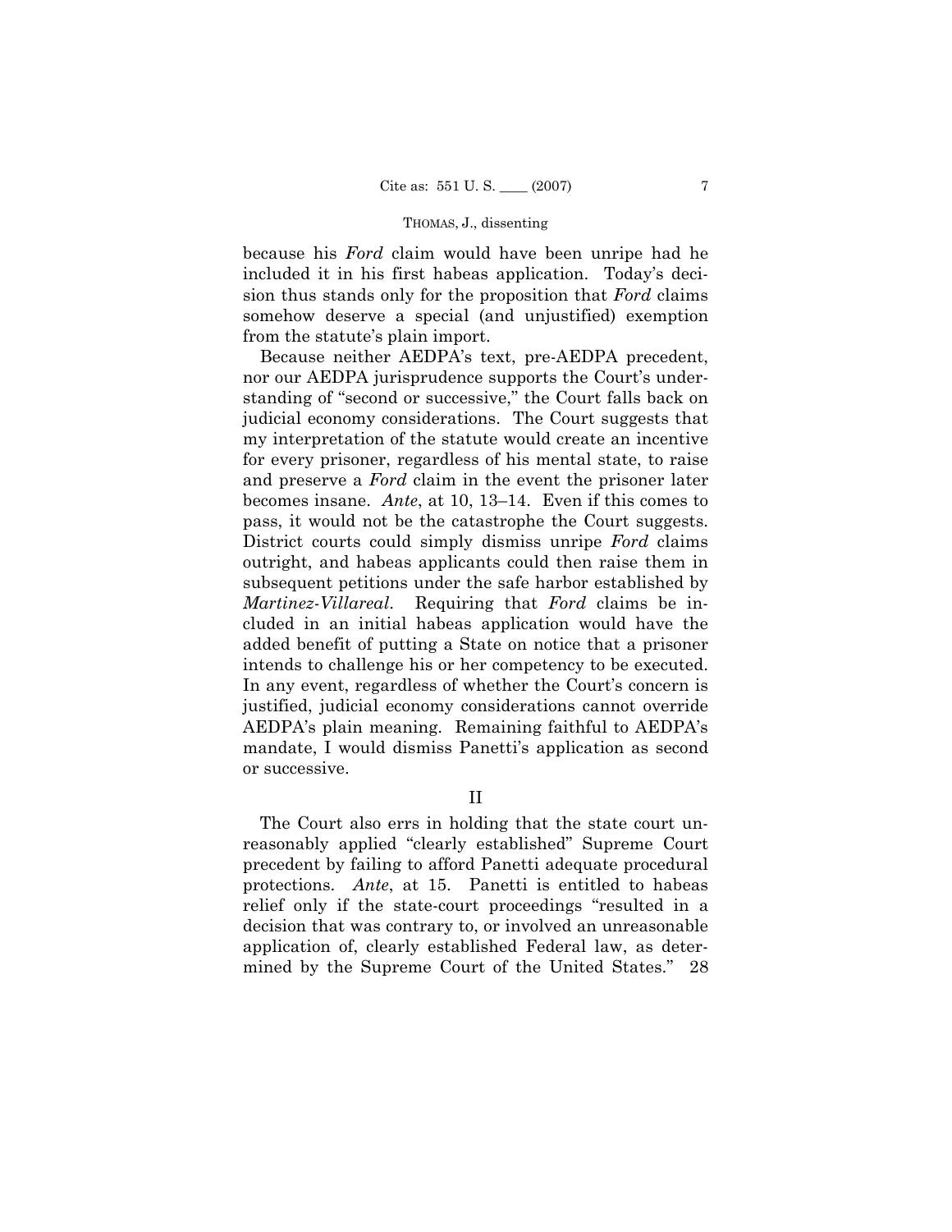because his *Ford* claim would have been unripe had he included it in his first habeas application. Today's decision thus stands only for the proposition that *Ford* claims somehow deserve a special (and unjustified) exemption from the statute's plain import.

Because neither AEDPA's text, pre-AEDPA precedent, nor our AEDPA jurisprudence supports the Court's understanding of "second or successive," the Court falls back on judicial economy considerations. The Court suggests that my interpretation of the statute would create an incentive for every prisoner, regardless of his mental state, to raise and preserve a *Ford* claim in the event the prisoner later becomes insane. *Ante*, at 10, 13–14. Even if this comes to pass, it would not be the catastrophe the Court suggests. District courts could simply dismiss unripe *Ford* claims outright, and habeas applicants could then raise them in subsequent petitions under the safe harbor established by *Martinez-Villareal*. Requiring that *Ford* claims be included in an initial habeas application would have the added benefit of putting a State on notice that a prisoner intends to challenge his or her competency to be executed. In any event, regardless of whether the Court's concern is justified, judicial economy considerations cannot override AEDPA's plain meaning. Remaining faithful to AEDPA's mandate, I would dismiss Panetti's application as second or successive.

## II

The Court also errs in holding that the state court unreasonably applied "clearly established" Supreme Court precedent by failing to afford Panetti adequate procedural protections. *Ante*, at 15. Panetti is entitled to habeas relief only if the state-court proceedings "resulted in a decision that was contrary to, or involved an unreasonable application of, clearly established Federal law, as determined by the Supreme Court of the United States." 28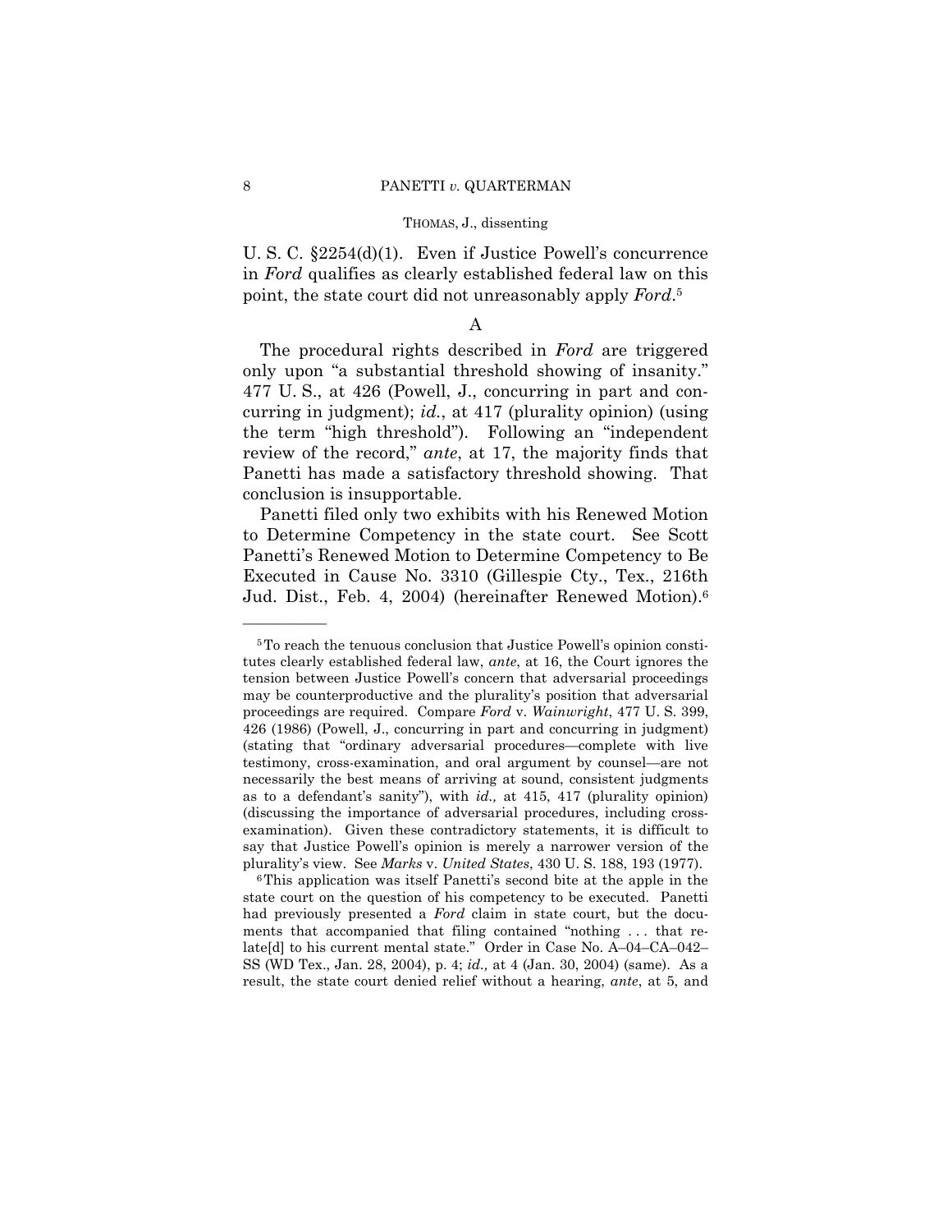U. S. C. §2254(d)(1). Even if Justice Powell's concurrence in *Ford* qualifies as clearly established federal law on this point, the state court did not unreasonably apply *Ford*.[5]

## A

The procedural rights described in *Ford* are triggered only upon "a substantial threshold showing of insanity." 477 U. S., at 426 (Powell, J., concurring in part and concurring in judgment); *id.*, at 417 (plurality opinion) (using the term "high threshold"). Following an "independent review of the record," *ante*, at 17, the majority finds that Panetti has made a satisfactory threshold showing. That conclusion is insupportable.

Panetti filed only two exhibits with his Renewed Motion to Determine Competency in the state court. See Scott Panetti's Renewed Motion to Determine Competency to Be Executed in Cause No. 3310 (Gillespie Cty., Tex., 216th Jud. Dist., Feb. 4, 2004) (hereinafter Renewed Motion).[6]

---

[5] To reach the tenuous conclusion that Justice Powell's opinion constitutes clearly established federal law, *ante*, at 16, the Court ignores the tension between Justice Powell's concern that adversarial proceedings may be counterproductive and the plurality's position that adversarial proceedings are required. Compare *Ford* v. *Wainwright*, 477 U. S. 399, 426 (1986) (Powell, J., concurring in part and concurring in judgment) (stating that "ordinary adversarial procedures—complete with live testimony, cross-examination, and oral argument by counsel—are not necessarily the best means of arriving at sound, consistent judgments as to a defendant's sanity"), with *id.,* at 415, 417 (plurality opinion) (discussing the importance of adversarial procedures, including cross-examination). Given these contradictory statements, it is difficult to say that Justice Powell's opinion is merely a narrower version of the plurality's view. See *Marks* v. *United States*, 430 U. S. 188, 193 (1977).

[6] This application was itself Panetti's second bite at the apple in the state court on the question of his competency to be executed. Panetti had previously presented a *Ford* claim in state court, but the documents that accompanied that filing contained "nothing . . . that relate[d] to his current mental state." Order in Case No. A–04–CA–042–SS (WD Tex., Jan. 28, 2004), p. 4; *id.,* at 4 (Jan. 30, 2004) (same). As a result, the state court denied relief without a hearing, *ante*, at 5, and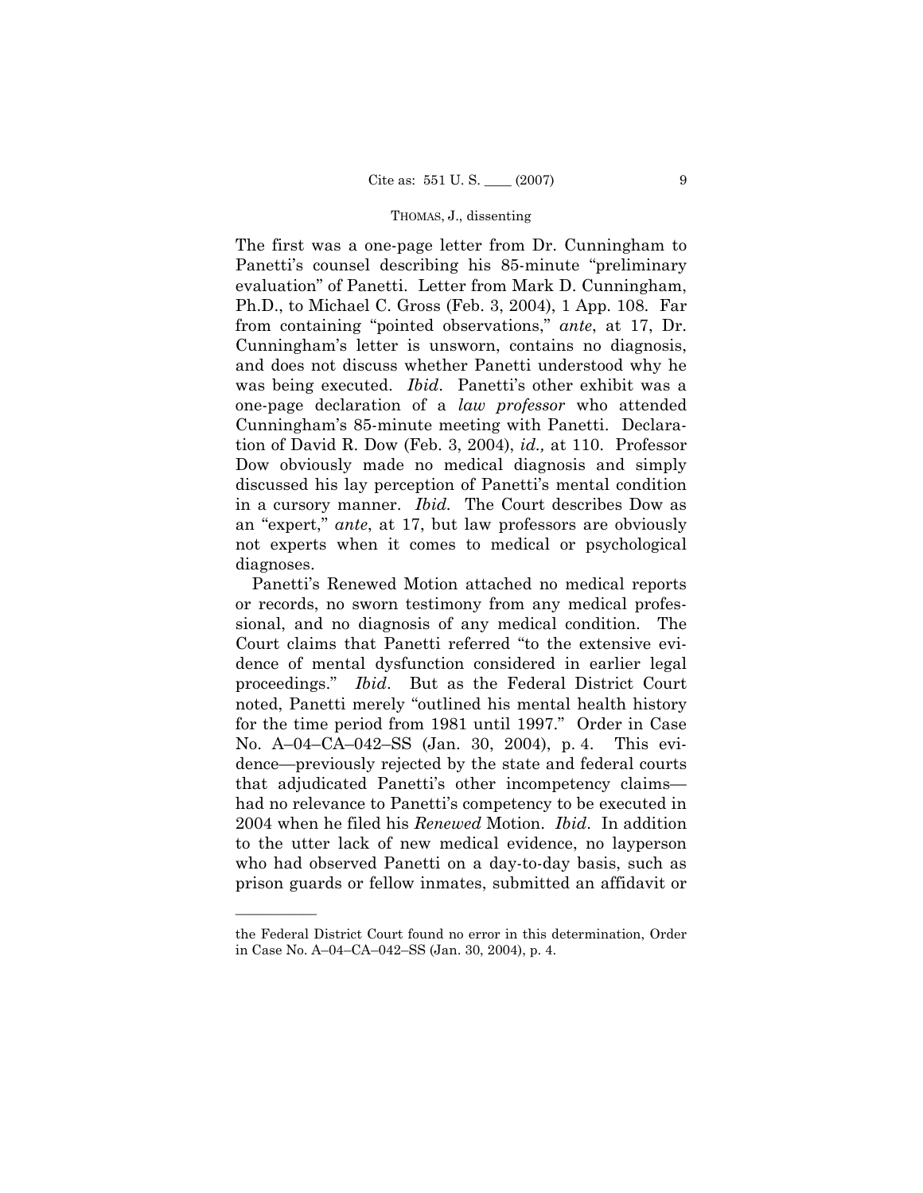The first was a one-page letter from Dr. Cunningham to Panetti's counsel describing his 85-minute "preliminary evaluation" of Panetti. Letter from Mark D. Cunningham, Ph.D., to Michael C. Gross (Feb. 3, 2004), 1 App. 108. Far from containing "pointed observations," *ante*, at 17, Dr. Cunningham's letter is unsworn, contains no diagnosis, and does not discuss whether Panetti understood why he was being executed. *Ibid*. Panetti's other exhibit was a one-page declaration of a *law professor* who attended Cunningham's 85-minute meeting with Panetti. Declaration of David R. Dow (Feb. 3, 2004), *id.,* at 110. Professor Dow obviously made no medical diagnosis and simply discussed his lay perception of Panetti's mental condition in a cursory manner. *Ibid.* The Court describes Dow as an "expert," *ante*, at 17, but law professors are obviously not experts when it comes to medical or psychological diagnoses.

Panetti's Renewed Motion attached no medical reports or records, no sworn testimony from any medical professional, and no diagnosis of any medical condition. The Court claims that Panetti referred "to the extensive evidence of mental dysfunction considered in earlier legal proceedings." *Ibid*. But as the Federal District Court noted, Panetti merely "outlined his mental health history for the time period from 1981 until 1997." Order in Case No. A–04–CA–042–SS (Jan. 30, 2004), p. 4. This evidence—previously rejected by the state and federal courts that adjudicated Panetti's other incompetency claims—had no relevance to Panetti's competency to be executed in 2004 when he filed his *Renewed* Motion. *Ibid*. In addition to the utter lack of new medical evidence, no layperson who had observed Panetti on a day-to-day basis, such as prison guards or fellow inmates, submitted an affidavit or

---

the Federal District Court found no error in this determination, Order in Case No. A–04–CA–042–SS (Jan. 30, 2004), p. 4.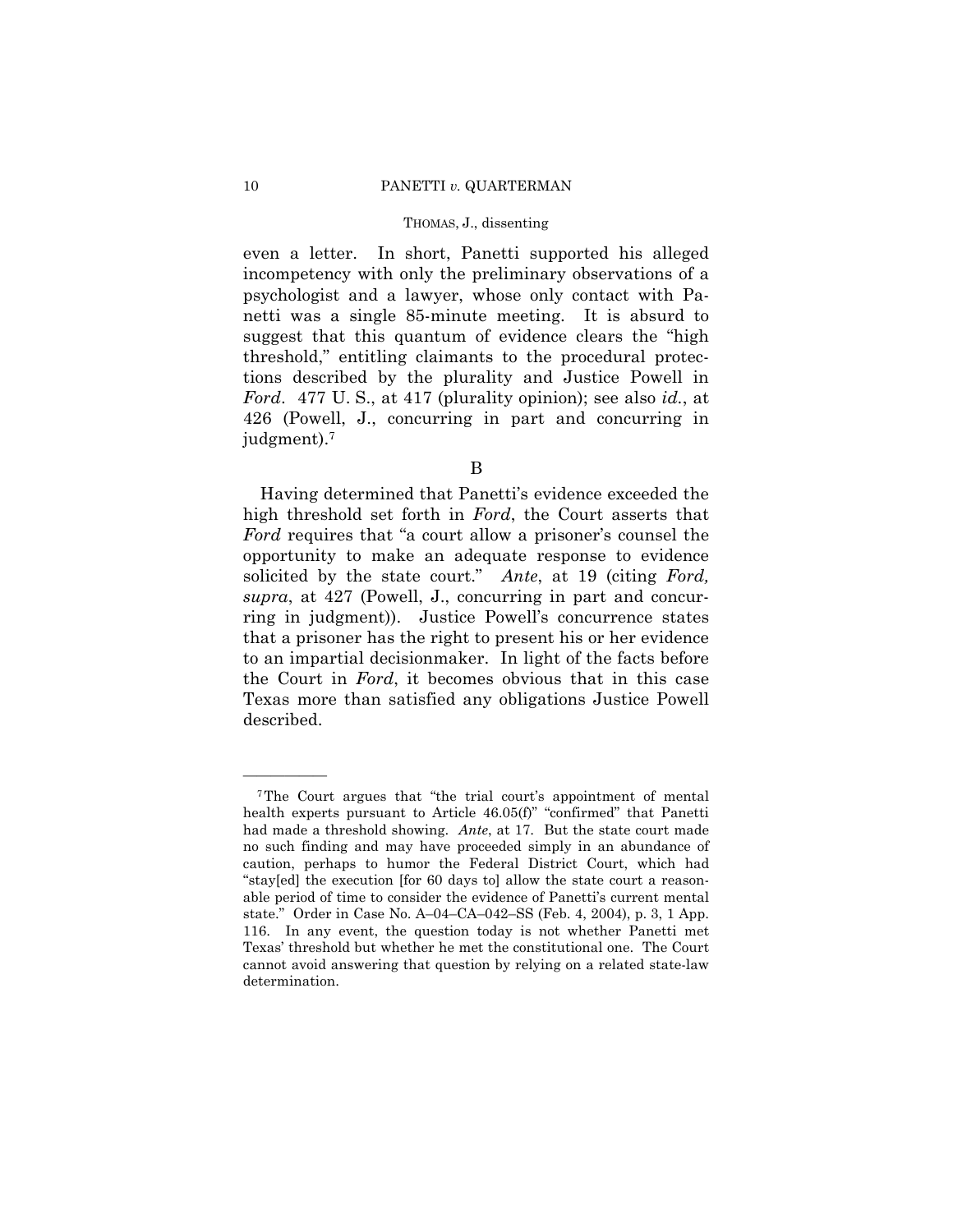even a letter. In short, Panetti supported his alleged incompetency with only the preliminary observations of a psychologist and a lawyer, whose only contact with Panetti was a single 85-minute meeting. It is absurd to suggest that this quantum of evidence clears the "high threshold," entitling claimants to the procedural protections described by the plurality and Justice Powell in *Ford*. 477 U. S., at 417 (plurality opinion); see also *id.*, at 426 (Powell, J., concurring in part and concurring in judgment).[7]

B

Having determined that Panetti's evidence exceeded the high threshold set forth in *Ford*, the Court asserts that *Ford* requires that "a court allow a prisoner's counsel the opportunity to make an adequate response to evidence solicited by the state court." *Ante*, at 19 (citing *Ford, supra*, at 427 (Powell, J., concurring in part and concurring in judgment)). Justice Powell's concurrence states that a prisoner has the right to present his or her evidence to an impartial decisionmaker. In light of the facts before the Court in *Ford*, it becomes obvious that in this case Texas more than satisfied any obligations Justice Powell described.

---

[7] The Court argues that "the trial court's appointment of mental health experts pursuant to Article 46.05(f)" "confirmed" that Panetti had made a threshold showing. *Ante*, at 17. But the state court made no such finding and may have proceeded simply in an abundance of caution, perhaps to humor the Federal District Court, which had "stay[ed] the execution [for 60 days to] allow the state court a reasonable period of time to consider the evidence of Panetti's current mental state." Order in Case No. A–04–CA–042–SS (Feb. 4, 2004), p. 3, 1 App. 116. In any event, the question today is not whether Panetti met Texas' threshold but whether he met the constitutional one. The Court cannot avoid answering that question by relying on a related state-law determination.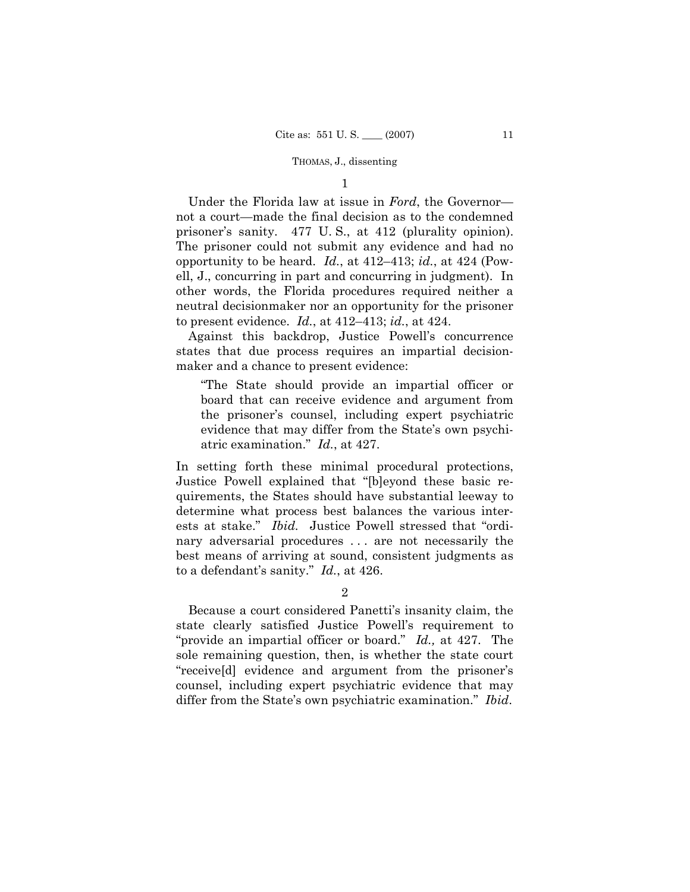1

Under the Florida law at issue in *Ford*, the Governor—not a court—made the final decision as to the condemned prisoner's sanity. 477 U. S., at 412 (plurality opinion). The prisoner could not submit any evidence and had no opportunity to be heard. *Id.*, at 412–413; *id.*, at 424 (Powell, J., concurring in part and concurring in judgment). In other words, the Florida procedures required neither a neutral decisionmaker nor an opportunity for the prisoner to present evidence. *Id.*, at 412–413; *id.*, at 424.

Against this backdrop, Justice Powell's concurrence states that due process requires an impartial decisionmaker and a chance to present evidence:

> "The State should provide an impartial officer or board that can receive evidence and argument from the prisoner's counsel, including expert psychiatric evidence that may differ from the State's own psychiatric examination." *Id.*, at 427.

In setting forth these minimal procedural protections, Justice Powell explained that "[b]eyond these basic requirements, the States should have substantial leeway to determine what process best balances the various interests at stake." *Ibid.* Justice Powell stressed that "ordinary adversarial procedures . . . are not necessarily the best means of arriving at sound, consistent judgments as to a defendant's sanity." *Id.*, at 426.

2

Because a court considered Panetti's insanity claim, the state clearly satisfied Justice Powell's requirement to "provide an impartial officer or board." *Id.,* at 427. The sole remaining question, then, is whether the state court "receive[d] evidence and argument from the prisoner's counsel, including expert psychiatric evidence that may differ from the State's own psychiatric examination." *Ibid.*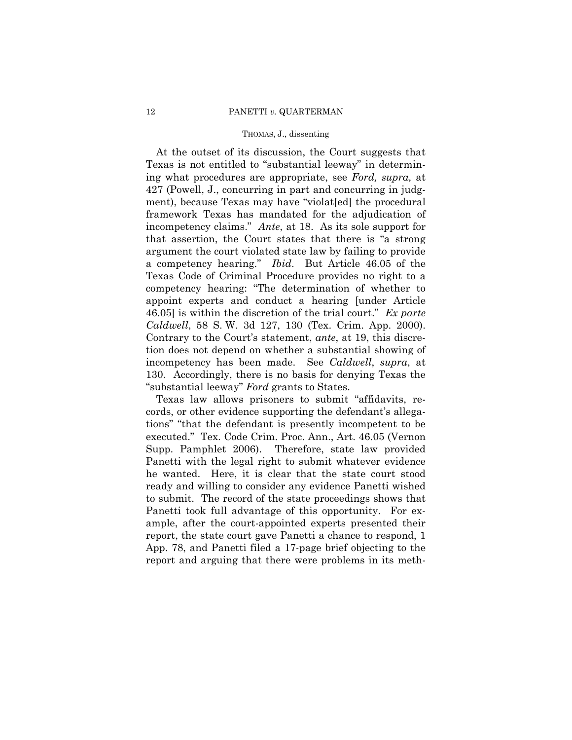At the outset of its discussion, the Court suggests that Texas is not entitled to "substantial leeway" in determining what procedures are appropriate, see *Ford, supra,* at 427 (Powell, J., concurring in part and concurring in judgment), because Texas may have "violat[ed] the procedural framework Texas has mandated for the adjudication of incompetency claims." *Ante*, at 18. As its sole support for that assertion, the Court states that there is "a strong argument the court violated state law by failing to provide a competency hearing." *Ibid*. But Article 46.05 of the Texas Code of Criminal Procedure provides no right to a competency hearing: "The determination of whether to appoint experts and conduct a hearing [under Article 46.05] is within the discretion of the trial court." *Ex parte Caldwell*, 58 S. W. 3d 127, 130 (Tex. Crim. App. 2000). Contrary to the Court's statement, *ante*, at 19, this discretion does not depend on whether a substantial showing of incompetency has been made. See *Caldwell*, *supra*, at 130. Accordingly, there is no basis for denying Texas the "substantial leeway" *Ford* grants to States.

Texas law allows prisoners to submit "affidavits, records, or other evidence supporting the defendant's allegations" "that the defendant is presently incompetent to be executed." Tex. Code Crim. Proc. Ann., Art. 46.05 (Vernon Supp. Pamphlet 2006). Therefore, state law provided Panetti with the legal right to submit whatever evidence he wanted. Here, it is clear that the state court stood ready and willing to consider any evidence Panetti wished to submit. The record of the state proceedings shows that Panetti took full advantage of this opportunity. For example, after the court-appointed experts presented their report, the state court gave Panetti a chance to respond, 1 App. 78, and Panetti filed a 17-page brief objecting to the report and arguing that there were problems in its meth-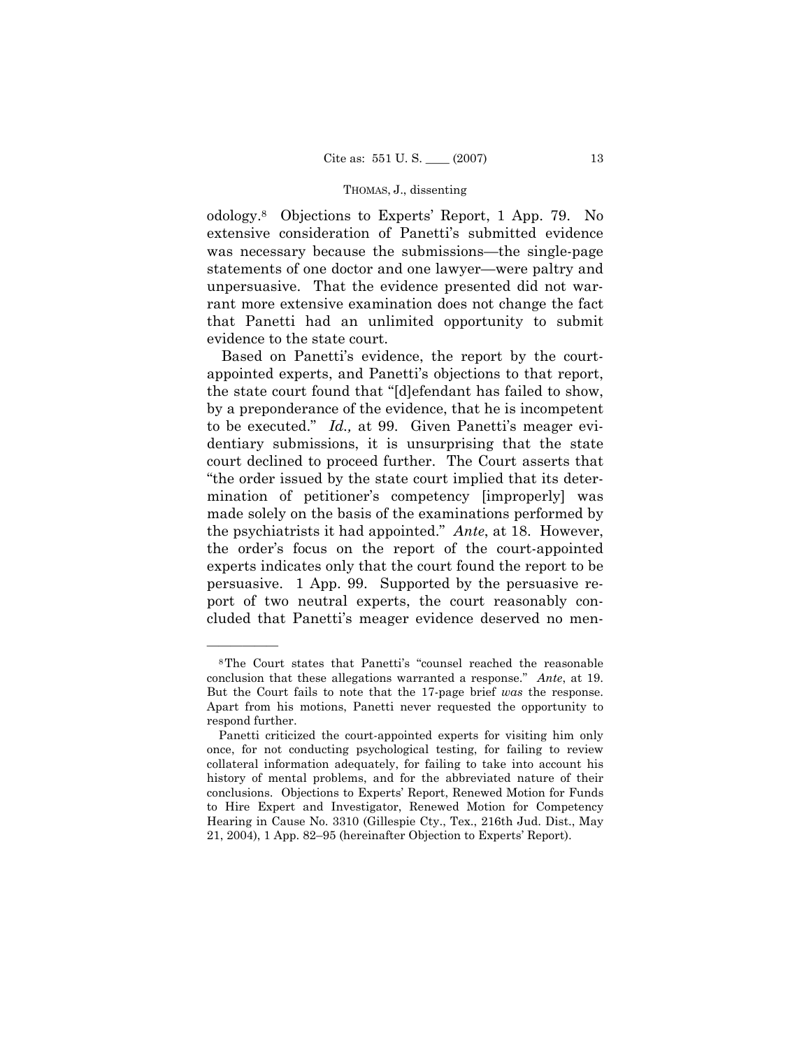odology.[8] Objections to Experts' Report, 1 App. 79. No extensive consideration of Panetti's submitted evidence was necessary because the submissions—the single-page statements of one doctor and one lawyer—were paltry and unpersuasive. That the evidence presented did not warrant more extensive examination does not change the fact that Panetti had an unlimited opportunity to submit evidence to the state court.

Based on Panetti's evidence, the report by the court-appointed experts, and Panetti's objections to that report, the state court found that "[d]efendant has failed to show, by a preponderance of the evidence, that he is incompetent to be executed." *Id.,* at 99. Given Panetti's meager evidentiary submissions, it is unsurprising that the state court declined to proceed further. The Court asserts that "the order issued by the state court implied that its determination of petitioner's competency [improperly] was made solely on the basis of the examinations performed by the psychiatrists it had appointed." *Ante*, at 18. However, the order's focus on the report of the court-appointed experts indicates only that the court found the report to be persuasive. 1 App. 99. Supported by the persuasive report of two neutral experts, the court reasonably concluded that Panetti's meager evidence deserved no men-

---

[8] The Court states that Panetti's "counsel reached the reasonable conclusion that these allegations warranted a response." *Ante*, at 19. But the Court fails to note that the 17-page brief *was* the response. Apart from his motions, Panetti never requested the opportunity to respond further.

Panetti criticized the court-appointed experts for visiting him only once, for not conducting psychological testing, for failing to review collateral information adequately, for failing to take into account his history of mental problems, and for the abbreviated nature of their conclusions. Objections to Experts' Report, Renewed Motion for Funds to Hire Expert and Investigator, Renewed Motion for Competency Hearing in Cause No. 3310 (Gillespie Cty., Tex., 216th Jud. Dist., May 21, 2004), 1 App. 82–95 (hereinafter Objection to Experts' Report).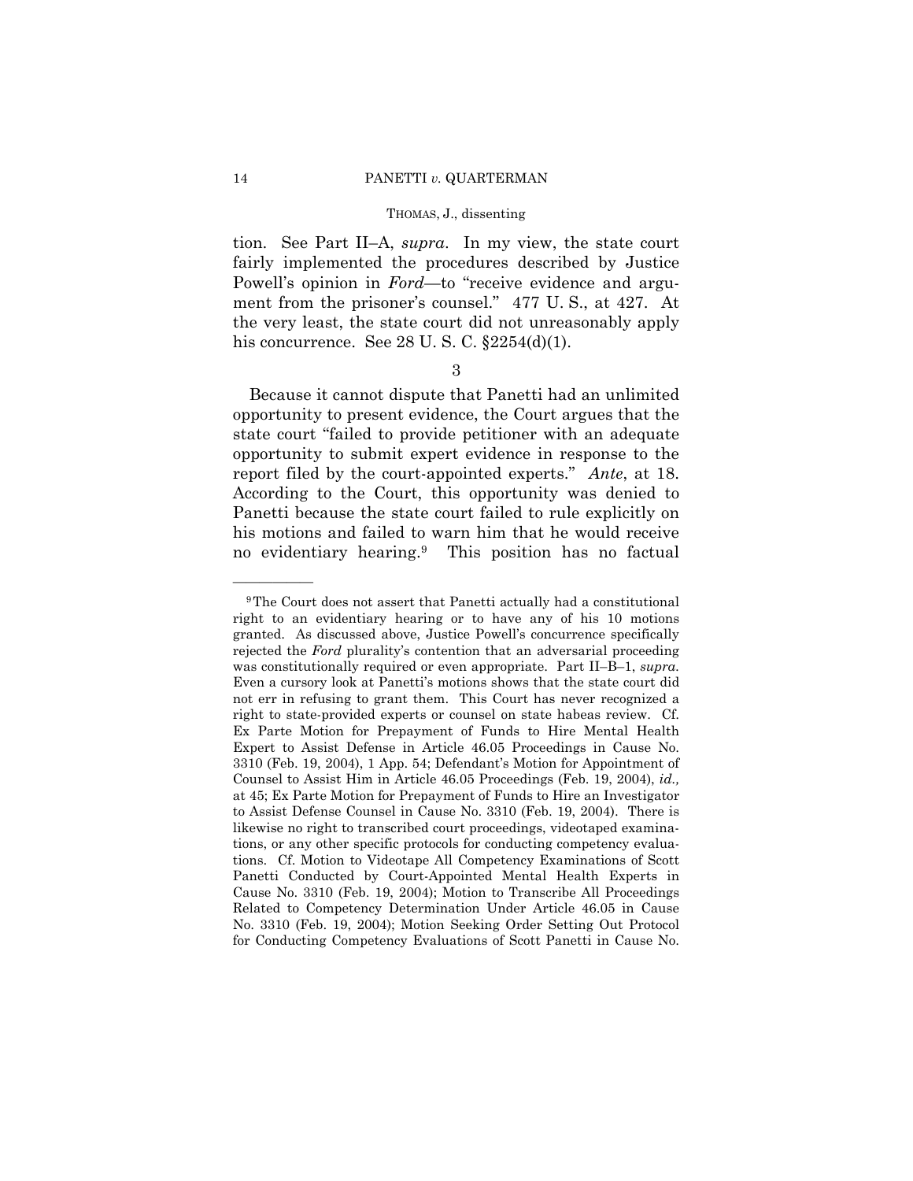tion. See Part II–A, *supra*. In my view, the state court fairly implemented the procedures described by Justice Powell's opinion in *Ford*—to "receive evidence and argument from the prisoner's counsel." 477 U. S., at 427. At the very least, the state court did not unreasonably apply his concurrence. See 28 U. S. C. §2254(d)(1).

3

Because it cannot dispute that Panetti had an unlimited opportunity to present evidence, the Court argues that the state court "failed to provide petitioner with an adequate opportunity to submit expert evidence in response to the report filed by the court-appointed experts." *Ante*, at 18. According to the Court, this opportunity was denied to Panetti because the state court failed to rule explicitly on his motions and failed to warn him that he would receive no evidentiary hearing.[9] This position has no factual

---

[9] The Court does not assert that Panetti actually had a constitutional right to an evidentiary hearing or to have any of his 10 motions granted. As discussed above, Justice Powell's concurrence specifically rejected the *Ford* plurality's contention that an adversarial proceeding was constitutionally required or even appropriate. Part II–B–1, *supra*. Even a cursory look at Panetti's motions shows that the state court did not err in refusing to grant them. This Court has never recognized a right to state-provided experts or counsel on state habeas review. Cf. Ex Parte Motion for Prepayment of Funds to Hire Mental Health Expert to Assist Defense in Article 46.05 Proceedings in Cause No. 3310 (Feb. 19, 2004), 1 App. 54; Defendant's Motion for Appointment of Counsel to Assist Him in Article 46.05 Proceedings (Feb. 19, 2004), *id.,* at 45; Ex Parte Motion for Prepayment of Funds to Hire an Investigator to Assist Defense Counsel in Cause No. 3310 (Feb. 19, 2004). There is likewise no right to transcribed court proceedings, videotaped examinations, or any other specific protocols for conducting competency evaluations. Cf. Motion to Videotape All Competency Examinations of Scott Panetti Conducted by Court-Appointed Mental Health Experts in Cause No. 3310 (Feb. 19, 2004); Motion to Transcribe All Proceedings Related to Competency Determination Under Article 46.05 in Cause No. 3310 (Feb. 19, 2004); Motion Seeking Order Setting Out Protocol for Conducting Competency Evaluations of Scott Panetti in Cause No.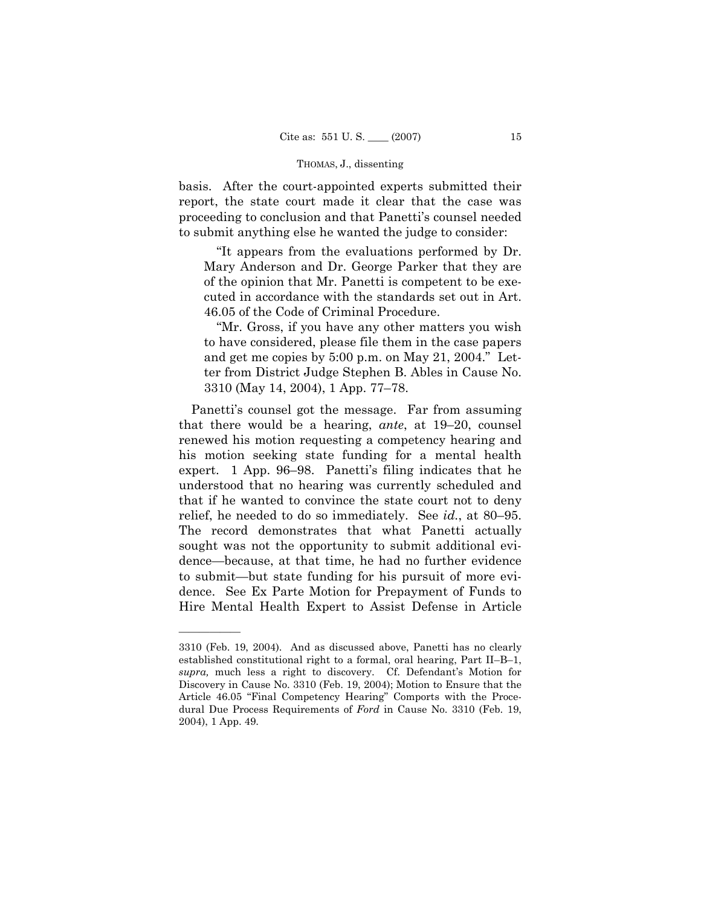basis. After the court-appointed experts submitted their report, the state court made it clear that the case was proceeding to conclusion and that Panetti's counsel needed to submit anything else he wanted the judge to consider:

> "It appears from the evaluations performed by Dr. Mary Anderson and Dr. George Parker that they are of the opinion that Mr. Panetti is competent to be executed in accordance with the standards set out in Art. 46.05 of the Code of Criminal Procedure.
>
> "Mr. Gross, if you have any other matters you wish to have considered, please file them in the case papers and get me copies by 5:00 p.m. on May 21, 2004." Letter from District Judge Stephen B. Ables in Cause No. 3310 (May 14, 2004), 1 App. 77–78.

Panetti's counsel got the message. Far from assuming that there would be a hearing, *ante*, at 19–20, counsel renewed his motion requesting a competency hearing and his motion seeking state funding for a mental health expert. 1 App. 96–98. Panetti's filing indicates that he understood that no hearing was currently scheduled and that if he wanted to convince the state court not to deny relief, he needed to do so immediately. See *id.*, at 80–95. The record demonstrates that what Panetti actually sought was not the opportunity to submit additional evidence—because, at that time, he had no further evidence to submit—but state funding for his pursuit of more evidence. See Ex Parte Motion for Prepayment of Funds to Hire Mental Health Expert to Assist Defense in Article

---

3310 (Feb. 19, 2004). And as discussed above, Panetti has no clearly established constitutional right to a formal, oral hearing, Part II–B–1, *supra,* much less a right to discovery. Cf. Defendant's Motion for Discovery in Cause No. 3310 (Feb. 19, 2004); Motion to Ensure that the Article 46.05 "Final Competency Hearing" Comports with the Procedural Due Process Requirements of *Ford* in Cause No. 3310 (Feb. 19, 2004), 1 App. 49.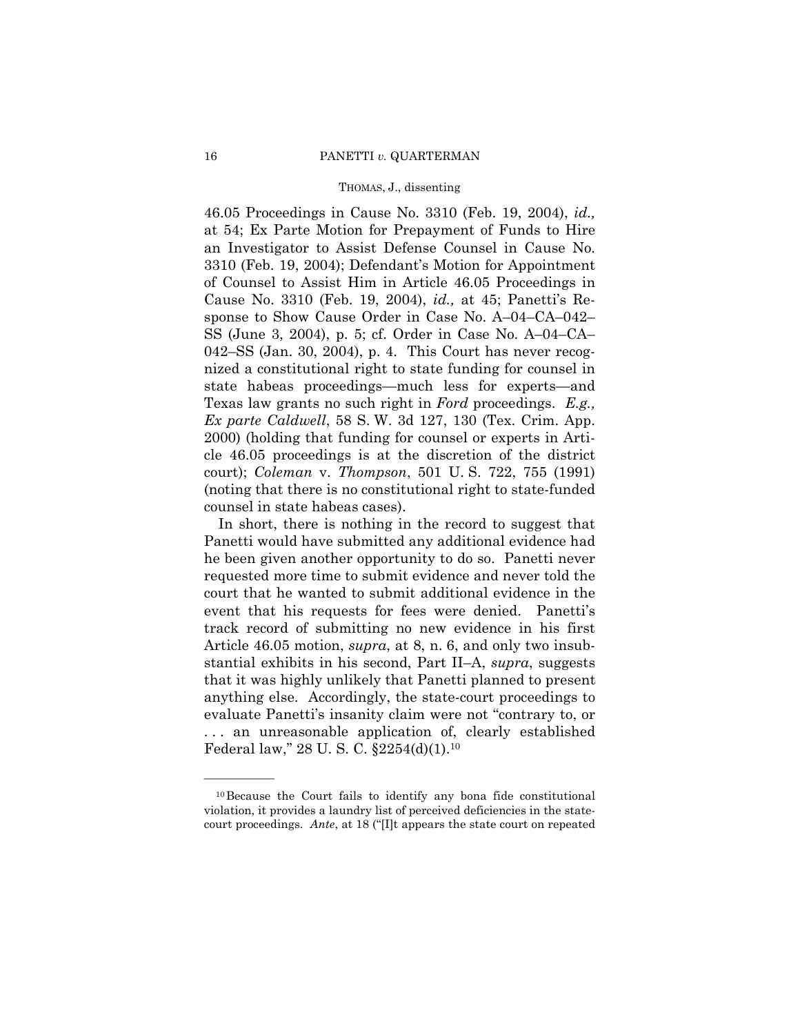46.05 Proceedings in Cause No. 3310 (Feb. 19, 2004), *id.,* at 54; Ex Parte Motion for Prepayment of Funds to Hire an Investigator to Assist Defense Counsel in Cause No. 3310 (Feb. 19, 2004); Defendant's Motion for Appointment of Counsel to Assist Him in Article 46.05 Proceedings in Cause No. 3310 (Feb. 19, 2004), *id.,* at 45; Panetti's Response to Show Cause Order in Case No. A–04–CA–042–SS (June 3, 2004), p. 5; cf. Order in Case No. A–04–CA–042–SS (Jan. 30, 2004), p. 4. This Court has never recognized a constitutional right to state funding for counsel in state habeas proceedings—much less for experts—and Texas law grants no such right in *Ford* proceedings. *E.g., Ex parte Caldwell*, 58 S. W. 3d 127, 130 (Tex. Crim. App. 2000) (holding that funding for counsel or experts in Article 46.05 proceedings is at the discretion of the district court); *Coleman* v. *Thompson*, 501 U. S. 722, 755 (1991) (noting that there is no constitutional right to state-funded counsel in state habeas cases).

In short, there is nothing in the record to suggest that Panetti would have submitted any additional evidence had he been given another opportunity to do so. Panetti never requested more time to submit evidence and never told the court that he wanted to submit additional evidence in the event that his requests for fees were denied. Panetti's track record of submitting no new evidence in his first Article 46.05 motion, *supra*, at 8, n. 6, and only two insubstantial exhibits in his second, Part II–A, *supra*, suggests that it was highly unlikely that Panetti planned to present anything else. Accordingly, the state-court proceedings to evaluate Panetti's insanity claim were not "contrary to, or . . . an unreasonable application of, clearly established Federal law," 28 U. S. C. §2254(d)(1).[10]

---

[10] Because the Court fails to identify any bona fide constitutional violation, it provides a laundry list of perceived deficiencies in the state-court proceedings. *Ante*, at 18 ("[I]t appears the state court on repeated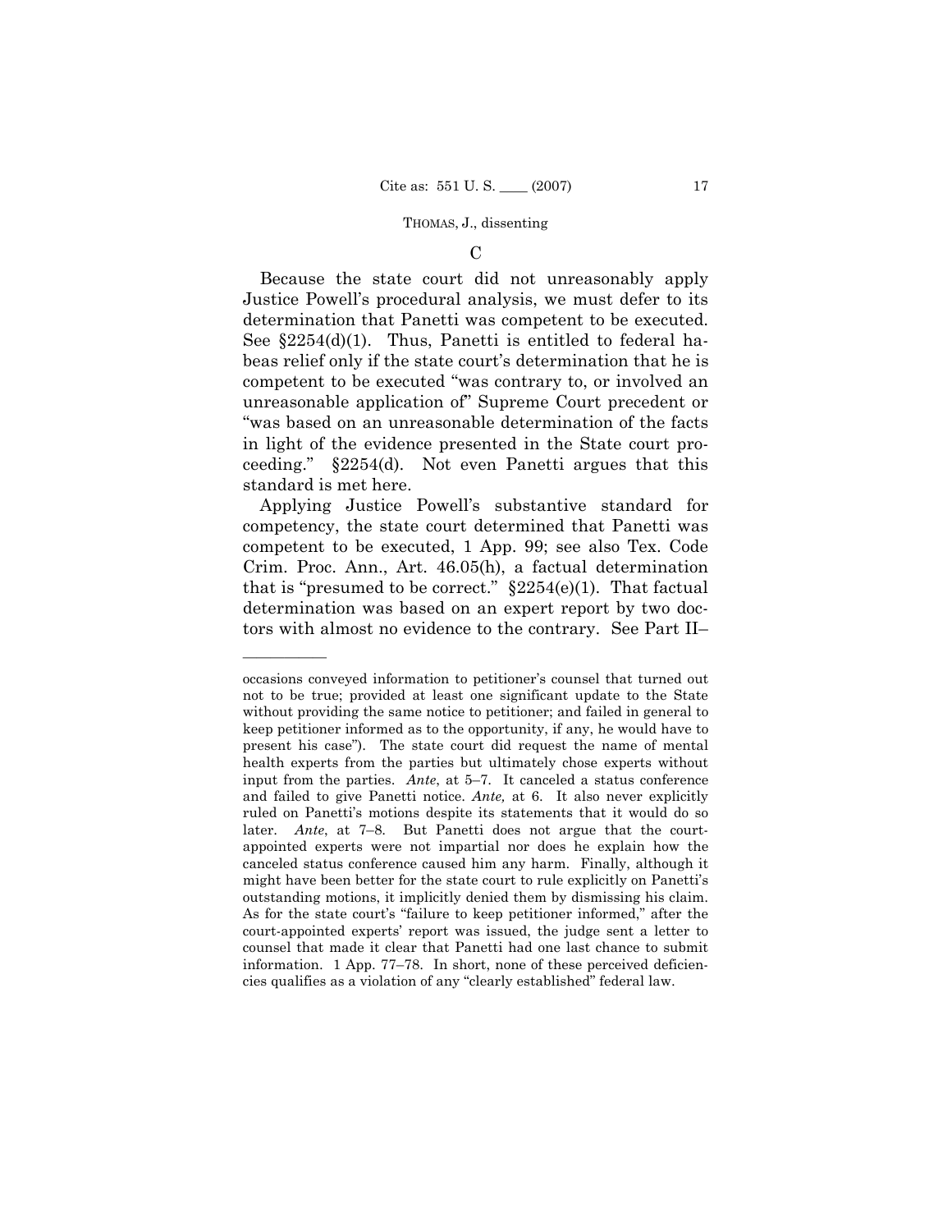C

Because the state court did not unreasonably apply Justice Powell's procedural analysis, we must defer to its determination that Panetti was competent to be executed. See §2254(d)(1). Thus, Panetti is entitled to federal habeas relief only if the state court's determination that he is competent to be executed "was contrary to, or involved an unreasonable application of" Supreme Court precedent or "was based on an unreasonable determination of the facts in light of the evidence presented in the State court proceeding." §2254(d). Not even Panetti argues that this standard is met here.

Applying Justice Powell's substantive standard for competency, the state court determined that Panetti was competent to be executed, 1 App. 99; see also Tex. Code Crim. Proc. Ann., Art. 46.05(h), a factual determination that is "presumed to be correct." §2254(e)(1). That factual determination was based on an expert report by two doctors with almost no evidence to the contrary. See Part II–

---

occasions conveyed information to petitioner's counsel that turned out not to be true; provided at least one significant update to the State without providing the same notice to petitioner; and failed in general to keep petitioner informed as to the opportunity, if any, he would have to present his case"). The state court did request the name of mental health experts from the parties but ultimately chose experts without input from the parties. *Ante*, at 5–7. It canceled a status conference and failed to give Panetti notice. *Ante,* at 6. It also never explicitly ruled on Panetti's motions despite its statements that it would do so later. *Ante*, at 7–8. But Panetti does not argue that the court-appointed experts were not impartial nor does he explain how the canceled status conference caused him any harm. Finally, although it might have been better for the state court to rule explicitly on Panetti's outstanding motions, it implicitly denied them by dismissing his claim. As for the state court's "failure to keep petitioner informed," after the court-appointed experts' report was issued, the judge sent a letter to counsel that made it clear that Panetti had one last chance to submit information. 1 App. 77–78. In short, none of these perceived deficiencies qualifies as a violation of any "clearly established" federal law.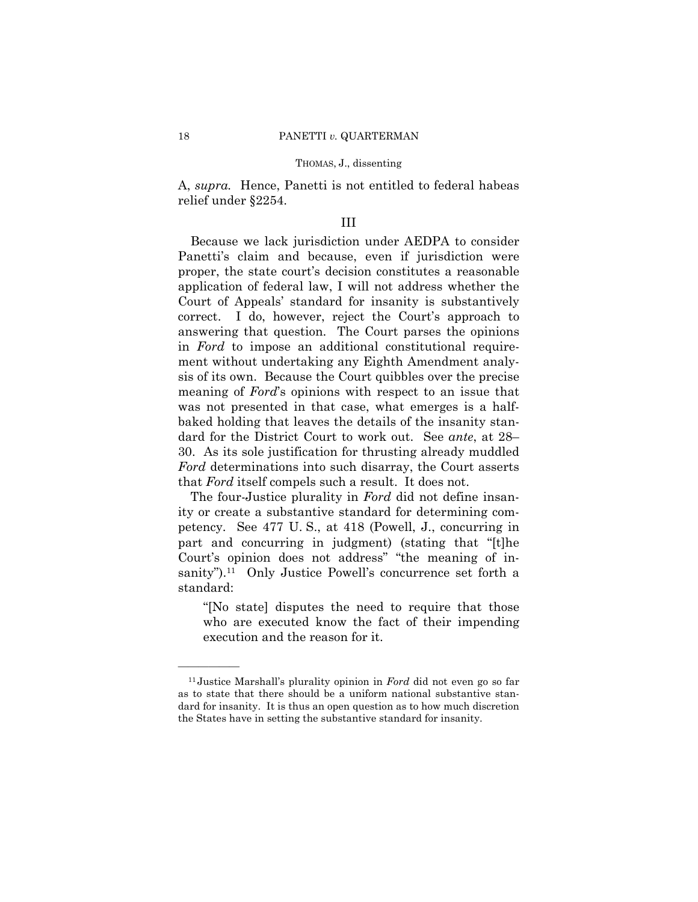A, *supra.* Hence, Panetti is not entitled to federal habeas relief under §2254.

## III

Because we lack jurisdiction under AEDPA to consider Panetti's claim and because, even if jurisdiction were proper, the state court's decision constitutes a reasonable application of federal law, I will not address whether the Court of Appeals' standard for insanity is substantively correct. I do, however, reject the Court's approach to answering that question. The Court parses the opinions in *Ford* to impose an additional constitutional requirement without undertaking any Eighth Amendment analysis of its own. Because the Court quibbles over the precise meaning of *Ford*'s opinions with respect to an issue that was not presented in that case, what emerges is a half-baked holding that leaves the details of the insanity standard for the District Court to work out. See *ante*, at 28–30. As its sole justification for thrusting already muddled *Ford* determinations into such disarray, the Court asserts that *Ford* itself compels such a result. It does not.

The four-Justice plurality in *Ford* did not define insanity or create a substantive standard for determining competency. See 477 U. S., at 418 (Powell, J., concurring in part and concurring in judgment) (stating that "[t]he Court's opinion does not address" "the meaning of insanity").[11] Only Justice Powell's concurrence set forth a standard:

> "[No state] disputes the need to require that those who are executed know the fact of their impending execution and the reason for it.

---

[11] Justice Marshall's plurality opinion in *Ford* did not even go so far as to state that there should be a uniform national substantive standard for insanity. It is thus an open question as to how much discretion the States have in setting the substantive standard for insanity.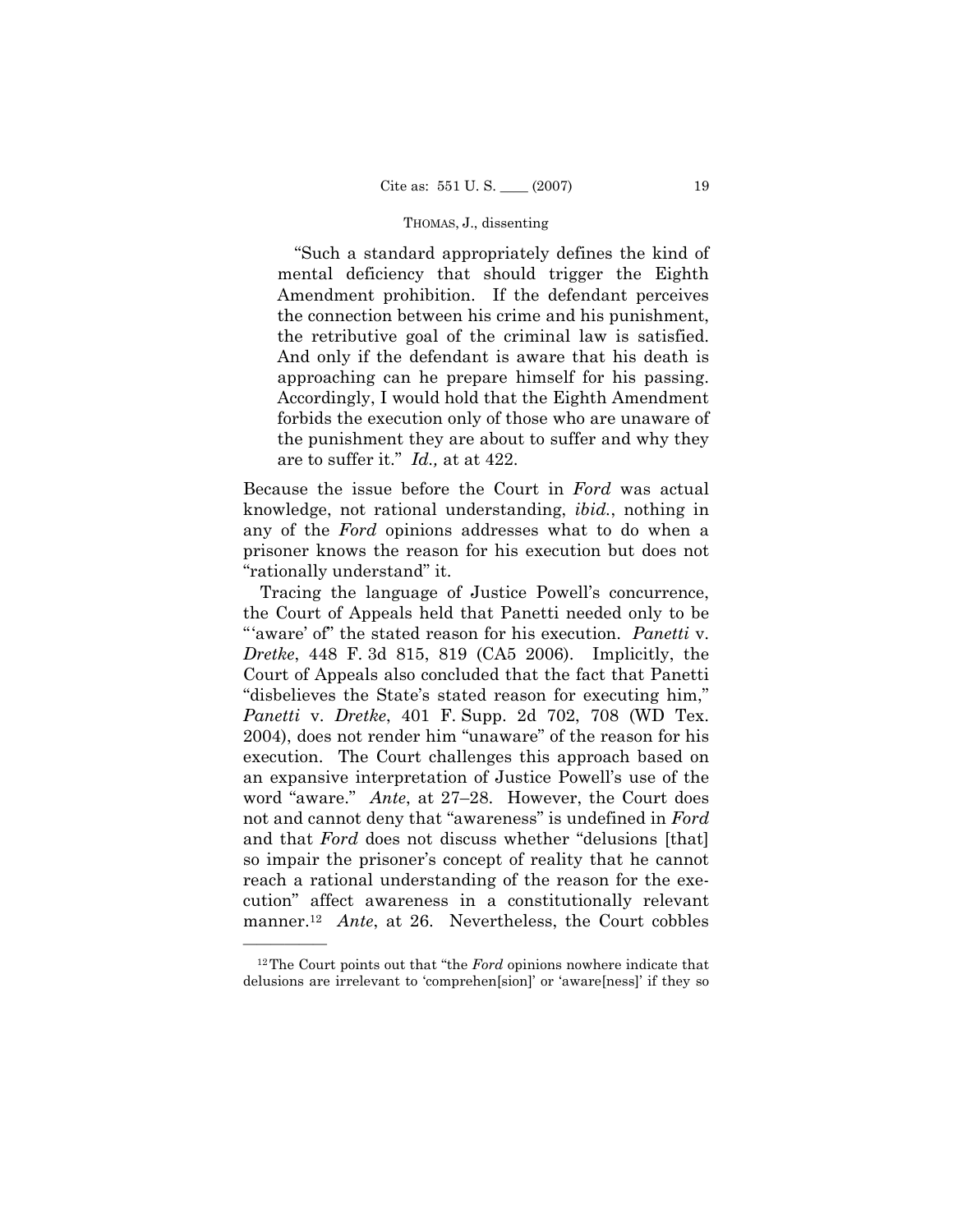"Such a standard appropriately defines the kind of mental deficiency that should trigger the Eighth Amendment prohibition. If the defendant perceives the connection between his crime and his punishment, the retributive goal of the criminal law is satisfied. And only if the defendant is aware that his death is approaching can he prepare himself for his passing. Accordingly, I would hold that the Eighth Amendment forbids the execution only of those who are unaware of the punishment they are about to suffer and why they are to suffer it." *Id.,* at at 422.

Because the issue before the Court in *Ford* was actual knowledge, not rational understanding, *ibid.*, nothing in any of the *Ford* opinions addresses what to do when a prisoner knows the reason for his execution but does not "rationally understand" it.

Tracing the language of Justice Powell's concurrence, the Court of Appeals held that Panetti needed only to be "'aware' of" the stated reason for his execution. *Panetti* v. *Dretke*, 448 F. 3d 815, 819 (CA5 2006). Implicitly, the Court of Appeals also concluded that the fact that Panetti "disbelieves the State's stated reason for executing him," *Panetti* v. *Dretke*, 401 F. Supp. 2d 702, 708 (WD Tex. 2004), does not render him "unaware" of the reason for his execution. The Court challenges this approach based on an expansive interpretation of Justice Powell's use of the word "aware." *Ante*, at 27–28. However, the Court does not and cannot deny that "awareness" is undefined in *Ford* and that *Ford* does not discuss whether "delusions [that] so impair the prisoner's concept of reality that he cannot reach a rational understanding of the reason for the execution" affect awareness in a constitutionally relevant manner.[12] *Ante*, at 26. Nevertheless, the Court cobbles

---

[12] The Court points out that "the *Ford* opinions nowhere indicate that delusions are irrelevant to 'comprehen[sion]' or 'aware[ness]' if they so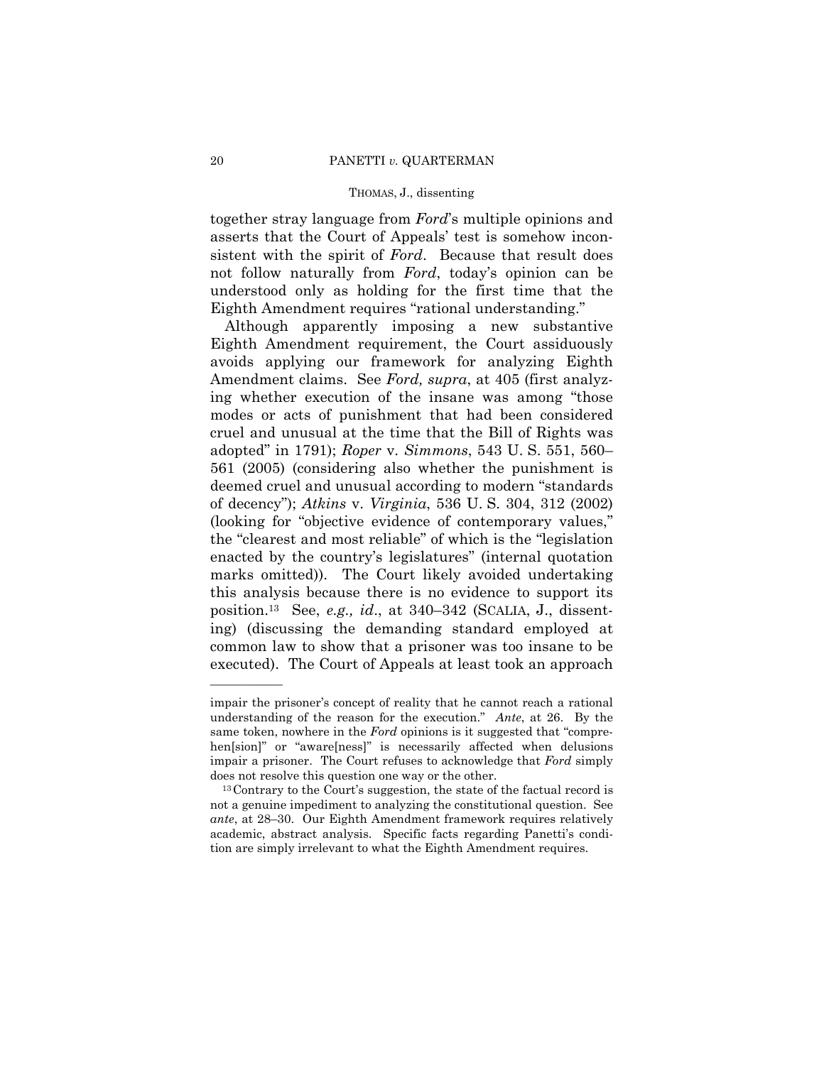together stray language from *Ford*'s multiple opinions and asserts that the Court of Appeals' test is somehow inconsistent with the spirit of *Ford*. Because that result does not follow naturally from *Ford*, today's opinion can be understood only as holding for the first time that the Eighth Amendment requires "rational understanding."

Although apparently imposing a new substantive Eighth Amendment requirement, the Court assiduously avoids applying our framework for analyzing Eighth Amendment claims. See *Ford, supra*, at 405 (first analyzing whether execution of the insane was among "those modes or acts of punishment that had been considered cruel and unusual at the time that the Bill of Rights was adopted" in 1791); *Roper* v. *Simmons*, 543 U. S. 551, 560–561 (2005) (considering also whether the punishment is deemed cruel and unusual according to modern "standards of decency"); *Atkins* v. *Virginia*, 536 U. S. 304, 312 (2002) (looking for "objective evidence of contemporary values," the "clearest and most reliable" of which is the "legislation enacted by the country's legislatures" (internal quotation marks omitted)). The Court likely avoided undertaking this analysis because there is no evidence to support its position.[13] See, *e.g., id*., at 340–342 (SCALIA, J., dissenting) (discussing the demanding standard employed at common law to show that a prisoner was too insane to be executed). The Court of Appeals at least took an approach

---

impair the prisoner's concept of reality that he cannot reach a rational understanding of the reason for the execution." *Ante*, at 26. By the same token, nowhere in the *Ford* opinions is it suggested that "comprehen[sion]" or "aware[ness]" is necessarily affected when delusions impair a prisoner. The Court refuses to acknowledge that *Ford* simply does not resolve this question one way or the other.

[13] Contrary to the Court's suggestion, the state of the factual record is not a genuine impediment to analyzing the constitutional question. See *ante*, at 28–30. Our Eighth Amendment framework requires relatively academic, abstract analysis. Specific facts regarding Panetti's condition are simply irrelevant to what the Eighth Amendment requires.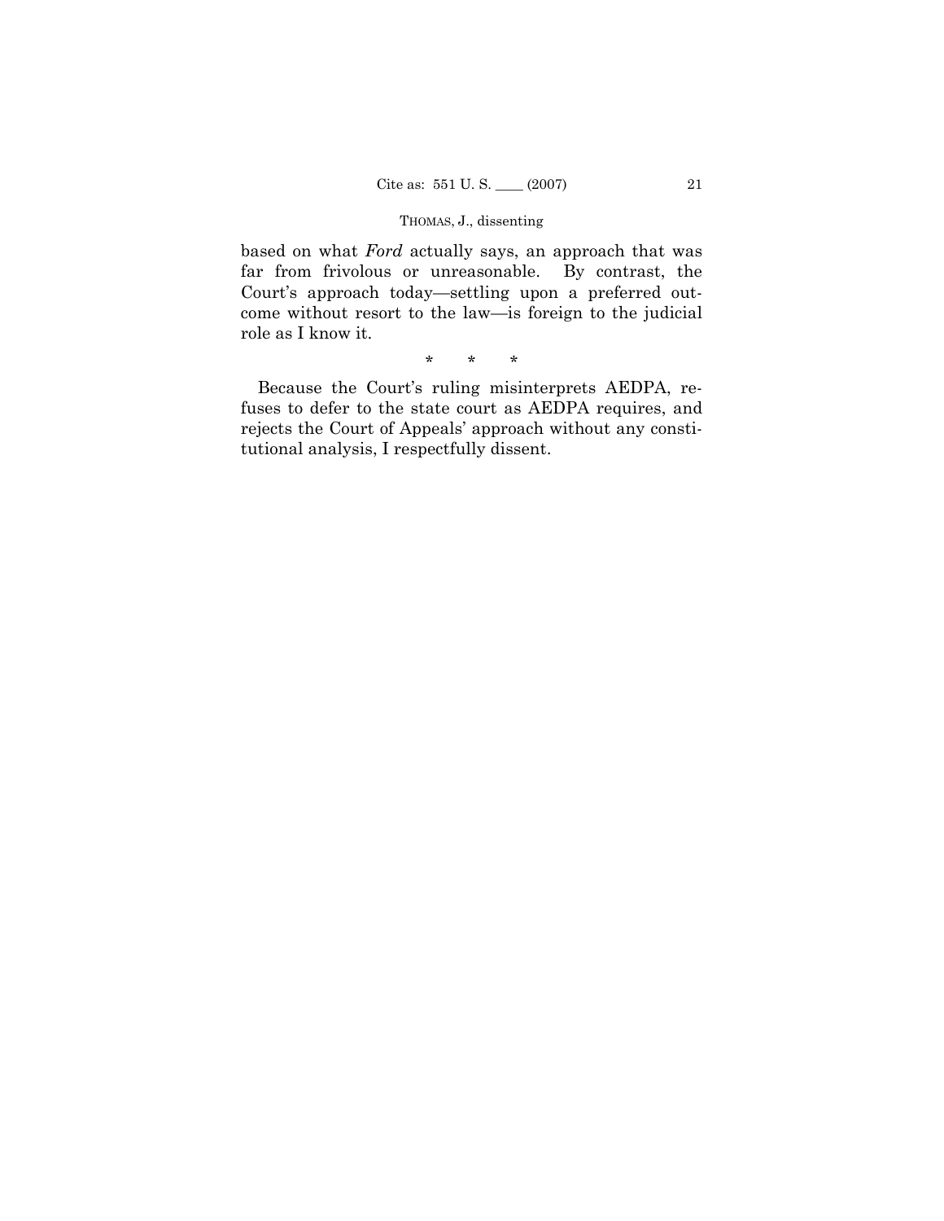based on what *Ford* actually says, an approach that was far from frivolous or unreasonable. By contrast, the Court's approach today—settling upon a preferred outcome without resort to the law—is foreign to the judicial role as I know it.

\* \* \*

Because the Court's ruling misinterprets AEDPA, refuses to defer to the state court as AEDPA requires, and rejects the Court of Appeals' approach without any constitutional analysis, I respectfully dissent.